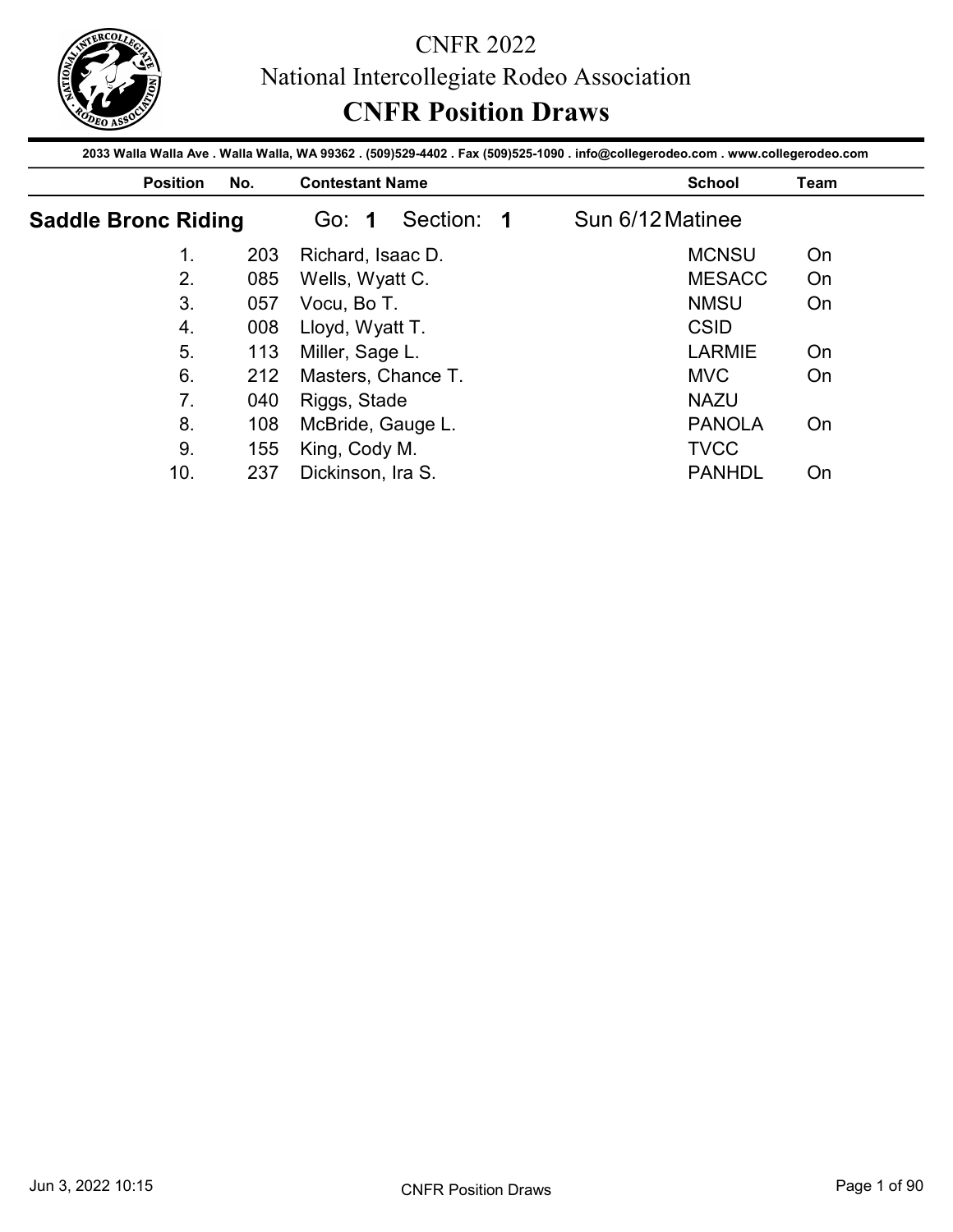# CNFR 2022

## National Intercollegiate Rodeo Association

## CNFR Position Draws

2033 Walla Walla Ave . Walla Walla, WA 99362 . (509)529-4402 . Fax (509)525-1090 . info@collegerodeo.com . www.collegerodeo.com

### Saddle Bronc Riding — Go: 1 Section: 1 — Sun 6/12 Matinee

| Position | No. | Contestant Name | School | Team |
|---|---|---|---|---|
| 1. | 203 | Richard, Isaac D. | MCNSU | On |
| 2. | 085 | Wells, Wyatt C. | MESACC | On |
| 3. | 057 | Vocu, Bo T. | NMSU | On |
| 4. | 008 | Lloyd, Wyatt T. | CSID | |
| 5. | 113 | Miller, Sage L. | LARMIE | On |
| 6. | 212 | Masters, Chance T. | MVC | On |
| 7. | 040 | Riggs, Stade | NAZU | |
| 8. | 108 | McBride, Gauge L. | PANOLA | On |
| 9. | 155 | King, Cody M. | TVCC | |
| 10. | 237 | Dickinson, Ira S. | PANHDL | On |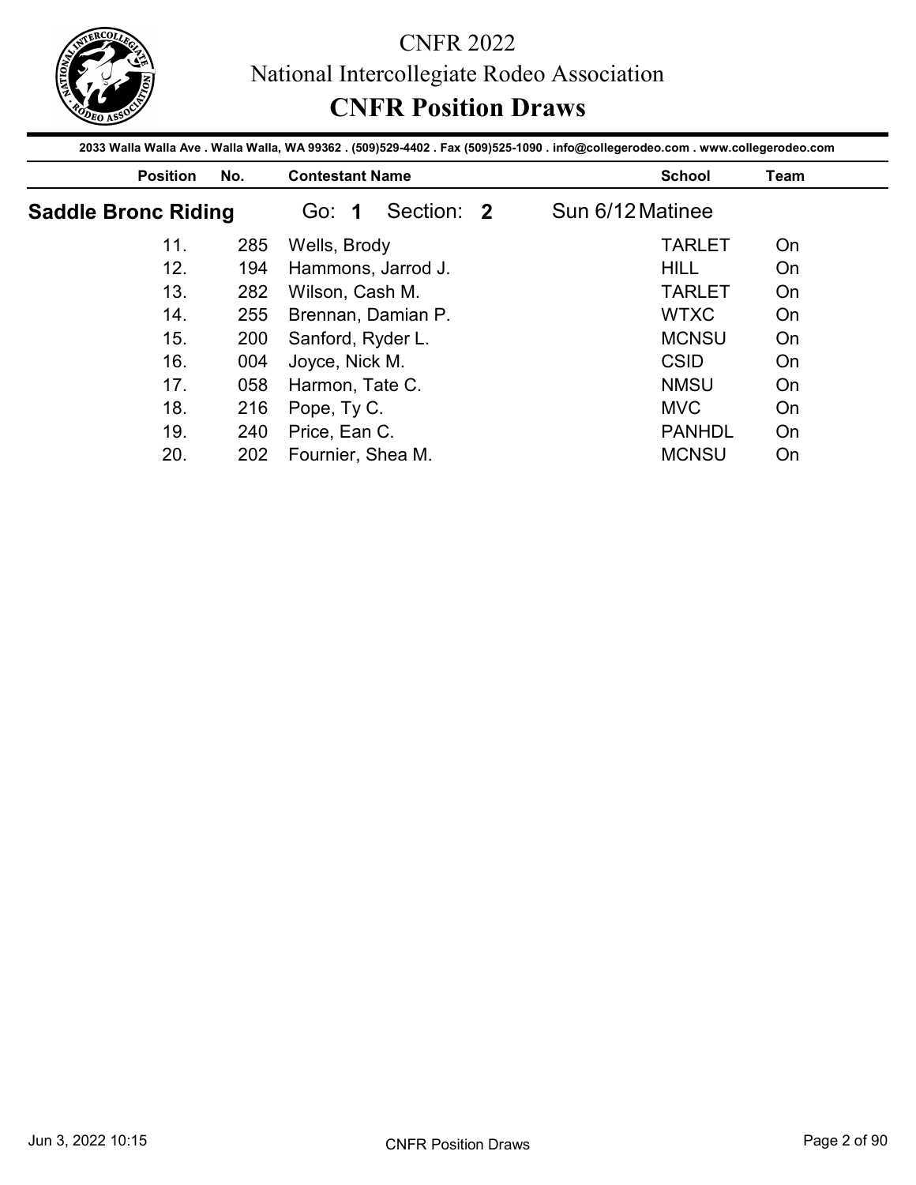# CNFR 2022

National Intercollegiate Rodeo Association

## CNFR Position Draws

2033 Walla Walla Ave . Walla Walla, WA 99362 . (509)529-4402 . Fax (509)525-1090 . info@collegerodeo.com . www.collegerodeo.com

### Saddle Bronc Riding — Go: 1 Section: 2 — Sun 6/12 Matinee

| Position | No. | Contestant Name | School | Team |
|---|---|---|---|---|
| 11. | 285 | Wells, Brody | TARLET | On |
| 12. | 194 | Hammons, Jarrod J. | HILL | On |
| 13. | 282 | Wilson, Cash M. | TARLET | On |
| 14. | 255 | Brennan, Damian P. | WTXC | On |
| 15. | 200 | Sanford, Ryder L. | MCNSU | On |
| 16. | 004 | Joyce, Nick M. | CSID | On |
| 17. | 058 | Harmon, Tate C. | NMSU | On |
| 18. | 216 | Pope, Ty C. | MVC | On |
| 19. | 240 | Price, Ean C. | PANHDL | On |
| 20. | 202 | Fournier, Shea M. | MCNSU | On |

Jun 3, 2022 10:15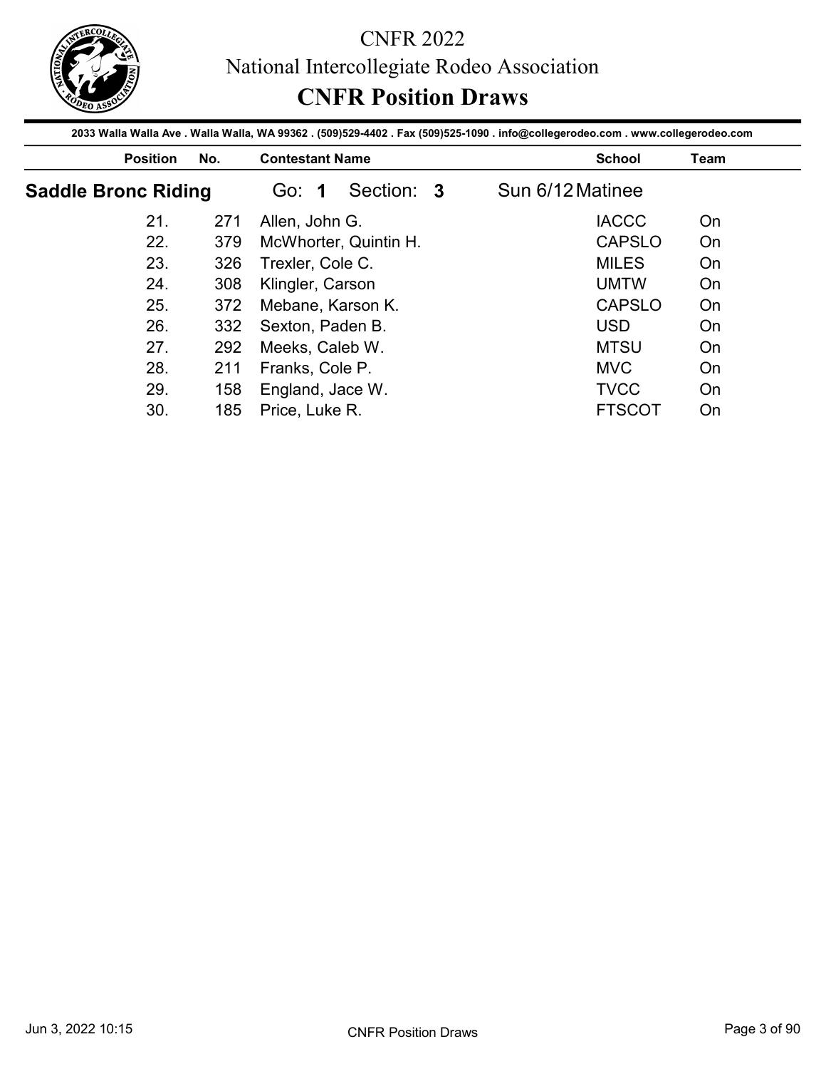# CNFR 2022

## National Intercollegiate Rodeo Association

## CNFR Position Draws

**2033 Walla Walla Ave . Walla Walla, WA 99362 . (509)529-4402 . Fax (509)525-1090 . info@collegerodeo.com . www.collegerodeo.com**

### Saddle Bronc Riding — Go: 1 Section: 3 — Sun 6/12 Matinee

| Position | No. | Contestant Name | School | Team |
|---|---|---|---|---|
| 21. | 271 | Allen, John G. | IACCC | On |
| 22. | 379 | McWhorter, Quintin H. | CAPSLO | On |
| 23. | 326 | Trexler, Cole C. | MILES | On |
| 24. | 308 | Klingler, Carson | UMTW | On |
| 25. | 372 | Mebane, Karson K. | CAPSLO | On |
| 26. | 332 | Sexton, Paden B. | USD | On |
| 27. | 292 | Meeks, Caleb W. | MTSU | On |
| 28. | 211 | Franks, Cole P. | MVC | On |
| 29. | 158 | England, Jace W. | TVCC | On |
| 30. | 185 | Price, Luke R. | FTSCOT | On |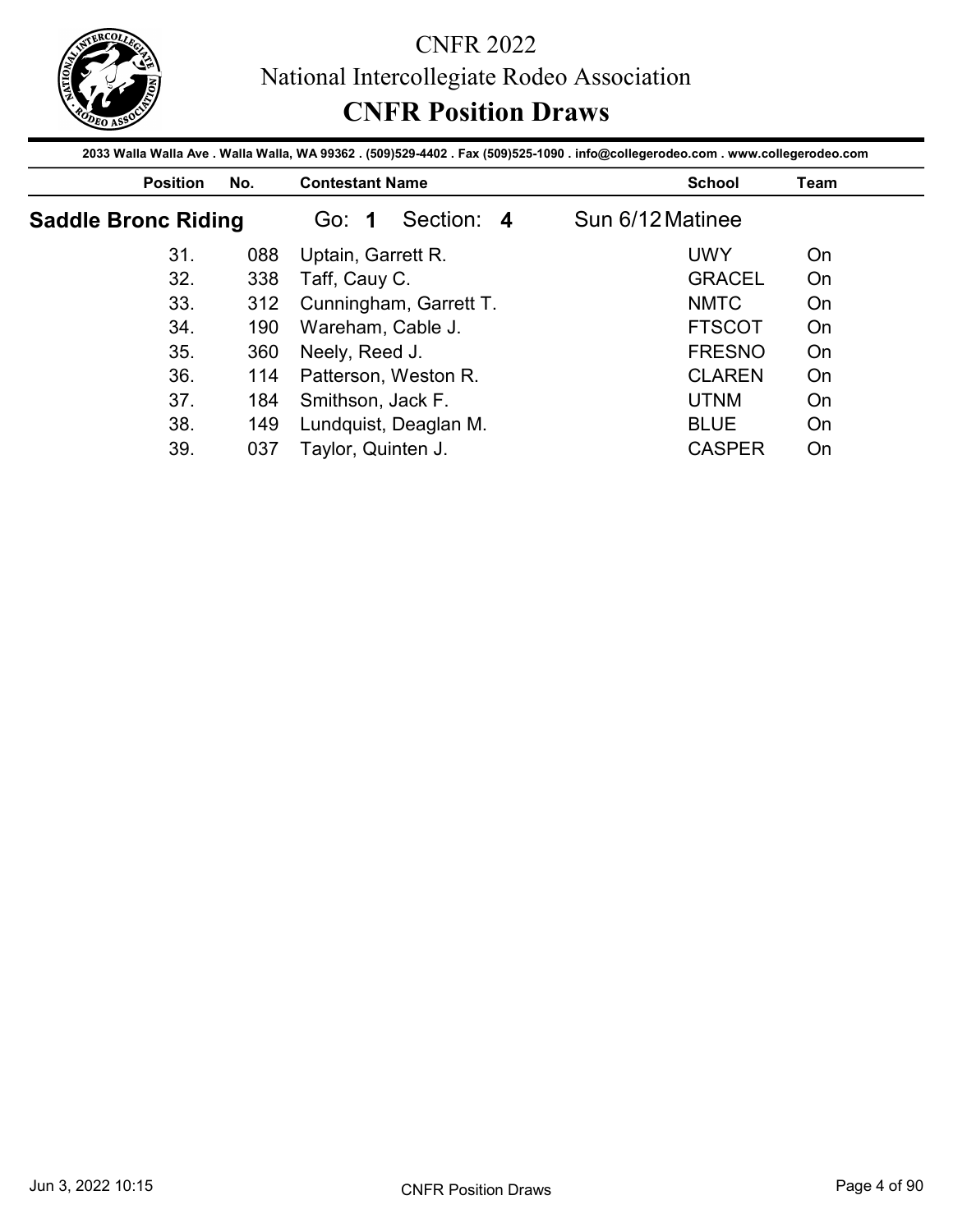# CNFR 2022

## National Intercollegiate Rodeo Association

## CNFR Position Draws

2033 Walla Walla Ave . Walla Walla, WA 99362 . (509)529-4402 . Fax (509)525-1090 . info@collegerodeo.com . www.collegerodeo.com

### Saddle Bronc Riding — Go: **1** Section: **4** — Sun 6/12 Matinee

| Position | No. | Contestant Name | School | Team |
|---|---|---|---|---|
| 31. | 088 | Uptain, Garrett R. | UWY | On |
| 32. | 338 | Taff, Cauy C. | GRACEL | On |
| 33. | 312 | Cunningham, Garrett T. | NMTC | On |
| 34. | 190 | Wareham, Cable J. | FTSCOT | On |
| 35. | 360 | Neely, Reed J. | FRESNO | On |
| 36. | 114 | Patterson, Weston R. | CLAREN | On |
| 37. | 184 | Smithson, Jack F. | UTNM | On |
| 38. | 149 | Lundquist, Deaglan M. | BLUE | On |
| 39. | 037 | Taylor, Quinten J. | CASPER | On |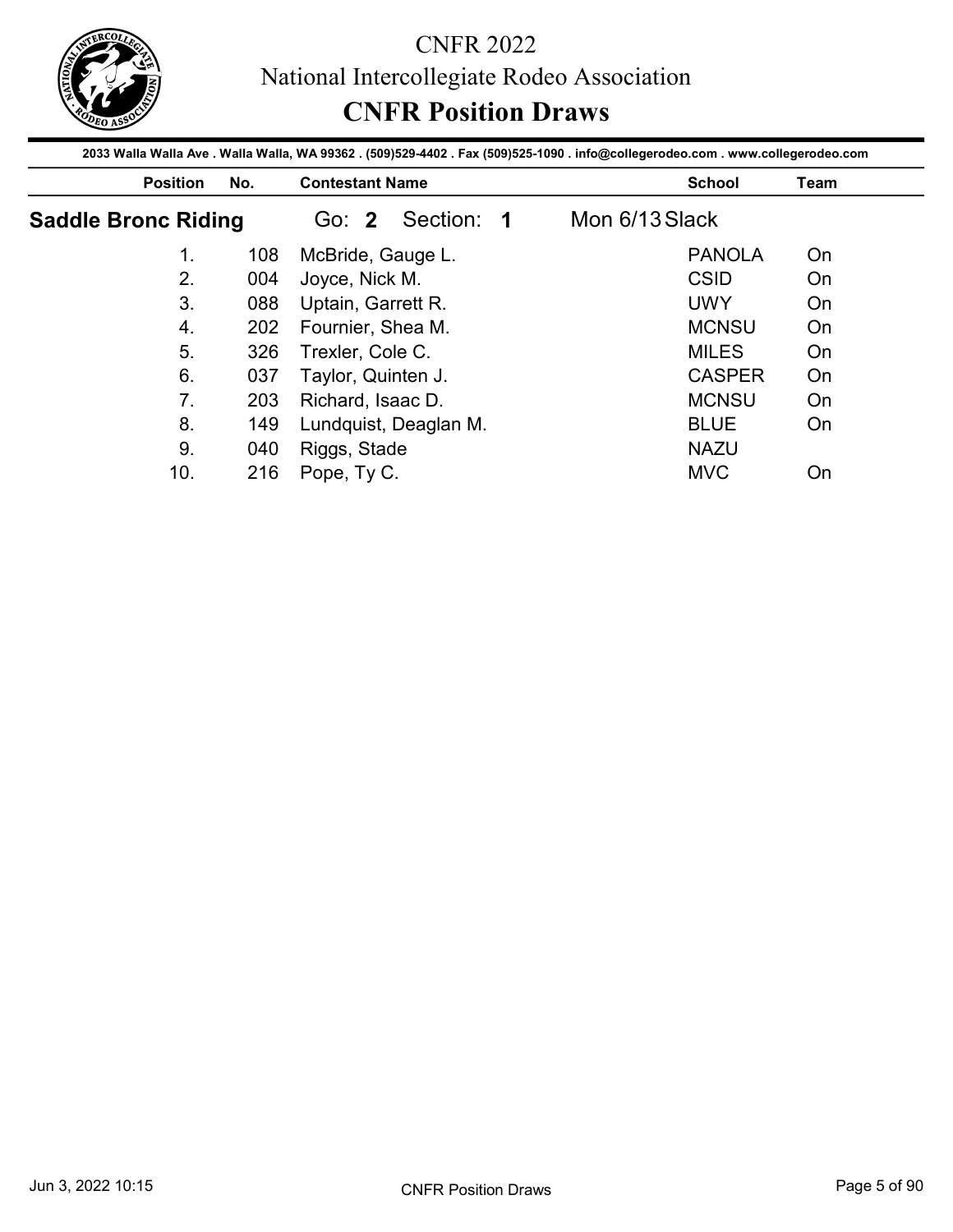# CNFR 2022

## National Intercollegiate Rodeo Association

## CNFR Position Draws

2033 Walla Walla Ave . Walla Walla, WA 99362 . (509)529-4402 . Fax (509)525-1090 . info@collegerodeo.com . www.collegerodeo.com

### Saddle Bronc Riding — Go: **2** Section: **1** — Mon 6/13 Slack

| Position | No. | Contestant Name | School | Team |
|---|---|---|---|---|
| 1. | 108 | McBride, Gauge L. | PANOLA | On |
| 2. | 004 | Joyce, Nick M. | CSID | On |
| 3. | 088 | Uptain, Garrett R. | UWY | On |
| 4. | 202 | Fournier, Shea M. | MCNSU | On |
| 5. | 326 | Trexler, Cole C. | MILES | On |
| 6. | 037 | Taylor, Quinten J. | CASPER | On |
| 7. | 203 | Richard, Isaac D. | MCNSU | On |
| 8. | 149 | Lundquist, Deaglan M. | BLUE | On |
| 9. | 040 | Riggs, Stade | NAZU | |
| 10. | 216 | Pope, Ty C. | MVC | On |

Jun 3, 2022 10:15 — CNFR Position Draws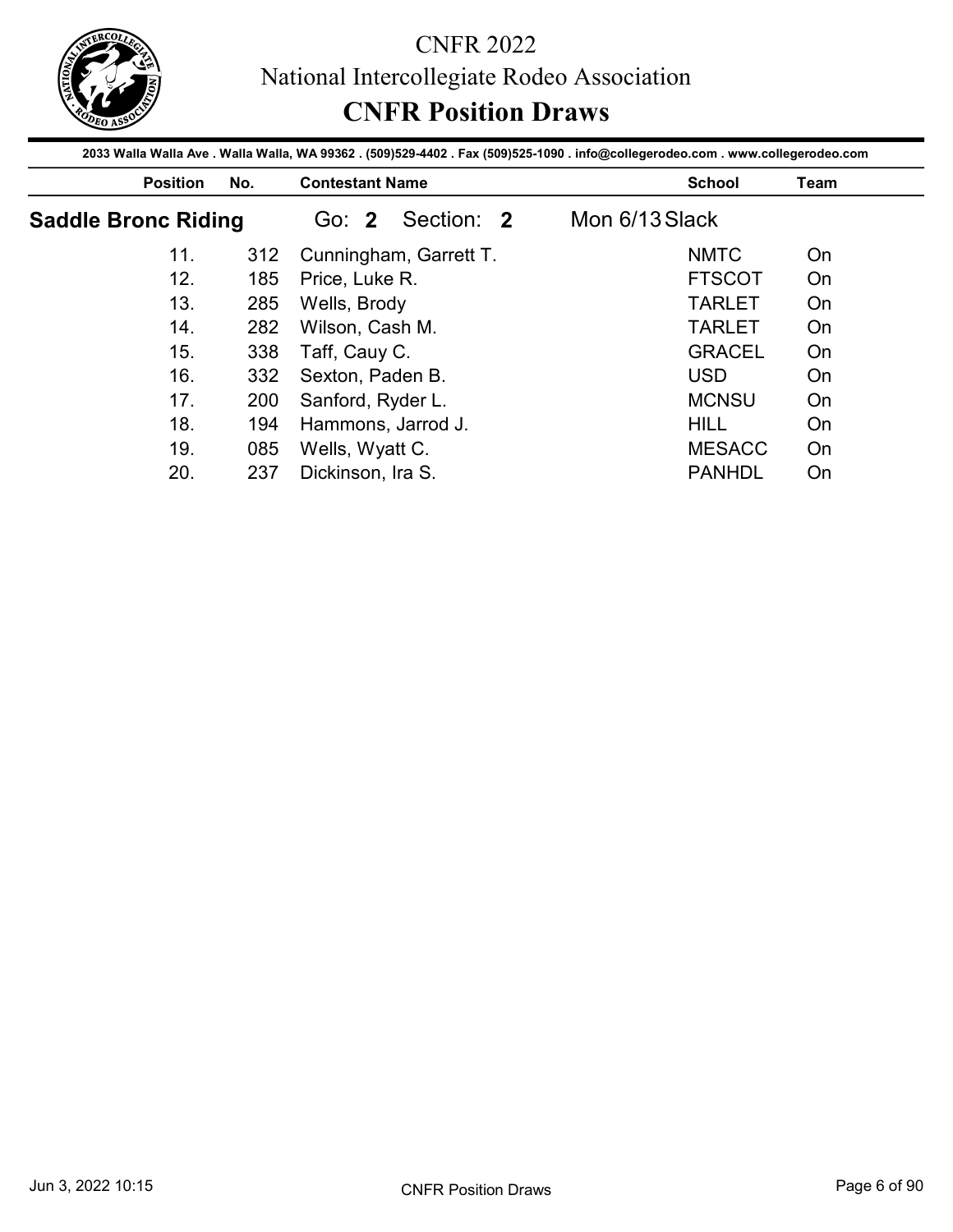# CNFR 2022

## National Intercollegiate Rodeo Association

## CNFR Position Draws

2033 Walla Walla Ave . Walla Walla, WA 99362 . (509)529-4402 . Fax (509)525-1090 . info@collegerodeo.com . www.collegerodeo.com

### Saddle Bronc Riding — Go: **2** Section: **2** — Mon 6/13 Slack

| Position | No. | Contestant Name | School | Team |
|---|---|---|---|---|
| 11. | 312 | Cunningham, Garrett T. | NMTC | On |
| 12. | 185 | Price, Luke R. | FTSCOT | On |
| 13. | 285 | Wells, Brody | TARLET | On |
| 14. | 282 | Wilson, Cash M. | TARLET | On |
| 15. | 338 | Taff, Cauy C. | GRACEL | On |
| 16. | 332 | Sexton, Paden B. | USD | On |
| 17. | 200 | Sanford, Ryder L. | MCNSU | On |
| 18. | 194 | Hammons, Jarrod J. | HILL | On |
| 19. | 085 | Wells, Wyatt C. | MESACC | On |
| 20. | 237 | Dickinson, Ira S. | PANHDL | On |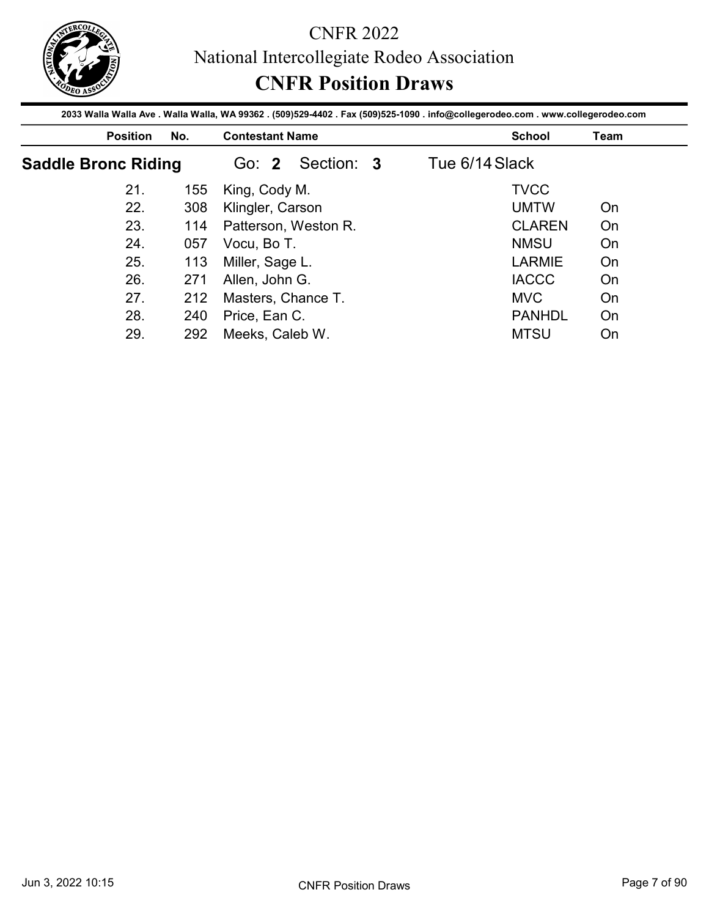# CNFR 2022
## National Intercollegiate Rodeo Association
## CNFR Position Draws

**2033 Walla Walla Ave . Walla Walla, WA 99362 . (509)529-4402 . Fax (509)525-1090 . info@collegerodeo.com . www.collegerodeo.com**

### Saddle Bronc Riding — Go: **2** Section: **3** — Tue 6/14 Slack

| Position | No. | Contestant Name | School | Team |
|---|---|---|---|---|
| 21. | 155 | King, Cody M. | TVCC | |
| 22. | 308 | Klingler, Carson | UMTW | On |
| 23. | 114 | Patterson, Weston R. | CLAREN | On |
| 24. | 057 | Vocu, Bo T. | NMSU | On |
| 25. | 113 | Miller, Sage L. | LARMIE | On |
| 26. | 271 | Allen, John G. | IACCC | On |
| 27. | 212 | Masters, Chance T. | MVC | On |
| 28. | 240 | Price, Ean C. | PANHDL | On |
| 29. | 292 | Meeks, Caleb W. | MTSU | On |

Jun 3, 2022 10:15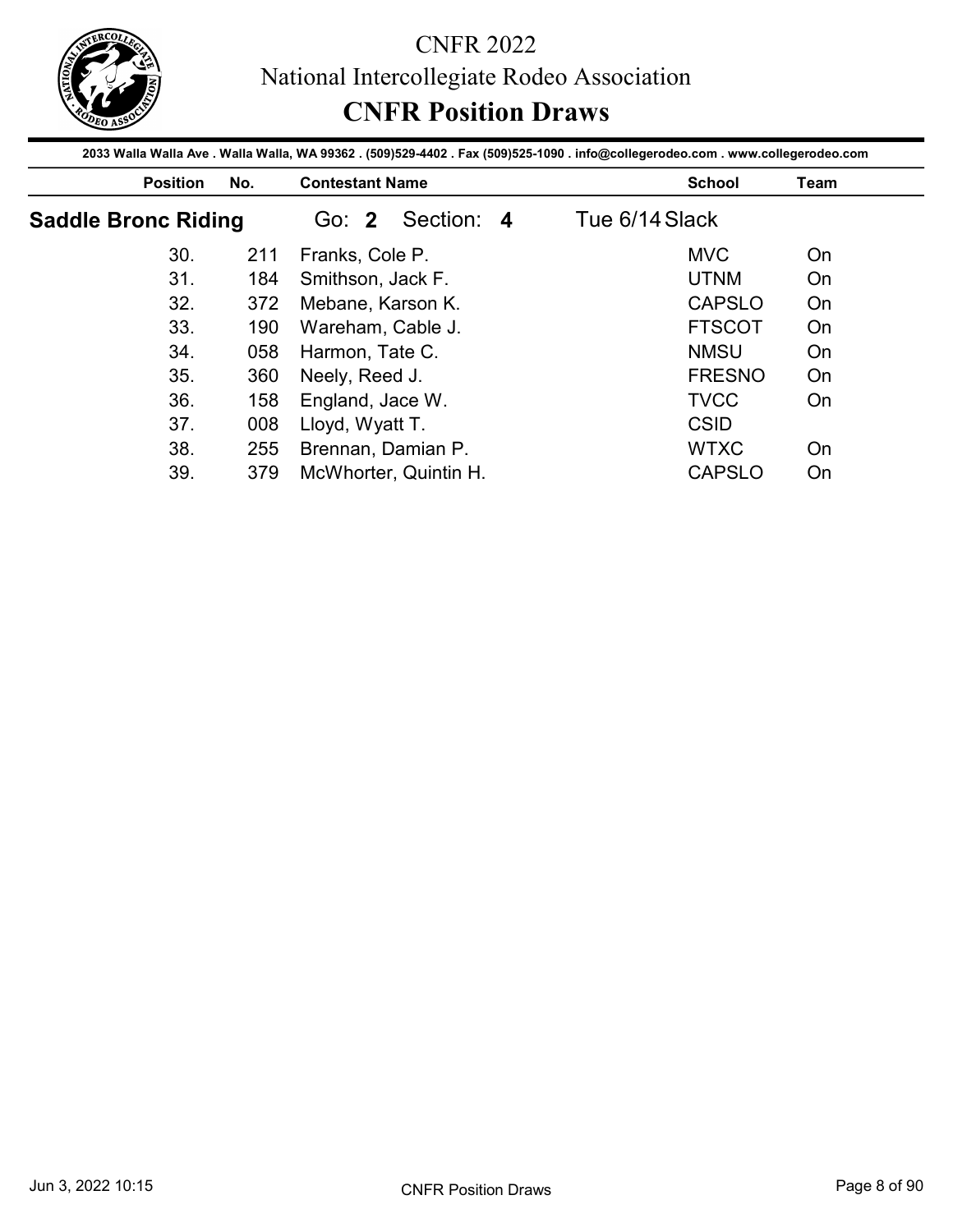# CNFR 2022

## National Intercollegiate Rodeo Association

## CNFR Position Draws

2033 Walla Walla Ave . Walla Walla, WA 99362 . (509)529-4402 . Fax (509)525-1090 . info@collegerodeo.com . www.collegerodeo.com

### Saddle Bronc Riding — Go: **2** Section: **4** — Tue 6/14 Slack

| Position | No. | Contestant Name | School | Team |
|---|---|---|---|---|
| 30. | 211 | Franks, Cole P. | MVC | On |
| 31. | 184 | Smithson, Jack F. | UTNM | On |
| 32. | 372 | Mebane, Karson K. | CAPSLO | On |
| 33. | 190 | Wareham, Cable J. | FTSCOT | On |
| 34. | 058 | Harmon, Tate C. | NMSU | On |
| 35. | 360 | Neely, Reed J. | FRESNO | On |
| 36. | 158 | England, Jace W. | TVCC | On |
| 37. | 008 | Lloyd, Wyatt T. | CSID | |
| 38. | 255 | Brennan, Damian P. | WTXC | On |
| 39. | 379 | McWhorter, Quintin H. | CAPSLO | On |

Jun 3, 2022 10:15 CNFR Position Draws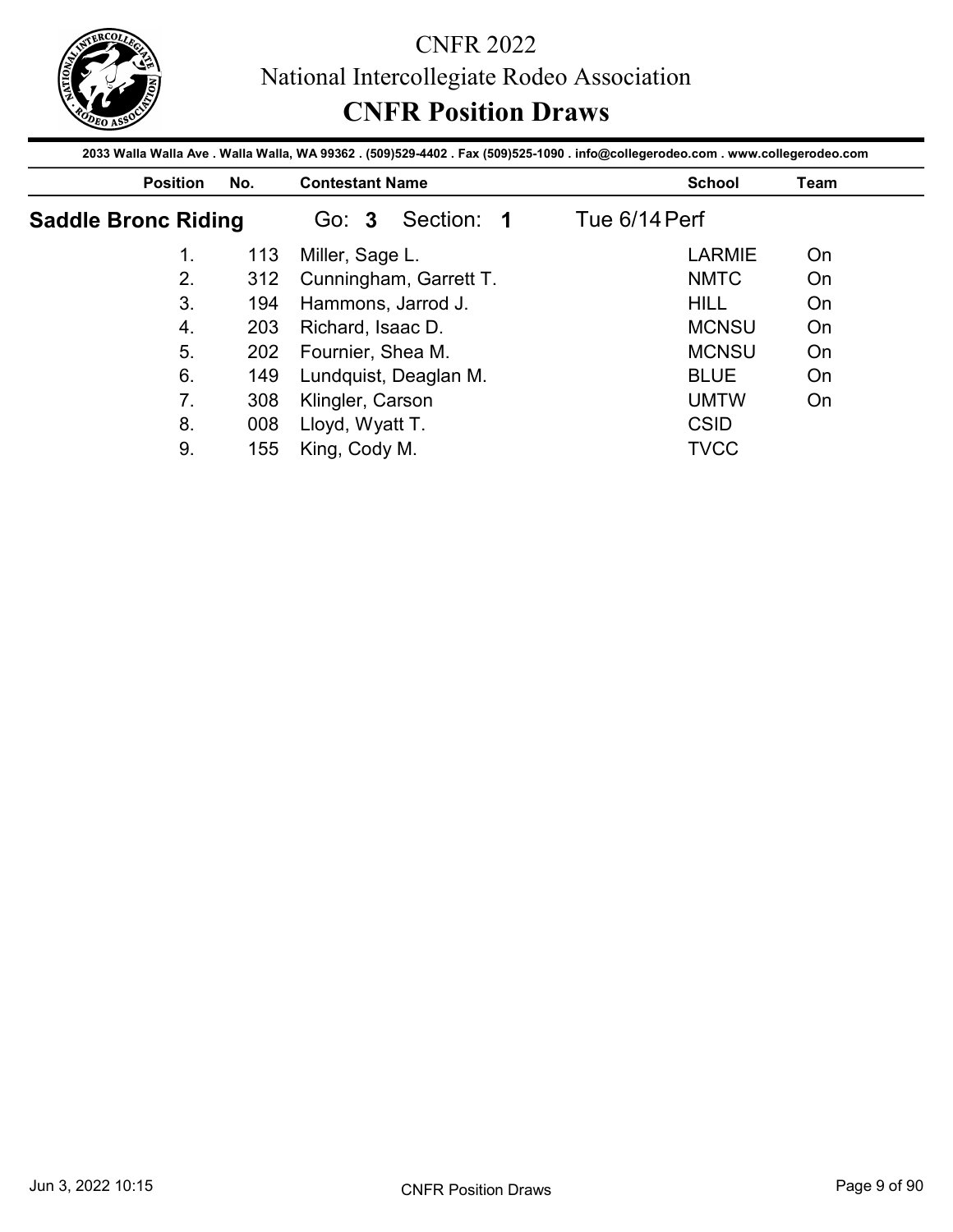# CNFR 2022

## National Intercollegiate Rodeo Association

## CNFR Position Draws

2033 Walla Walla Ave . Walla Walla, WA 99362 . (509)529-4402 . Fax (509)525-1090 . info@collegerodeo.com . www.collegerodeo.com

### Saddle Bronc Riding — Go: 3 Section: 1 — Tue 6/14 Perf

| Position | No. | Contestant Name | School | Team |
|---|---|---|---|---|
| 1. | 113 | Miller, Sage L. | LARMIE | On |
| 2. | 312 | Cunningham, Garrett T. | NMTC | On |
| 3. | 194 | Hammons, Jarrod J. | HILL | On |
| 4. | 203 | Richard, Isaac D. | MCNSU | On |
| 5. | 202 | Fournier, Shea M. | MCNSU | On |
| 6. | 149 | Lundquist, Deaglan M. | BLUE | On |
| 7. | 308 | Klingler, Carson | UMTW | On |
| 8. | 008 | Lloyd, Wyatt T. | CSID | |
| 9. | 155 | King, Cody M. | TVCC | |

Jun 3, 2022 10:15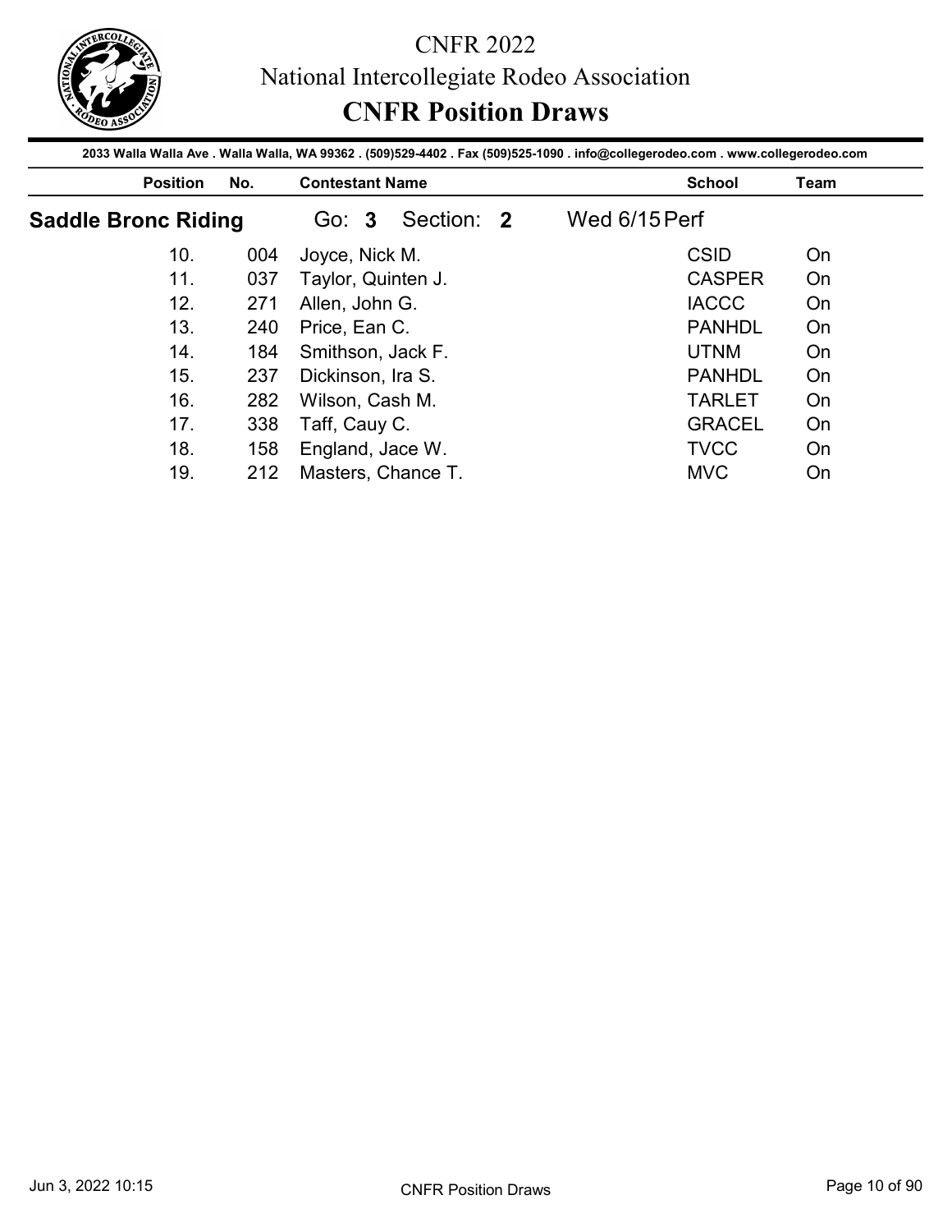# CNFR 2022
## National Intercollegiate Rodeo Association
## CNFR Position Draws

**2033 Walla Walla Ave . Walla Walla, WA 99362 . (509)529-4402 . Fax (509)525-1090 . info@collegerodeo.com . www.collegerodeo.com**

### Saddle Bronc Riding — Go: **3** Section: **2** — Wed 6/15 Perf

| Position | No. | Contestant Name | School | Team |
|---|---|---|---|---|
| 10. | 004 | Joyce, Nick M. | CSID | On |
| 11. | 037 | Taylor, Quinten J. | CASPER | On |
| 12. | 271 | Allen, John G. | IACCC | On |
| 13. | 240 | Price, Ean C. | PANHDL | On |
| 14. | 184 | Smithson, Jack F. | UTNM | On |
| 15. | 237 | Dickinson, Ira S. | PANHDL | On |
| 16. | 282 | Wilson, Cash M. | TARLET | On |
| 17. | 338 | Taff, Cauy C. | GRACEL | On |
| 18. | 158 | England, Jace W. | TVCC | On |
| 19. | 212 | Masters, Chance T. | MVC | On |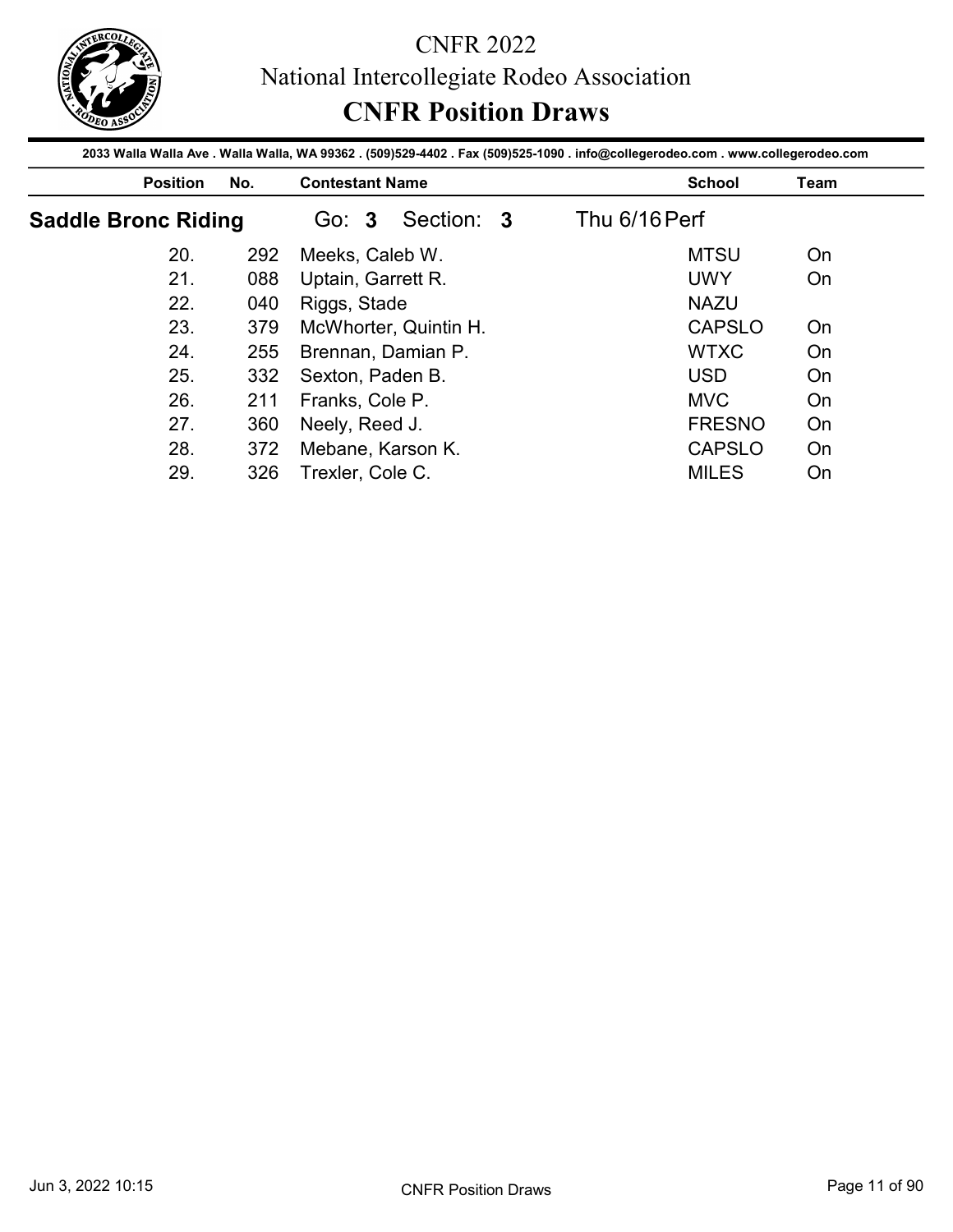# CNFR 2022

## National Intercollegiate Rodeo Association

## CNFR Position Draws

2033 Walla Walla Ave . Walla Walla, WA 99362 . (509)529-4402 . Fax (509)525-1090 . info@collegerodeo.com . www.collegerodeo.com

### Saddle Bronc Riding — Go: 3 Section: 3 — Thu 6/16 Perf

| Position | No. | Contestant Name | School | Team |
|---|---|---|---|---|
| 20. | 292 | Meeks, Caleb W. | MTSU | On |
| 21. | 088 | Uptain, Garrett R. | UWY | On |
| 22. | 040 | Riggs, Stade | NAZU | |
| 23. | 379 | McWhorter, Quintin H. | CAPSLO | On |
| 24. | 255 | Brennan, Damian P. | WTXC | On |
| 25. | 332 | Sexton, Paden B. | USD | On |
| 26. | 211 | Franks, Cole P. | MVC | On |
| 27. | 360 | Neely, Reed J. | FRESNO | On |
| 28. | 372 | Mebane, Karson K. | CAPSLO | On |
| 29. | 326 | Trexler, Cole C. | MILES | On |

Jun 3, 2022 10:15 — CNFR Position Draws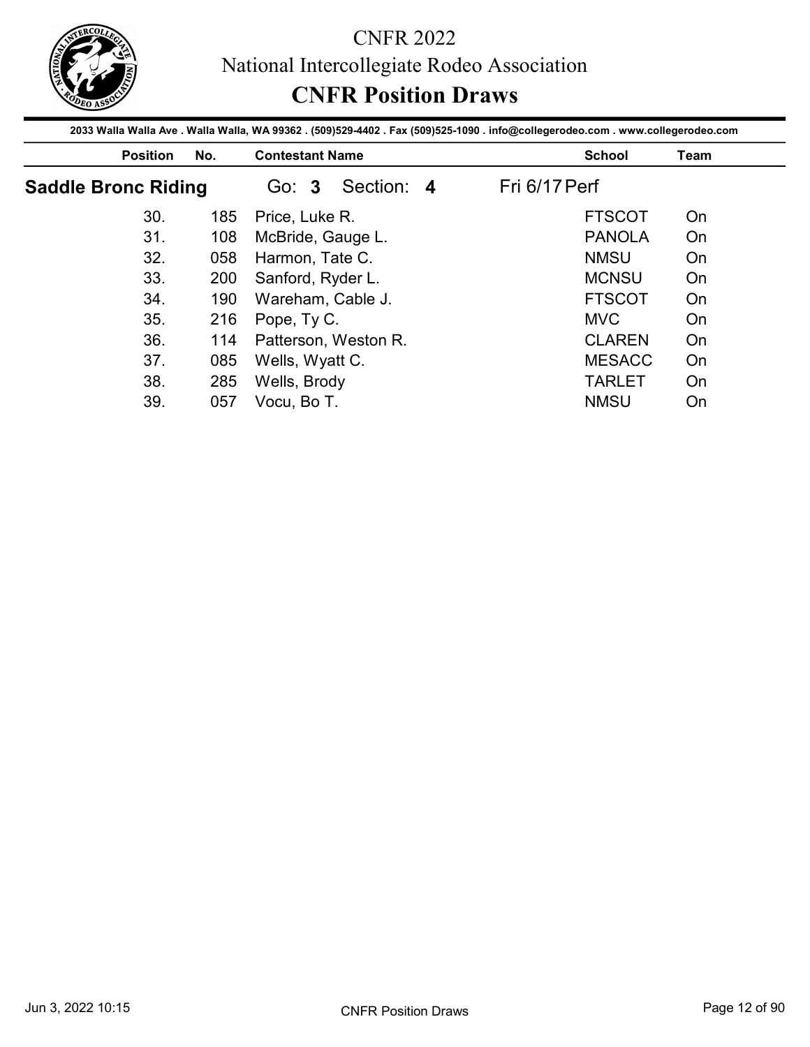# CNFR 2022

## National Intercollegiate Rodeo Association

## CNFR Position Draws

2033 Walla Walla Ave . Walla Walla, WA 99362 . (509)529-4402 . Fax (509)525-1090 . info@collegerodeo.com . www.collegerodeo.com

### Saddle Bronc Riding — Go: **3** Section: **4** — Fri 6/17 Perf

| Position | No. | Contestant Name | School | Team |
|---|---|---|---|---|
| 30. | 185 | Price, Luke R. | FTSCOT | On |
| 31. | 108 | McBride, Gauge L. | PANOLA | On |
| 32. | 058 | Harmon, Tate C. | NMSU | On |
| 33. | 200 | Sanford, Ryder L. | MCNSU | On |
| 34. | 190 | Wareham, Cable J. | FTSCOT | On |
| 35. | 216 | Pope, Ty C. | MVC | On |
| 36. | 114 | Patterson, Weston R. | CLAREN | On |
| 37. | 085 | Wells, Wyatt C. | MESACC | On |
| 38. | 285 | Wells, Brody | TARLET | On |
| 39. | 057 | Vocu, Bo T. | NMSU | On |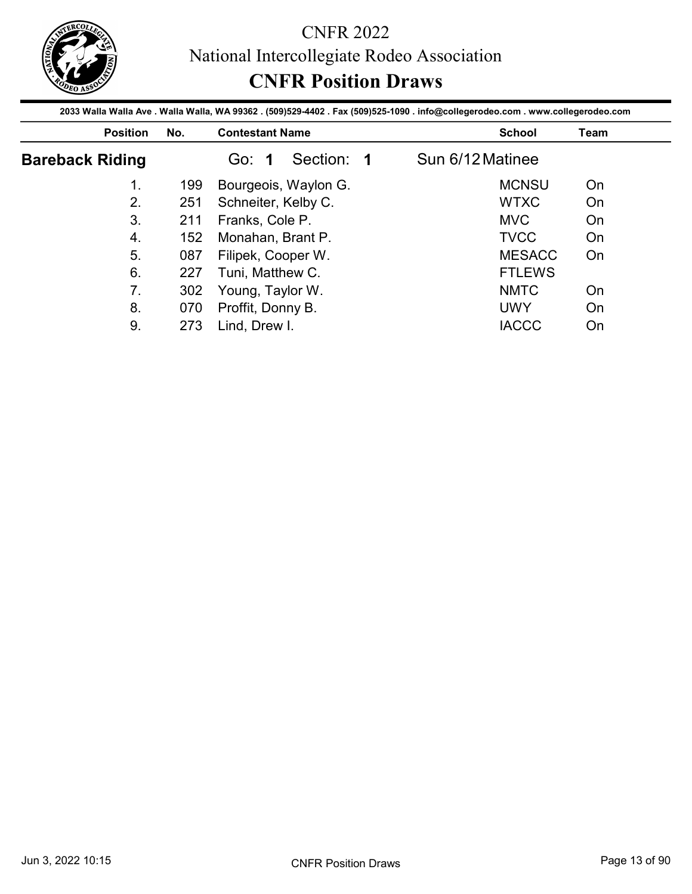# CNFR 2022

## National Intercollegiate Rodeo Association

## CNFR Position Draws

**2033 Walla Walla Ave . Walla Walla, WA 99362 . (509)529-4402 . Fax (509)525-1090 . info@collegerodeo.com . www.collegerodeo.com**

### Bareback Riding

Go: **1** Section: **1** Sun 6/12 Matinee

| Position | No. | Contestant Name | School | Team |
|---|---|---|---|---|
| 1. | 199 | Bourgeois, Waylon G. | MCNSU | On |
| 2. | 251 | Schneiter, Kelby C. | WTXC | On |
| 3. | 211 | Franks, Cole P. | MVC | On |
| 4. | 152 | Monahan, Brant P. | TVCC | On |
| 5. | 087 | Filipek, Cooper W. | MESACC | On |
| 6. | 227 | Tuni, Matthew C. | FTLEWS | |
| 7. | 302 | Young, Taylor W. | NMTC | On |
| 8. | 070 | Proffit, Donny B. | UWY | On |
| 9. | 273 | Lind, Drew I. | IACCC | On |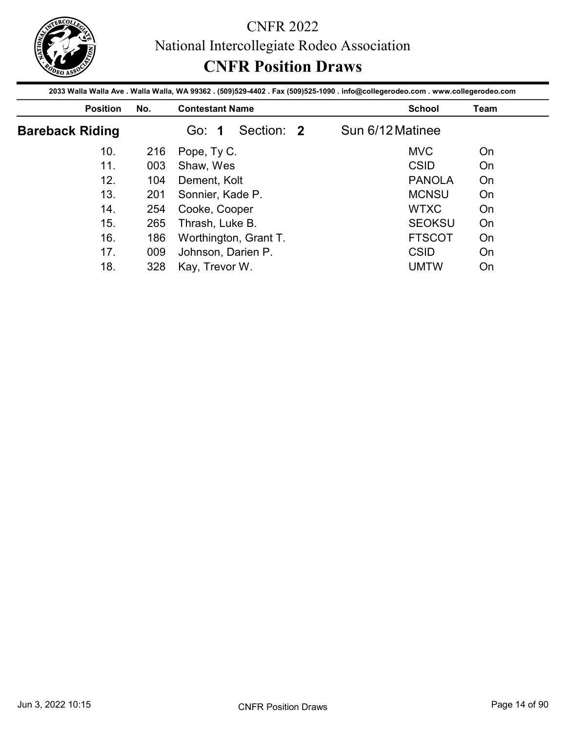# CNFR 2022

National Intercollegiate Rodeo Association

## CNFR Position Draws

2033 Walla Walla Ave . Walla Walla, WA 99362 . (509)529-4402 . Fax (509)525-1090 . info@collegerodeo.com . www.collegerodeo.com

### Bareback Riding

Go: **1** Section: **2** Sun 6/12 Matinee

| Position | No. | Contestant Name | School | Team |
| --- | --- | --- | --- | --- |
| 10. | 216 | Pope, Ty C. | MVC | On |
| 11. | 003 | Shaw, Wes | CSID | On |
| 12. | 104 | Dement, Kolt | PANOLA | On |
| 13. | 201 | Sonnier, Kade P. | MCNSU | On |
| 14. | 254 | Cooke, Cooper | WTXC | On |
| 15. | 265 | Thrash, Luke B. | SEOKSU | On |
| 16. | 186 | Worthington, Grant T. | FTSCOT | On |
| 17. | 009 | Johnson, Darien P. | CSID | On |
| 18. | 328 | Kay, Trevor W. | UMTW | On |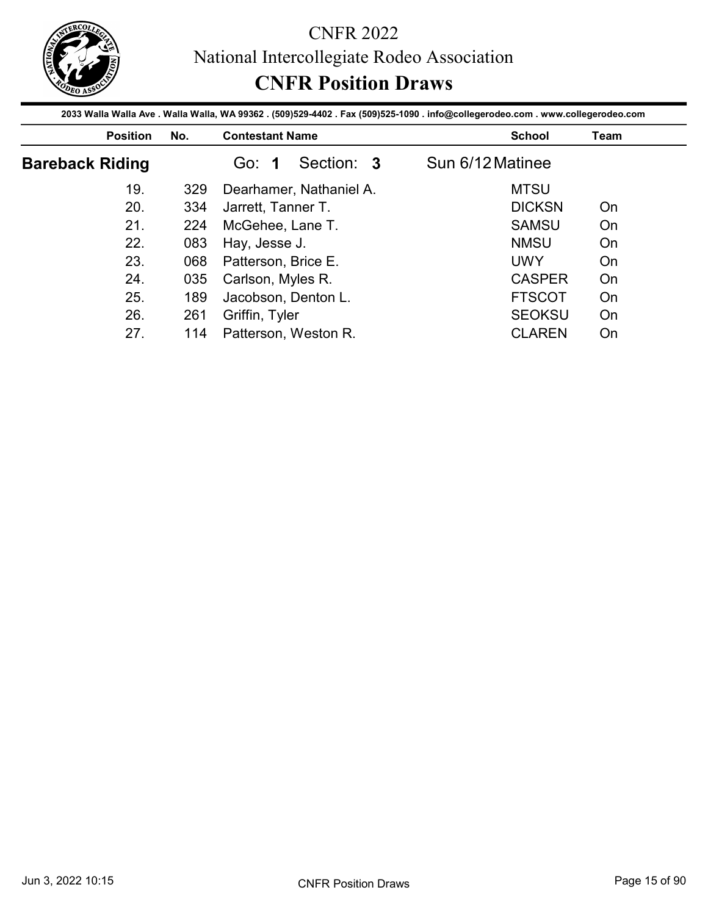# CNFR 2022

## National Intercollegiate Rodeo Association

## CNFR Position Draws

**2033 Walla Walla Ave . Walla Walla, WA 99362 . (509)529-4402 . Fax (509)525-1090 . info@collegerodeo.com . www.collegerodeo.com**

### Bareback Riding

Go: **1** Section: **3** Sun 6/12 Matinee

| Position | No. | Contestant Name | School | Team |
|---|---|---|---|---|
| 19. | 329 | Dearhamer, Nathaniel A. | MTSU | |
| 20. | 334 | Jarrett, Tanner T. | DICKSN | On |
| 21. | 224 | McGehee, Lane T. | SAMSU | On |
| 22. | 083 | Hay, Jesse J. | NMSU | On |
| 23. | 068 | Patterson, Brice E. | UWY | On |
| 24. | 035 | Carlson, Myles R. | CASPER | On |
| 25. | 189 | Jacobson, Denton L. | FTSCOT | On |
| 26. | 261 | Griffin, Tyler | SEOKSU | On |
| 27. | 114 | Patterson, Weston R. | CLAREN | On |

Jun 3, 2022 10:15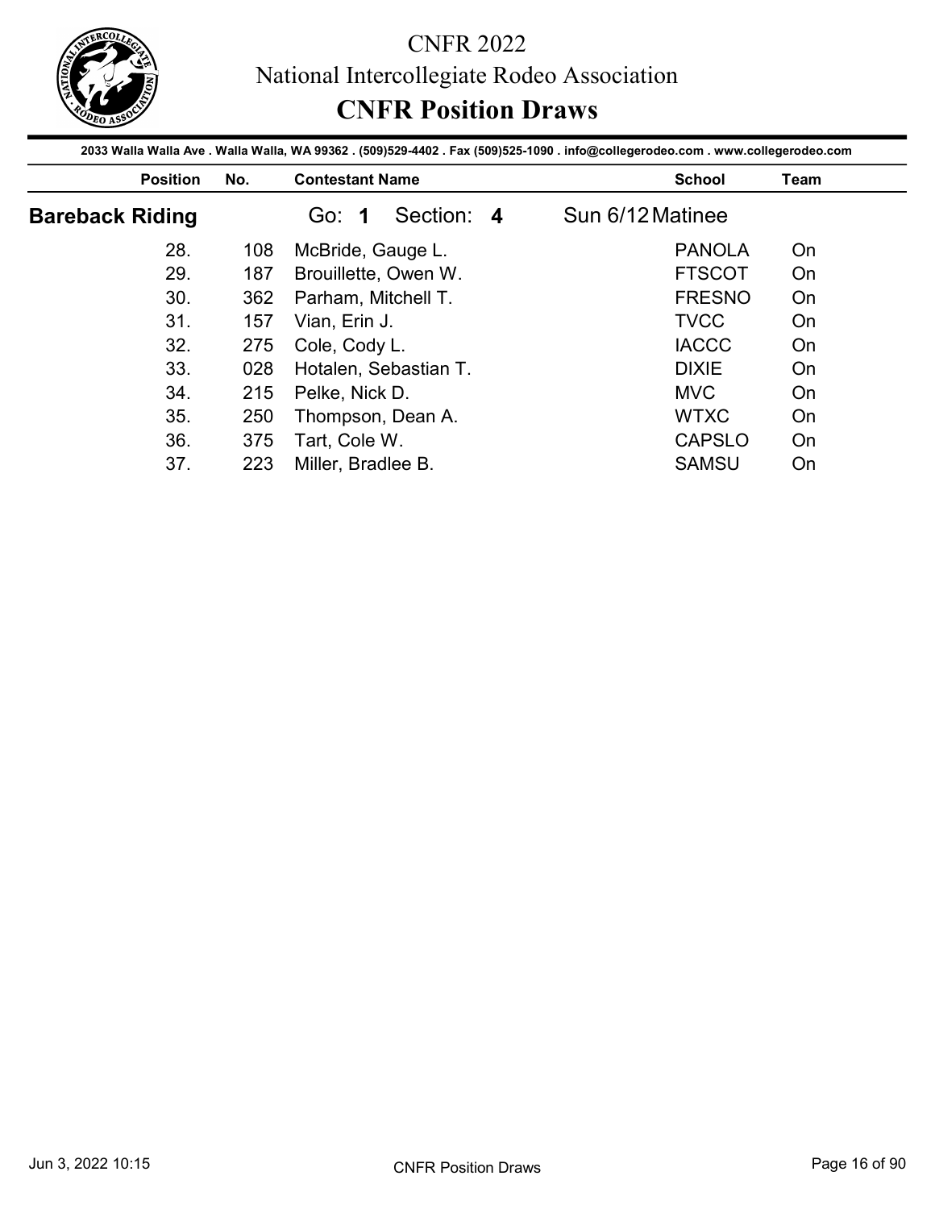# CNFR 2022

## National Intercollegiate Rodeo Association

## CNFR Position Draws

**2033 Walla Walla Ave . Walla Walla, WA 99362 . (509)529-4402 . Fax (509)525-1090 . info@collegerodeo.com . www.collegerodeo.com**

### Bareback Riding — Go: 1 Section: 4 — Sun 6/12 Matinee

| Position | No. | Contestant Name | School | Team |
|---|---|---|---|---|
| 28. | 108 | McBride, Gauge L. | PANOLA | On |
| 29. | 187 | Brouillette, Owen W. | FTSCOT | On |
| 30. | 362 | Parham, Mitchell T. | FRESNO | On |
| 31. | 157 | Vian, Erin J. | TVCC | On |
| 32. | 275 | Cole, Cody L. | IACCC | On |
| 33. | 028 | Hotalen, Sebastian T. | DIXIE | On |
| 34. | 215 | Pelke, Nick D. | MVC | On |
| 35. | 250 | Thompson, Dean A. | WTXC | On |
| 36. | 375 | Tart, Cole W. | CAPSLO | On |
| 37. | 223 | Miller, Bradlee B. | SAMSU | On |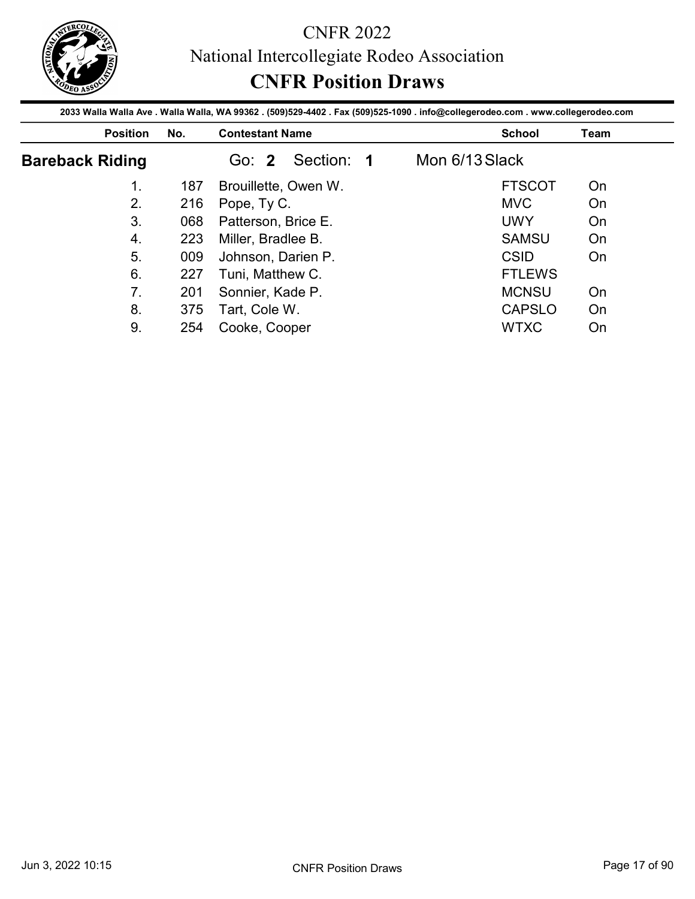# CNFR 2022

National Intercollegiate Rodeo Association

## CNFR Position Draws

2033 Walla Walla Ave . Walla Walla, WA 99362 . (509)529-4402 . Fax (509)525-1090 . info@collegerodeo.com . www.collegerodeo.com

### Bareback Riding

Go: **2** Section: **1** Mon 6/13 Slack

| Position | No. | Contestant Name | School | Team |
|---|---|---|---|---|
| 1. | 187 | Brouillette, Owen W. | FTSCOT | On |
| 2. | 216 | Pope, Ty C. | MVC | On |
| 3. | 068 | Patterson, Brice E. | UWY | On |
| 4. | 223 | Miller, Bradlee B. | SAMSU | On |
| 5. | 009 | Johnson, Darien P. | CSID | On |
| 6. | 227 | Tuni, Matthew C. | FTLEWS | |
| 7. | 201 | Sonnier, Kade P. | MCNSU | On |
| 8. | 375 | Tart, Cole W. | CAPSLO | On |
| 9. | 254 | Cooke, Cooper | WTXC | On |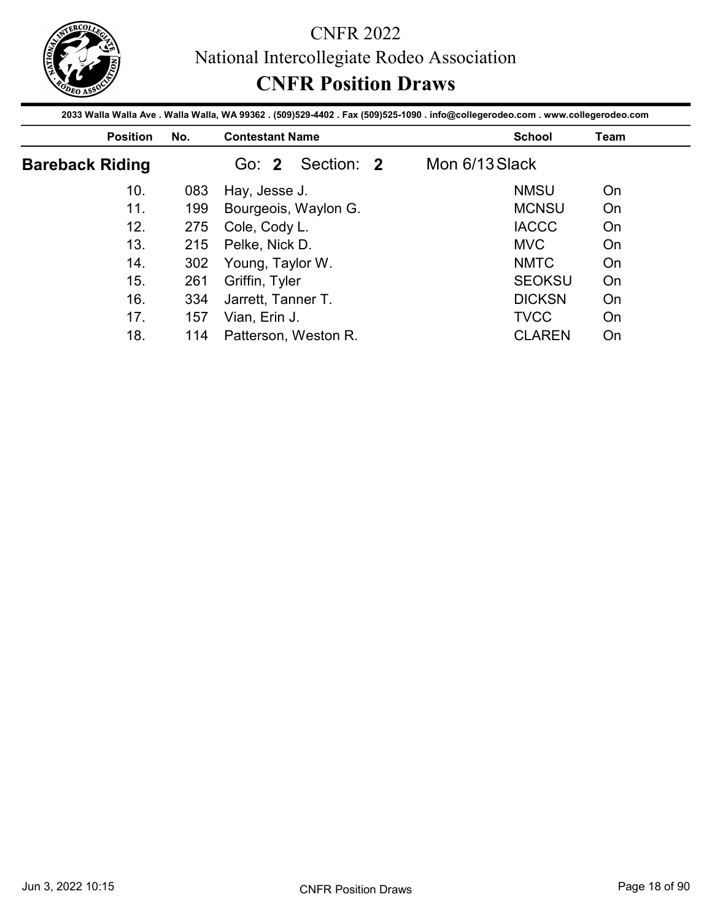# CNFR 2022

## National Intercollegiate Rodeo Association

## CNFR Position Draws

**2033 Walla Walla Ave . Walla Walla, WA 99362 . (509)529-4402 . Fax (509)525-1090 . info@collegerodeo.com . www.collegerodeo.com**

### Bareback Riding — Go: 2 Section: 2 — Mon 6/13 Slack

| Position | No. | Contestant Name | School | Team |
| --- | --- | --- | --- | --- |
| 10. | 083 | Hay, Jesse J. | NMSU | On |
| 11. | 199 | Bourgeois, Waylon G. | MCNSU | On |
| 12. | 275 | Cole, Cody L. | IACCC | On |
| 13. | 215 | Pelke, Nick D. | MVC | On |
| 14. | 302 | Young, Taylor W. | NMTC | On |
| 15. | 261 | Griffin, Tyler | SEOKSU | On |
| 16. | 334 | Jarrett, Tanner T. | DICKSN | On |
| 17. | 157 | Vian, Erin J. | TVCC | On |
| 18. | 114 | Patterson, Weston R. | CLAREN | On |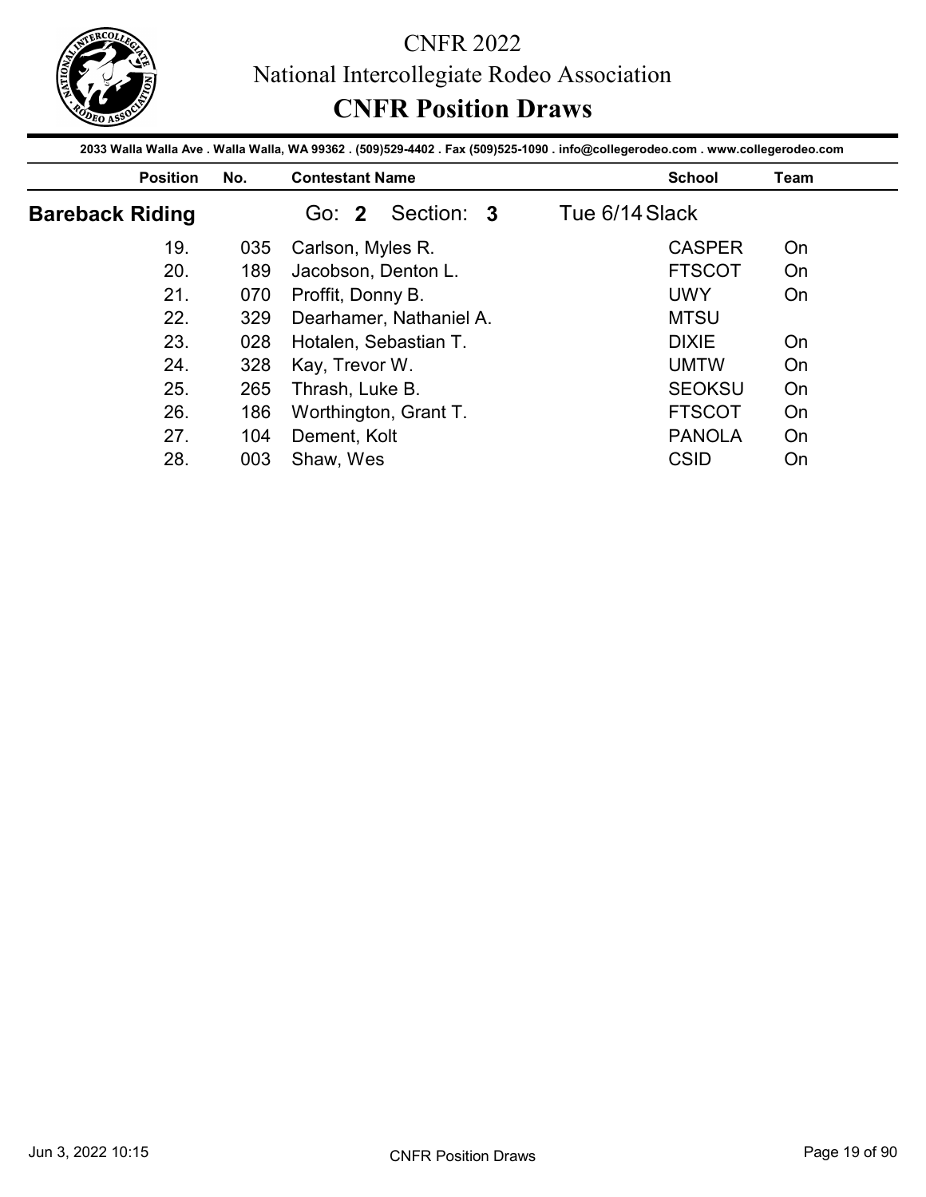# CNFR 2022

National Intercollegiate Rodeo Association

## CNFR Position Draws

2033 Walla Walla Ave . Walla Walla, WA 99362 . (509)529-4402 . Fax (509)525-1090 . info@collegerodeo.com . www.collegerodeo.com

### Bareback Riding

Go: **2** Section: **3** Tue 6/14 Slack

| Position | No. | Contestant Name | School | Team |
|---|---|---|---|---|
| 19. | 035 | Carlson, Myles R. | CASPER | On |
| 20. | 189 | Jacobson, Denton L. | FTSCOT | On |
| 21. | 070 | Proffit, Donny B. | UWY | On |
| 22. | 329 | Dearhamer, Nathaniel A. | MTSU | |
| 23. | 028 | Hotalen, Sebastian T. | DIXIE | On |
| 24. | 328 | Kay, Trevor W. | UMTW | On |
| 25. | 265 | Thrash, Luke B. | SEOKSU | On |
| 26. | 186 | Worthington, Grant T. | FTSCOT | On |
| 27. | 104 | Dement, Kolt | PANOLA | On |
| 28. | 003 | Shaw, Wes | CSID | On |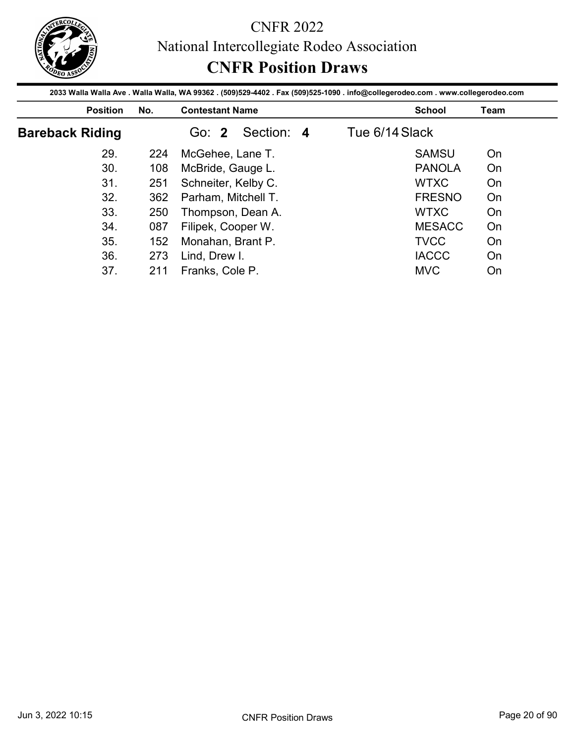# CNFR 2022

## National Intercollegiate Rodeo Association

## CNFR Position Draws

**2033 Walla Walla Ave . Walla Walla, WA 99362 . (509)529-4402 . Fax (509)525-1090 . info@collegerodeo.com . www.collegerodeo.com**

### Bareback Riding — Go: **2** Section: **4** — Tue 6/14 Slack

| Position | No. | Contestant Name | School | Team |
|---|---|---|---|---|
| 29. | 224 | McGehee, Lane T. | SAMSU | On |
| 30. | 108 | McBride, Gauge L. | PANOLA | On |
| 31. | 251 | Schneiter, Kelby C. | WTXC | On |
| 32. | 362 | Parham, Mitchell T. | FRESNO | On |
| 33. | 250 | Thompson, Dean A. | WTXC | On |
| 34. | 087 | Filipek, Cooper W. | MESACC | On |
| 35. | 152 | Monahan, Brant P. | TVCC | On |
| 36. | 273 | Lind, Drew I. | IACCC | On |
| 37. | 211 | Franks, Cole P. | MVC | On |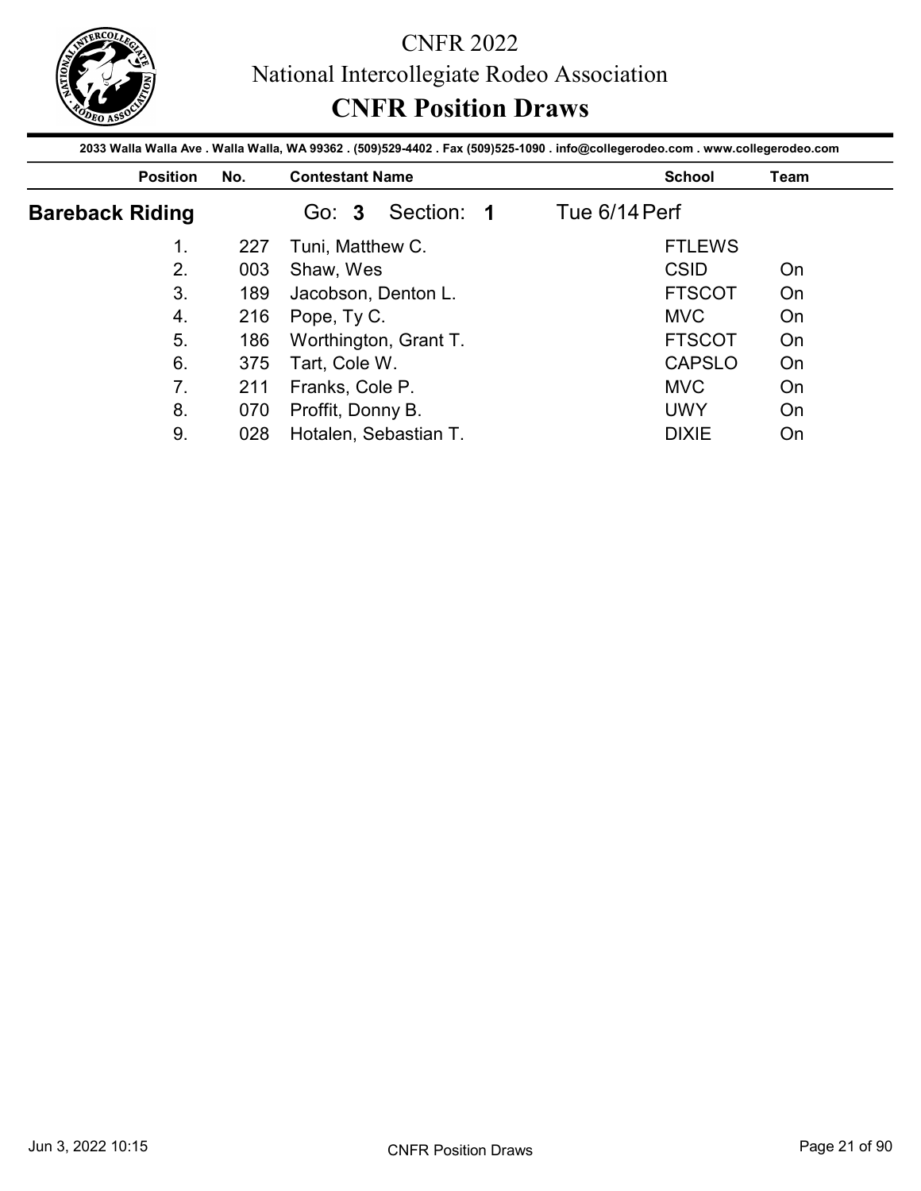# CNFR 2022

## National Intercollegiate Rodeo Association

## CNFR Position Draws

2033 Walla Walla Ave . Walla Walla, WA 99362 . (509)529-4402 . Fax (509)525-1090 . info@collegerodeo.com . www.collegerodeo.com

### Bareback Riding

Go: **3** Section: **1** Tue 6/14 Perf

| Position | No. | Contestant Name | School | Team |
|---|---|---|---|---|
| 1. | 227 | Tuni, Matthew C. | FTLEWS | |
| 2. | 003 | Shaw, Wes | CSID | On |
| 3. | 189 | Jacobson, Denton L. | FTSCOT | On |
| 4. | 216 | Pope, Ty C. | MVC | On |
| 5. | 186 | Worthington, Grant T. | FTSCOT | On |
| 6. | 375 | Tart, Cole W. | CAPSLO | On |
| 7. | 211 | Franks, Cole P. | MVC | On |
| 8. | 070 | Proffit, Donny B. | UWY | On |
| 9. | 028 | Hotalen, Sebastian T. | DIXIE | On |

Jun 3, 2022 10:15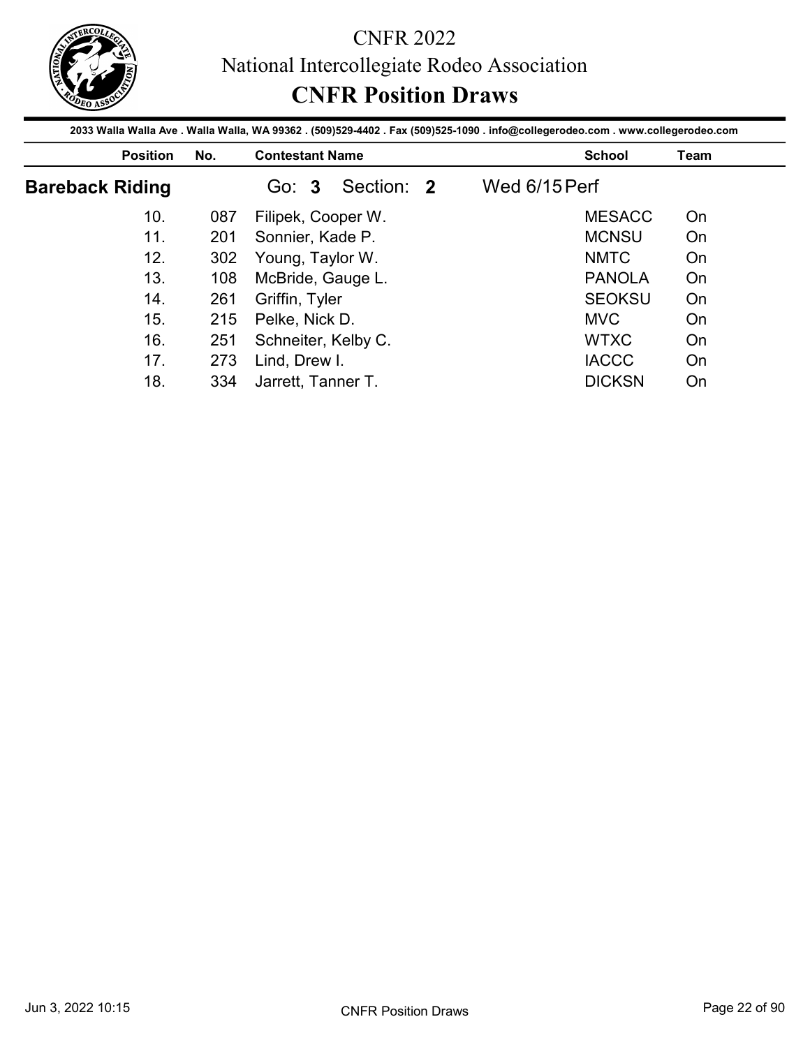# CNFR 2022

National Intercollegiate Rodeo Association

## CNFR Position Draws

**2033 Walla Walla Ave . Walla Walla, WA 99362 . (509)529-4402 . Fax (509)525-1090 . info@collegerodeo.com . www.collegerodeo.com**

### Bareback Riding

Go: **3** Section: **2** Wed 6/15 Perf

| Position | No. | Contestant Name | School | Team |
|---|---|---|---|---|
| 10. | 087 | Filipek, Cooper W. | MESACC | On |
| 11. | 201 | Sonnier, Kade P. | MCNSU | On |
| 12. | 302 | Young, Taylor W. | NMTC | On |
| 13. | 108 | McBride, Gauge L. | PANOLA | On |
| 14. | 261 | Griffin, Tyler | SEOKSU | On |
| 15. | 215 | Pelke, Nick D. | MVC | On |
| 16. | 251 | Schneiter, Kelby C. | WTXC | On |
| 17. | 273 | Lind, Drew I. | IACCC | On |
| 18. | 334 | Jarrett, Tanner T. | DICKSN | On |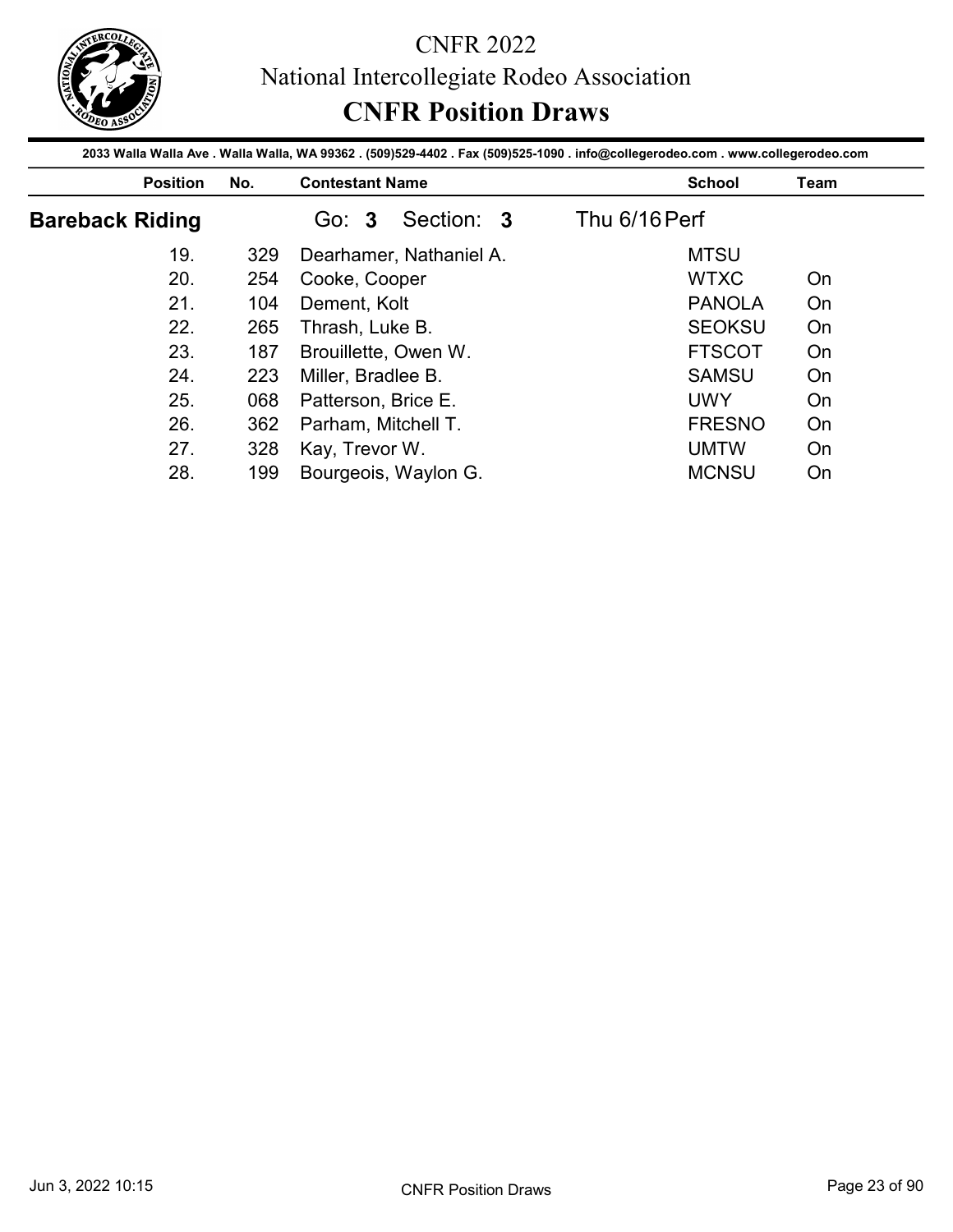# CNFR 2022

## National Intercollegiate Rodeo Association

## CNFR Position Draws

**2033 Walla Walla Ave . Walla Walla, WA 99362 . (509)529-4402 . Fax (509)525-1090 . info@collegerodeo.com . www.collegerodeo.com**

### Bareback Riding

Go: **3** Section: **3** Thu 6/16 Perf

| Position | No. | Contestant Name | School | Team |
|---|---|---|---|---|
| 19. | 329 | Dearhamer, Nathaniel A. | MTSU | |
| 20. | 254 | Cooke, Cooper | WTXC | On |
| 21. | 104 | Dement, Kolt | PANOLA | On |
| 22. | 265 | Thrash, Luke B. | SEOKSU | On |
| 23. | 187 | Brouillette, Owen W. | FTSCOT | On |
| 24. | 223 | Miller, Bradlee B. | SAMSU | On |
| 25. | 068 | Patterson, Brice E. | UWY | On |
| 26. | 362 | Parham, Mitchell T. | FRESNO | On |
| 27. | 328 | Kay, Trevor W. | UMTW | On |
| 28. | 199 | Bourgeois, Waylon G. | MCNSU | On |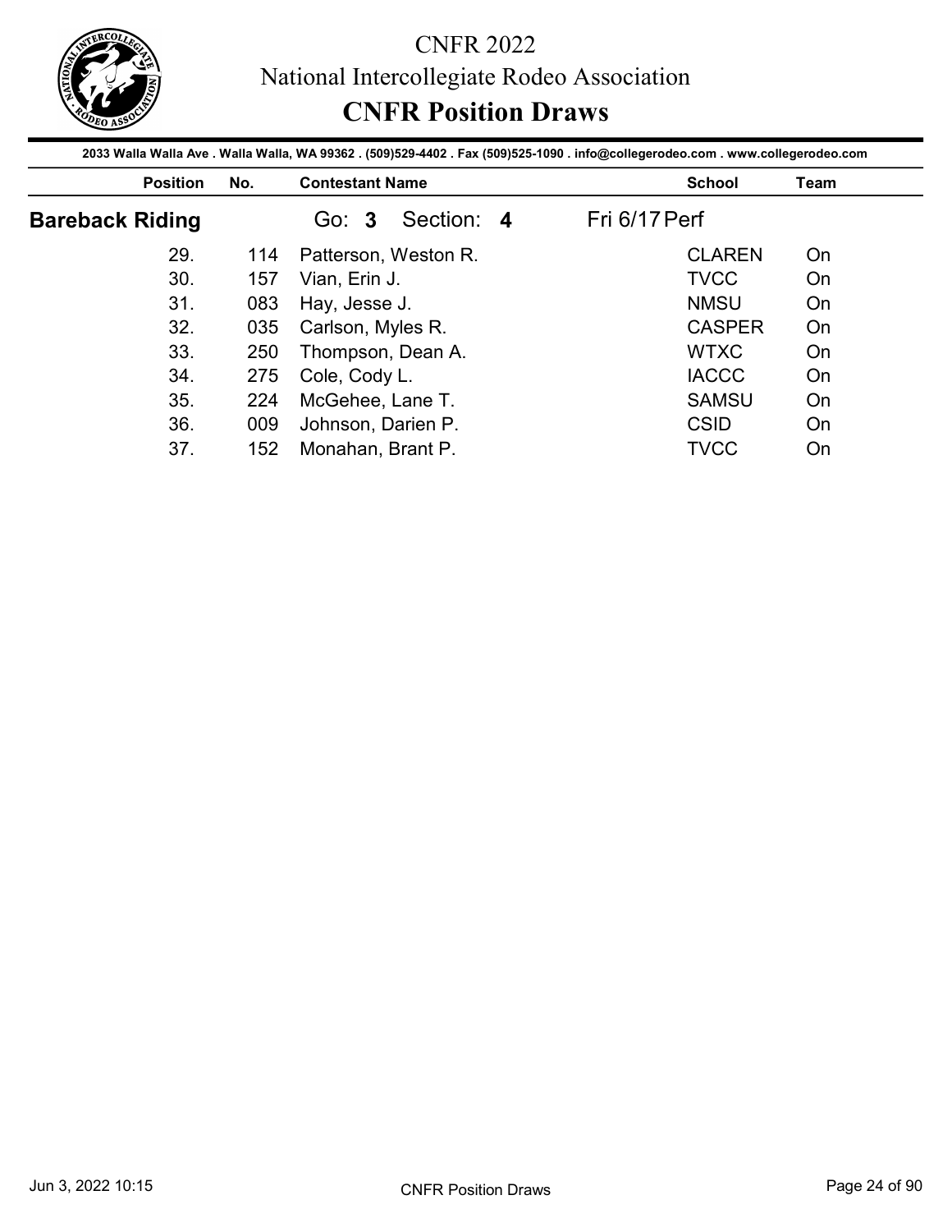# CNFR 2022

National Intercollegiate Rodeo Association

## CNFR Position Draws

2033 Walla Walla Ave . Walla Walla, WA 99362 . (509)529-4402 . Fax (509)525-1090 . info@collegerodeo.com . www.collegerodeo.com

### Bareback Riding

Go: **3** Section: **4** Fri 6/17 Perf

| Position | No. | Contestant Name | School | Team |
|---|---|---|---|---|
| 29. | 114 | Patterson, Weston R. | CLAREN | On |
| 30. | 157 | Vian, Erin J. | TVCC | On |
| 31. | 083 | Hay, Jesse J. | NMSU | On |
| 32. | 035 | Carlson, Myles R. | CASPER | On |
| 33. | 250 | Thompson, Dean A. | WTXC | On |
| 34. | 275 | Cole, Cody L. | IACCC | On |
| 35. | 224 | McGehee, Lane T. | SAMSU | On |
| 36. | 009 | Johnson, Darien P. | CSID | On |
| 37. | 152 | Monahan, Brant P. | TVCC | On |

Jun 3, 2022 10:15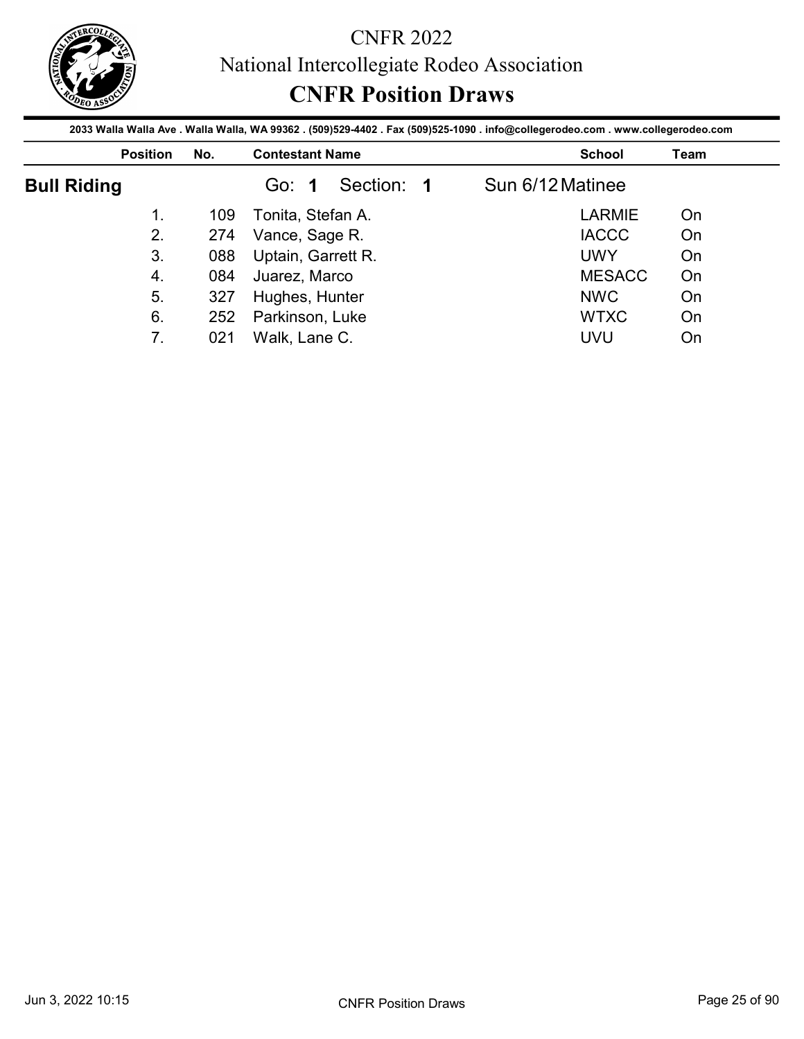# CNFR 2022

National Intercollegiate Rodeo Association

## CNFR Position Draws

2033 Walla Walla Ave . Walla Walla, WA 99362 . (509)529-4402 . Fax (509)525-1090 . info@collegerodeo.com . www.collegerodeo.com

### Bull Riding

Go: **1** Section: **1** Sun 6/12 Matinee

| Position | No. | Contestant Name | School | Team |
| --- | --- | --- | --- | --- |
| 1. | 109 | Tonita, Stefan A. | LARMIE | On |
| 2. | 274 | Vance, Sage R. | IACCC | On |
| 3. | 088 | Uptain, Garrett R. | UWY | On |
| 4. | 084 | Juarez, Marco | MESACC | On |
| 5. | 327 | Hughes, Hunter | NWC | On |
| 6. | 252 | Parkinson, Luke | WTXC | On |
| 7. | 021 | Walk, Lane C. | UVU | On |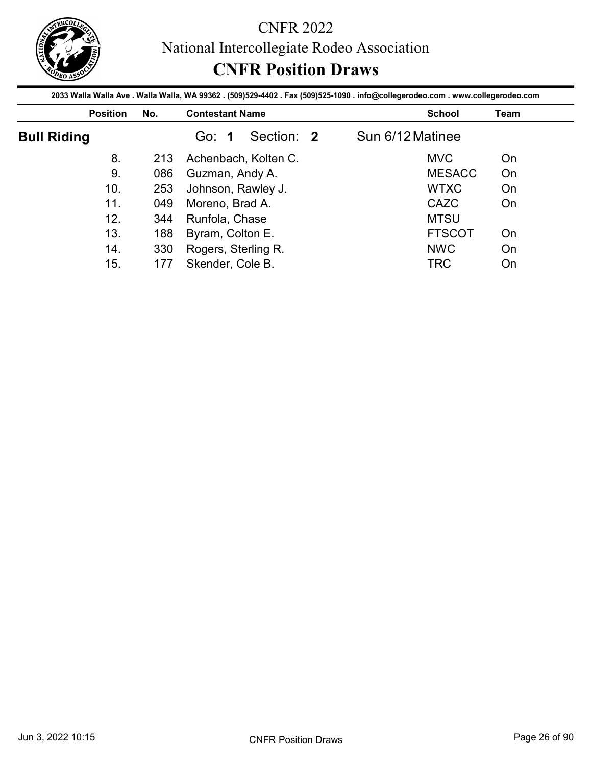# CNFR 2022

## National Intercollegiate Rodeo Association

## CNFR Position Draws

2033 Walla Walla Ave . Walla Walla, WA 99362 . (509)529-4402 . Fax (509)525-1090 . info@collegerodeo.com . www.collegerodeo.com

### Bull Riding

Go: **1** Section: **2** Sun 6/12 Matinee

| Position | No. | Contestant Name | School | Team |
|---|---|---|---|---|
| 8. | 213 | Achenbach, Kolten C. | MVC | On |
| 9. | 086 | Guzman, Andy A. | MESACC | On |
| 10. | 253 | Johnson, Rawley J. | WTXC | On |
| 11. | 049 | Moreno, Brad A. | CAZC | On |
| 12. | 344 | Runfola, Chase | MTSU | |
| 13. | 188 | Byram, Colton E. | FTSCOT | On |
| 14. | 330 | Rogers, Sterling R. | NWC | On |
| 15. | 177 | Skender, Cole B. | TRC | On |

Jun 3, 2022 10:15 CNFR Position Draws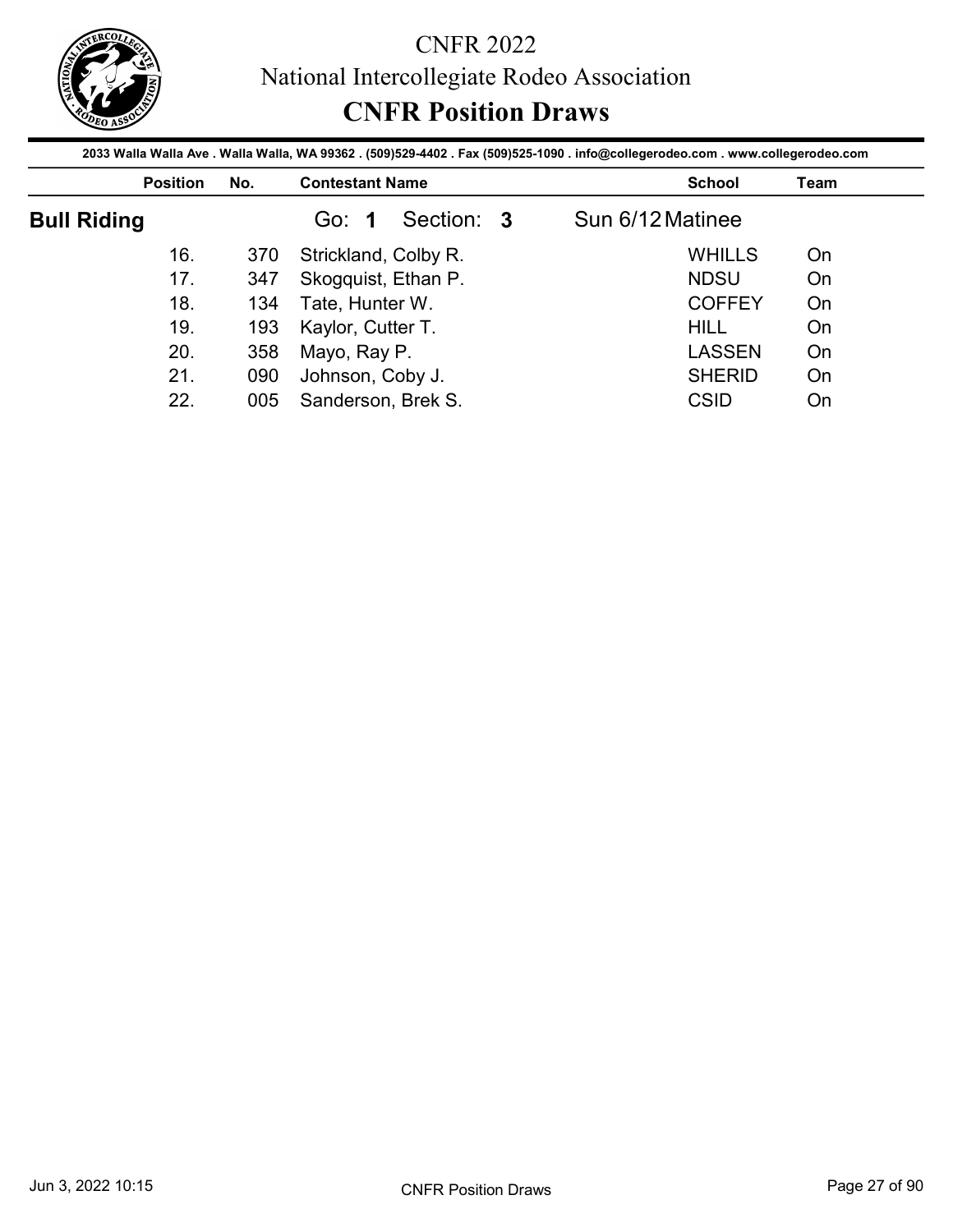# CNFR 2022

## National Intercollegiate Rodeo Association

## CNFR Position Draws

**2033 Walla Walla Ave . Walla Walla, WA 99362 . (509)529-4402 . Fax (509)525-1090 . info@collegerodeo.com . www.collegerodeo.com**

### Bull Riding

Go: **1** Section: **3** Sun 6/12 Matinee

| Position | No. | Contestant Name | School | Team |
|---|---|---|---|---|
| 16. | 370 | Strickland, Colby R. | WHILLS | On |
| 17. | 347 | Skogquist, Ethan P. | NDSU | On |
| 18. | 134 | Tate, Hunter W. | COFFEY | On |
| 19. | 193 | Kaylor, Cutter T. | HILL | On |
| 20. | 358 | Mayo, Ray P. | LASSEN | On |
| 21. | 090 | Johnson, Coby J. | SHERID | On |
| 22. | 005 | Sanderson, Brek S. | CSID | On |

Jun 3, 2022 10:15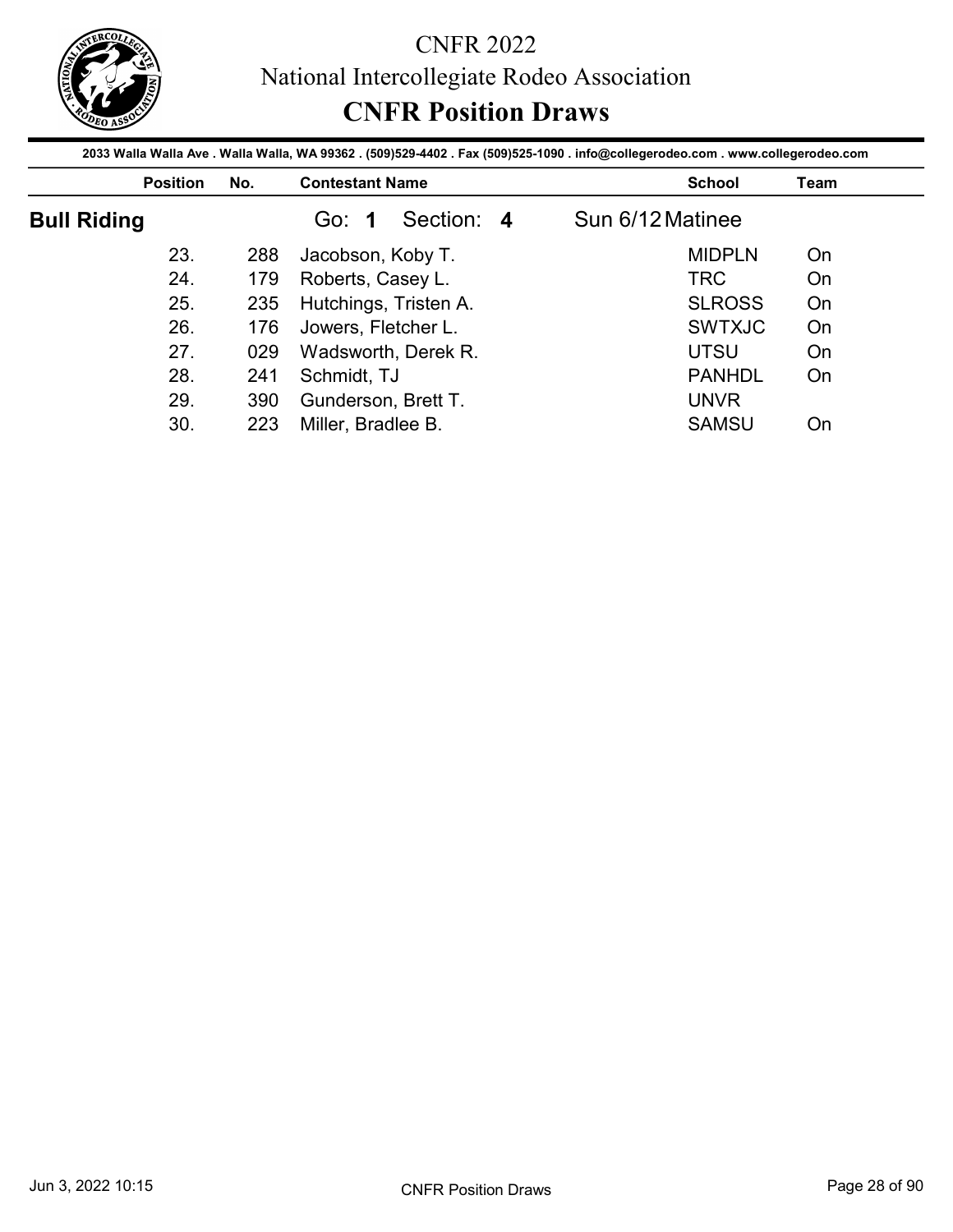# CNFR 2022

## National Intercollegiate Rodeo Association

## CNFR Position Draws

2033 Walla Walla Ave . Walla Walla, WA 99362 . (509)529-4402 . Fax (509)525-1090 . info@collegerodeo.com . www.collegerodeo.com

### Bull Riding

Go: **1** Section: **4** Sun 6/12 Matinee

| Position | No. | Contestant Name | School | Team |
| --- | --- | --- | --- | --- |
| 23. | 288 | Jacobson, Koby T. | MIDPLN | On |
| 24. | 179 | Roberts, Casey L. | TRC | On |
| 25. | 235 | Hutchings, Tristen A. | SLROSS | On |
| 26. | 176 | Jowers, Fletcher L. | SWTXJC | On |
| 27. | 029 | Wadsworth, Derek R. | UTSU | On |
| 28. | 241 | Schmidt, TJ | PANHDL | On |
| 29. | 390 | Gunderson, Brett T. | UNVR | |
| 30. | 223 | Miller, Bradlee B. | SAMSU | On |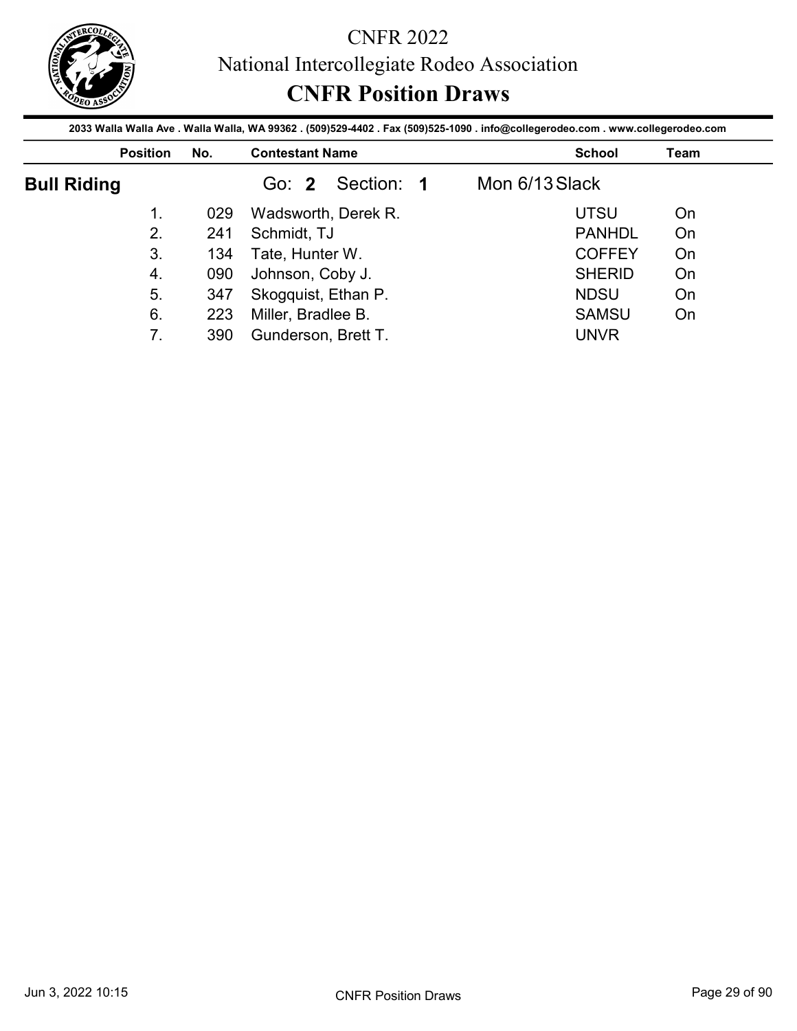# CNFR 2022

National Intercollegiate Rodeo Association

## CNFR Position Draws

2033 Walla Walla Ave . Walla Walla, WA 99362 . (509)529-4402 . Fax (509)525-1090 . info@collegerodeo.com . www.collegerodeo.com

### Bull Riding

Go: **2** Section: **1** Mon 6/13 Slack

| Position | No. | Contestant Name | School | Team |
|---|---|---|---|---|
| 1. | 029 | Wadsworth, Derek R. | UTSU | On |
| 2. | 241 | Schmidt, TJ | PANHDL | On |
| 3. | 134 | Tate, Hunter W. | COFFEY | On |
| 4. | 090 | Johnson, Coby J. | SHERID | On |
| 5. | 347 | Skogquist, Ethan P. | NDSU | On |
| 6. | 223 | Miller, Bradlee B. | SAMSU | On |
| 7. | 390 | Gunderson, Brett T. | UNVR | |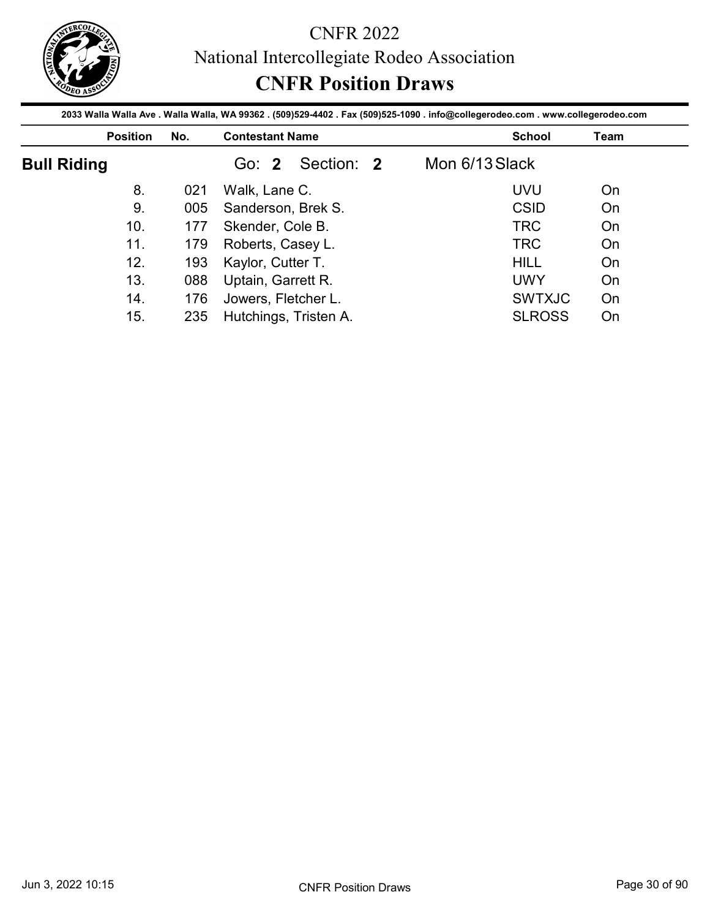# CNFR 2022

National Intercollegiate Rodeo Association

## CNFR Position Draws

2033 Walla Walla Ave . Walla Walla, WA 99362 . (509)529-4402 . Fax (509)525-1090 . info@collegerodeo.com . www.collegerodeo.com

### Bull Riding

Go: **2** Section: **2** Mon 6/13 Slack

| Position | No. | Contestant Name | School | Team |
|---|---|---|---|---|
| 8. | 021 | Walk, Lane C. | UVU | On |
| 9. | 005 | Sanderson, Brek S. | CSID | On |
| 10. | 177 | Skender, Cole B. | TRC | On |
| 11. | 179 | Roberts, Casey L. | TRC | On |
| 12. | 193 | Kaylor, Cutter T. | HILL | On |
| 13. | 088 | Uptain, Garrett R. | UWY | On |
| 14. | 176 | Jowers, Fletcher L. | SWTXJC | On |
| 15. | 235 | Hutchings, Tristen A. | SLROSS | On |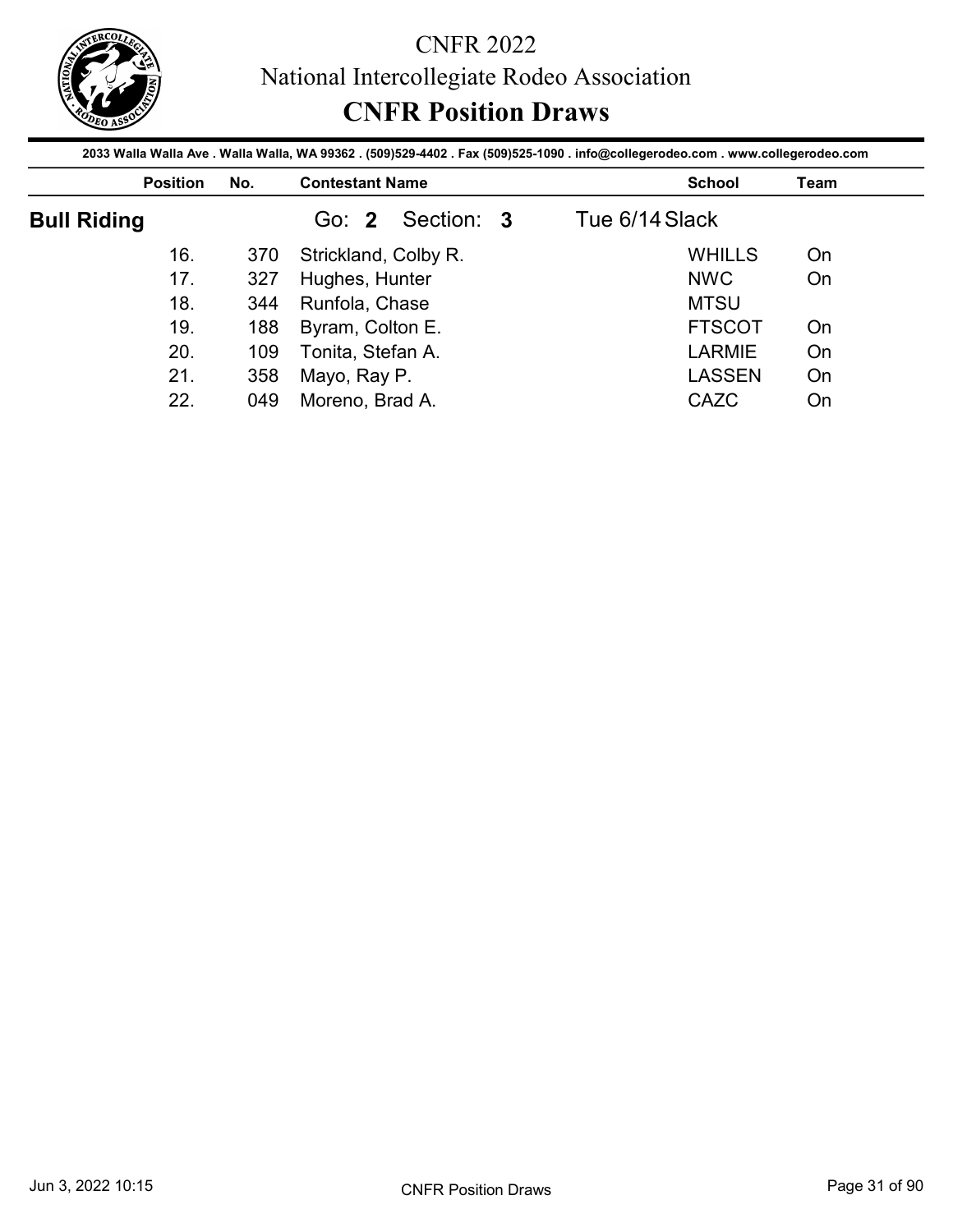# CNFR 2022

## National Intercollegiate Rodeo Association

## CNFR Position Draws

2033 Walla Walla Ave . Walla Walla, WA 99362 . (509)529-4402 . Fax (509)525-1090 . info@collegerodeo.com . www.collegerodeo.com

### Bull Riding

Go: **2** Section: **3** Tue 6/14 Slack

| Position | No. | Contestant Name | School | Team |
|---|---|---|---|---|
| 16. | 370 | Strickland, Colby R. | WHILLS | On |
| 17. | 327 | Hughes, Hunter | NWC | On |
| 18. | 344 | Runfola, Chase | MTSU | |
| 19. | 188 | Byram, Colton E. | FTSCOT | On |
| 20. | 109 | Tonita, Stefan A. | LARMIE | On |
| 21. | 358 | Mayo, Ray P. | LASSEN | On |
| 22. | 049 | Moreno, Brad A. | CAZC | On |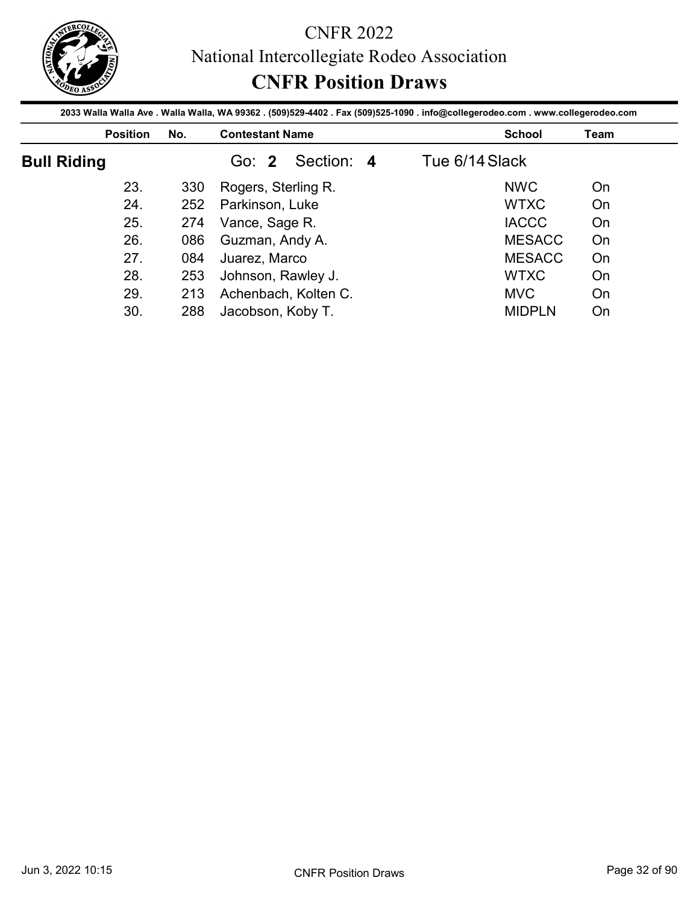# CNFR 2022

## National Intercollegiate Rodeo Association

## CNFR Position Draws

2033 Walla Walla Ave . Walla Walla, WA 99362 . (509)529-4402 . Fax (509)525-1090 . info@collegerodeo.com . www.collegerodeo.com

### Bull Riding

Go: **2** Section: **4** Tue 6/14 Slack

| Position | No. | Contestant Name | School | Team |
|---|---|---|---|---|
| 23. | 330 | Rogers, Sterling R. | NWC | On |
| 24. | 252 | Parkinson, Luke | WTXC | On |
| 25. | 274 | Vance, Sage R. | IACCC | On |
| 26. | 086 | Guzman, Andy A. | MESACC | On |
| 27. | 084 | Juarez, Marco | MESACC | On |
| 28. | 253 | Johnson, Rawley J. | WTXC | On |
| 29. | 213 | Achenbach, Kolten C. | MVC | On |
| 30. | 288 | Jacobson, Koby T. | MIDPLN | On |

Jun 3, 2022 10:15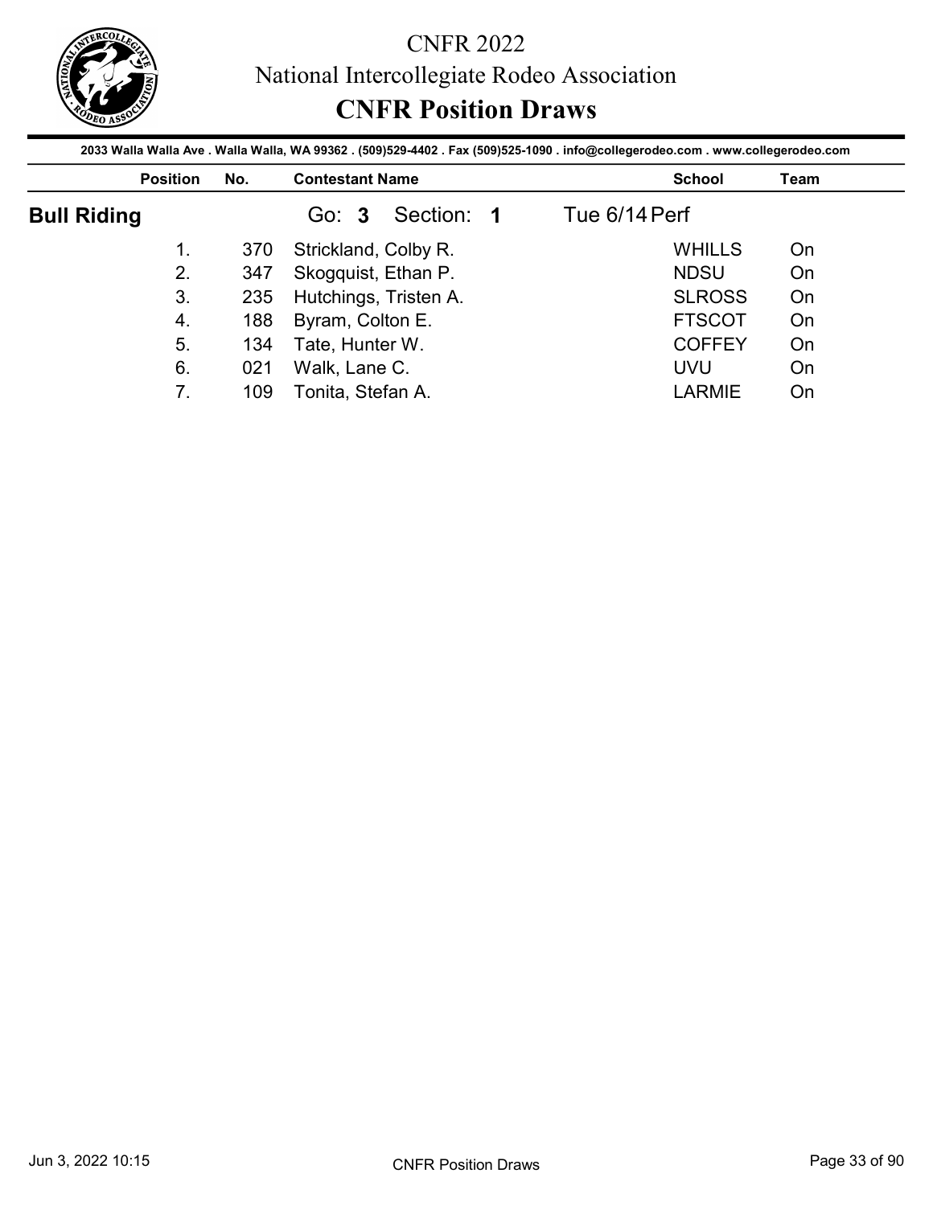# CNFR 2022

National Intercollegiate Rodeo Association

## CNFR Position Draws

2033 Walla Walla Ave . Walla Walla, WA 99362 . (509)529-4402 . Fax (509)525-1090 . info@collegerodeo.com . www.collegerodeo.com

### Bull Riding

Go: **3** Section: **1** Tue 6/14 Perf

| Position | No. | Contestant Name | School | Team |
|---|---|---|---|---|
| 1. | 370 | Strickland, Colby R. | WHILLS | On |
| 2. | 347 | Skogquist, Ethan P. | NDSU | On |
| 3. | 235 | Hutchings, Tristen A. | SLROSS | On |
| 4. | 188 | Byram, Colton E. | FTSCOT | On |
| 5. | 134 | Tate, Hunter W. | COFFEY | On |
| 6. | 021 | Walk, Lane C. | UVU | On |
| 7. | 109 | Tonita, Stefan A. | LARMIE | On |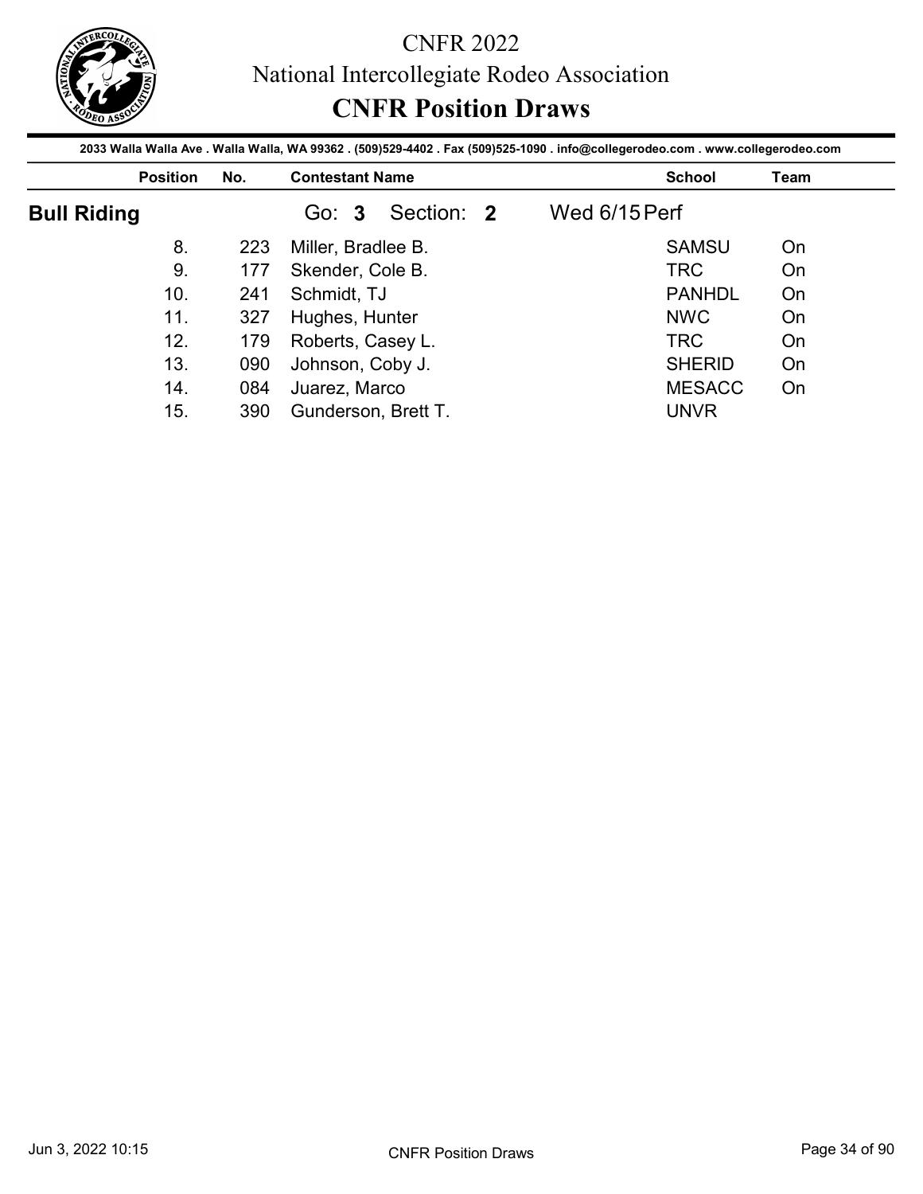# CNFR 2022

National Intercollegiate Rodeo Association

## CNFR Position Draws

2033 Walla Walla Ave . Walla Walla, WA 99362 . (509)529-4402 . Fax (509)525-1090 . info@collegerodeo.com . www.collegerodeo.com

### Bull Riding

Go: **3** Section: **2** Wed 6/15 Perf

| Position | No. | Contestant Name | School | Team |
|---|---|---|---|---|
| 8. | 223 | Miller, Bradlee B. | SAMSU | On |
| 9. | 177 | Skender, Cole B. | TRC | On |
| 10. | 241 | Schmidt, TJ | PANHDL | On |
| 11. | 327 | Hughes, Hunter | NWC | On |
| 12. | 179 | Roberts, Casey L. | TRC | On |
| 13. | 090 | Johnson, Coby J. | SHERID | On |
| 14. | 084 | Juarez, Marco | MESACC | On |
| 15. | 390 | Gunderson, Brett T. | UNVR | |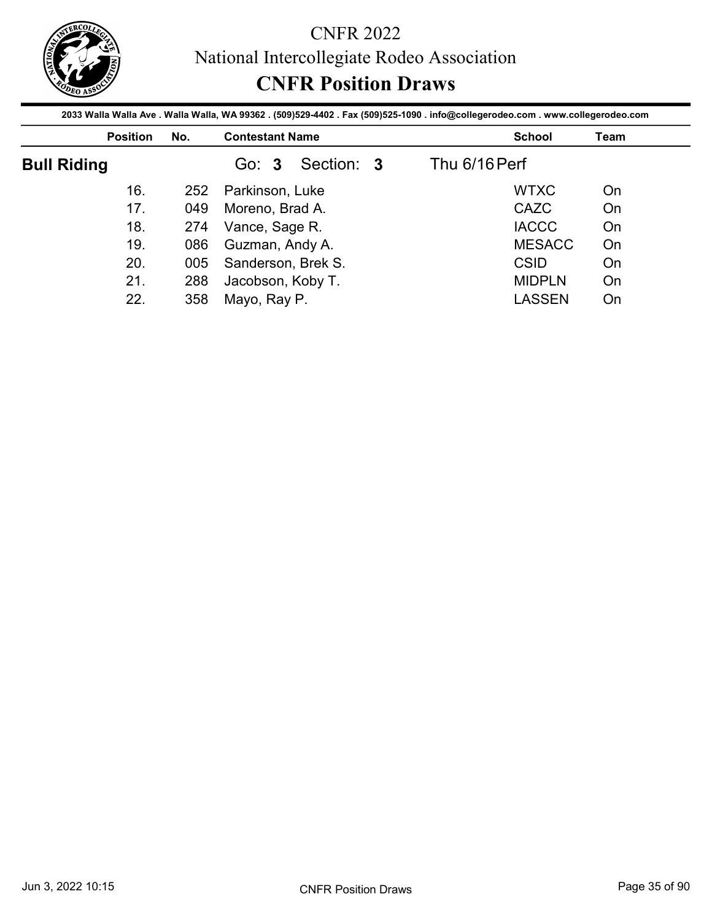# CNFR 2022

## National Intercollegiate Rodeo Association

## CNFR Position Draws

**2033 Walla Walla Ave . Walla Walla, WA 99362 . (509)529-4402 . Fax (509)525-1090 . info@collegerodeo.com . www.collegerodeo.com**

### Bull Riding

Go: **3** Section: **3** Thu 6/16 Perf

| Position | No. | Contestant Name | School | Team |
|---|---|---|---|---|
| 16. | 252 | Parkinson, Luke | WTXC | On |
| 17. | 049 | Moreno, Brad A. | CAZC | On |
| 18. | 274 | Vance, Sage R. | IACCC | On |
| 19. | 086 | Guzman, Andy A. | MESACC | On |
| 20. | 005 | Sanderson, Brek S. | CSID | On |
| 21. | 288 | Jacobson, Koby T. | MIDPLN | On |
| 22. | 358 | Mayo, Ray P. | LASSEN | On |

Jun 3, 2022 10:15 CNFR Position Draws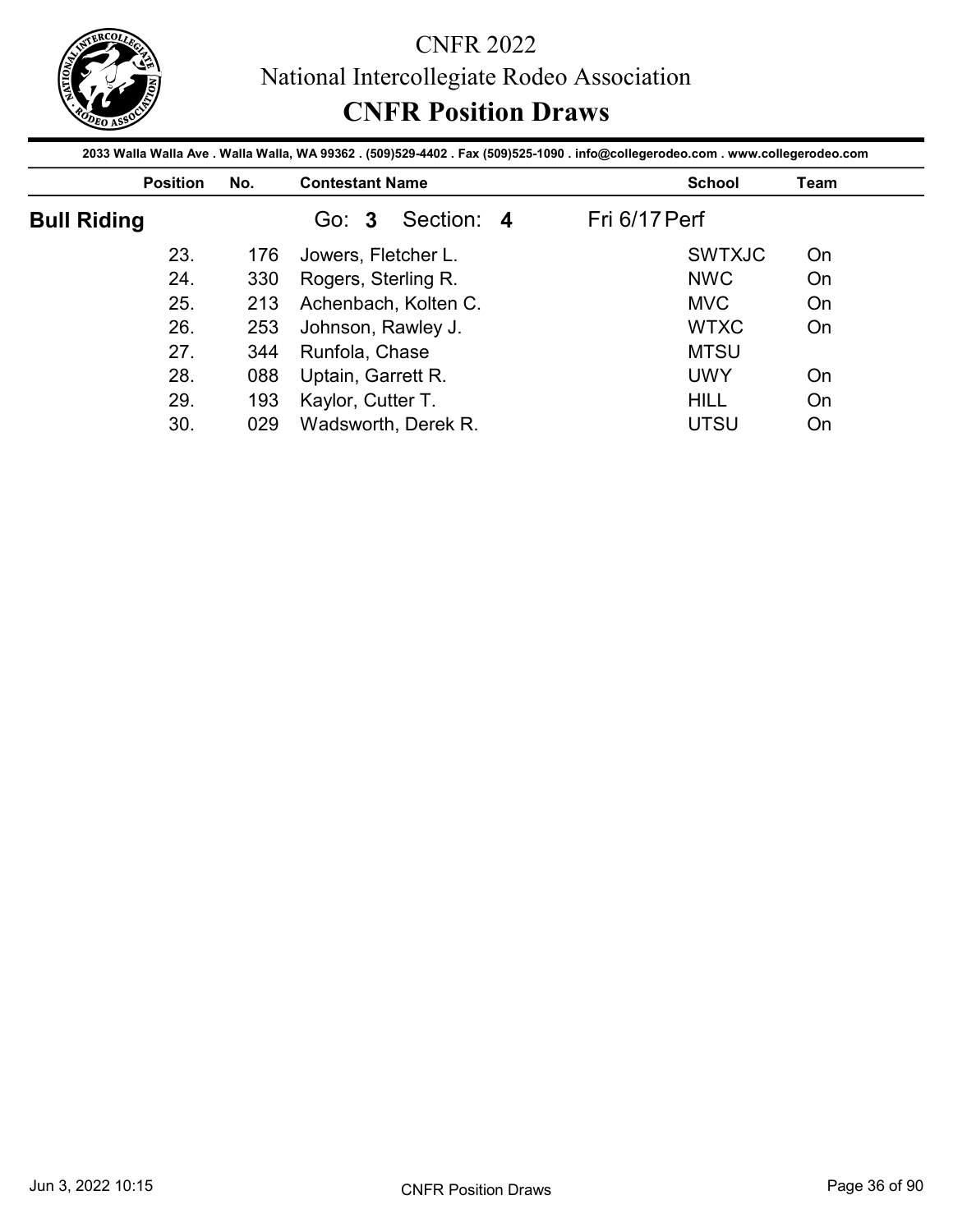# CNFR 2022

National Intercollegiate Rodeo Association

## CNFR Position Draws

2033 Walla Walla Ave . Walla Walla, WA 99362 . (509)529-4402 . Fax (509)525-1090 . info@collegerodeo.com . www.collegerodeo.com

### Bull Riding

Go: **3** Section: **4** Fri 6/17 Perf

| Position | No. | Contestant Name | School | Team |
|---|---|---|---|---|
| 23. | 176 | Jowers, Fletcher L. | SWTXJC | On |
| 24. | 330 | Rogers, Sterling R. | NWC | On |
| 25. | 213 | Achenbach, Kolten C. | MVC | On |
| 26. | 253 | Johnson, Rawley J. | WTXC | On |
| 27. | 344 | Runfola, Chase | MTSU | |
| 28. | 088 | Uptain, Garrett R. | UWY | On |
| 29. | 193 | Kaylor, Cutter T. | HILL | On |
| 30. | 029 | Wadsworth, Derek R. | UTSU | On |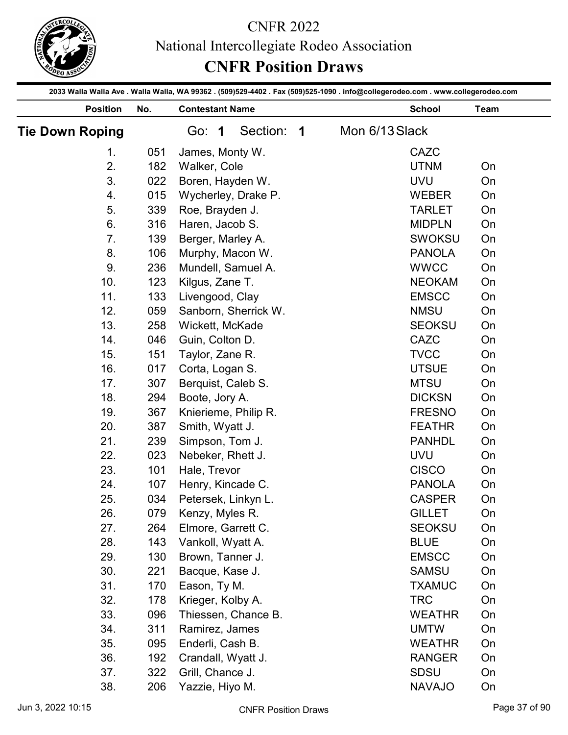# CNFR 2022

## National Intercollegiate Rodeo Association

## CNFR Position Draws

2033 Walla Walla Ave . Walla Walla, WA 99362 . (509)529-4402 . Fax (509)525-1090 . info@collegerodeo.com . www.collegerodeo.com

### Tie Down Roping

Go: **1** Section: **1** Mon 6/13 Slack

| Position | No. | Contestant Name | School | Team |
|---|---|---|---|---|
| 1. | 051 | James, Monty W. | CAZC | |
| 2. | 182 | Walker, Cole | UTNM | On |
| 3. | 022 | Boren, Hayden W. | UVU | On |
| 4. | 015 | Wycherley, Drake P. | WEBER | On |
| 5. | 339 | Roe, Brayden J. | TARLET | On |
| 6. | 316 | Haren, Jacob S. | MIDPLN | On |
| 7. | 139 | Berger, Marley A. | SWOKSU | On |
| 8. | 106 | Murphy, Macon W. | PANOLA | On |
| 9. | 236 | Mundell, Samuel A. | WWCC | On |
| 10. | 123 | Kilgus, Zane T. | NEOKAM | On |
| 11. | 133 | Livengood, Clay | EMSCC | On |
| 12. | 059 | Sanborn, Sherrick W. | NMSU | On |
| 13. | 258 | Wickett, McKade | SEOKSU | On |
| 14. | 046 | Guin, Colton D. | CAZC | On |
| 15. | 151 | Taylor, Zane R. | TVCC | On |
| 16. | 017 | Corta, Logan S. | UTSUE | On |
| 17. | 307 | Berquist, Caleb S. | MTSU | On |
| 18. | 294 | Boote, Jory A. | DICKSN | On |
| 19. | 367 | Knierieme, Philip R. | FRESNO | On |
| 20. | 387 | Smith, Wyatt J. | FEATHR | On |
| 21. | 239 | Simpson, Tom J. | PANHDL | On |
| 22. | 023 | Nebeker, Rhett J. | UVU | On |
| 23. | 101 | Hale, Trevor | CISCO | On |
| 24. | 107 | Henry, Kincade C. | PANOLA | On |
| 25. | 034 | Petersek, Linkyn L. | CASPER | On |
| 26. | 079 | Kenzy, Myles R. | GILLET | On |
| 27. | 264 | Elmore, Garrett C. | SEOKSU | On |
| 28. | 143 | Vankoll, Wyatt A. | BLUE | On |
| 29. | 130 | Brown, Tanner J. | EMSCC | On |
| 30. | 221 | Bacque, Kase J. | SAMSU | On |
| 31. | 170 | Eason, Ty M. | TXAMUC | On |
| 32. | 178 | Krieger, Kolby A. | TRC | On |
| 33. | 096 | Thiessen, Chance B. | WEATHR | On |
| 34. | 311 | Ramirez, James | UMTW | On |
| 35. | 095 | Enderli, Cash B. | WEATHR | On |
| 36. | 192 | Crandall, Wyatt J. | RANGER | On |
| 37. | 322 | Grill, Chance J. | SDSU | On |
| 38. | 206 | Yazzie, Hiyo M. | NAVAJO | On |

Jun 3, 2022 10:15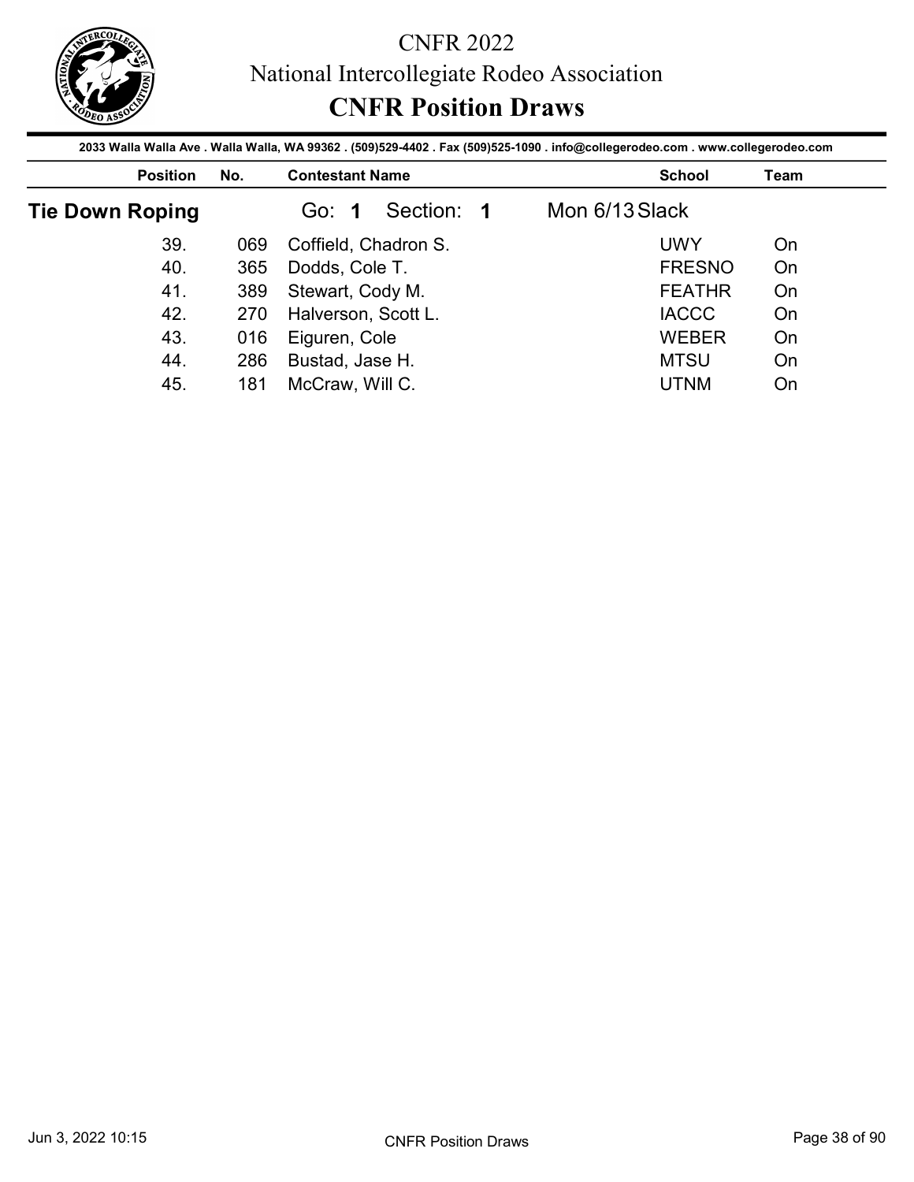# CNFR 2022

## National Intercollegiate Rodeo Association

## CNFR Position Draws

2033 Walla Walla Ave . Walla Walla, WA 99362 . (509)529-4402 . Fax (509)525-1090 . info@collegerodeo.com . www.collegerodeo.com

### Tie Down Roping — Go: 1 Section: 1 — Mon 6/13 Slack

| Position | No. | Contestant Name | School | Team |
|---|---|---|---|---|
| 39. | 069 | Coffield, Chadron S. | UWY | On |
| 40. | 365 | Dodds, Cole T. | FRESNO | On |
| 41. | 389 | Stewart, Cody M. | FEATHR | On |
| 42. | 270 | Halverson, Scott L. | IACCC | On |
| 43. | 016 | Eiguren, Cole | WEBER | On |
| 44. | 286 | Bustad, Jase H. | MTSU | On |
| 45. | 181 | McCraw, Will C. | UTNM | On |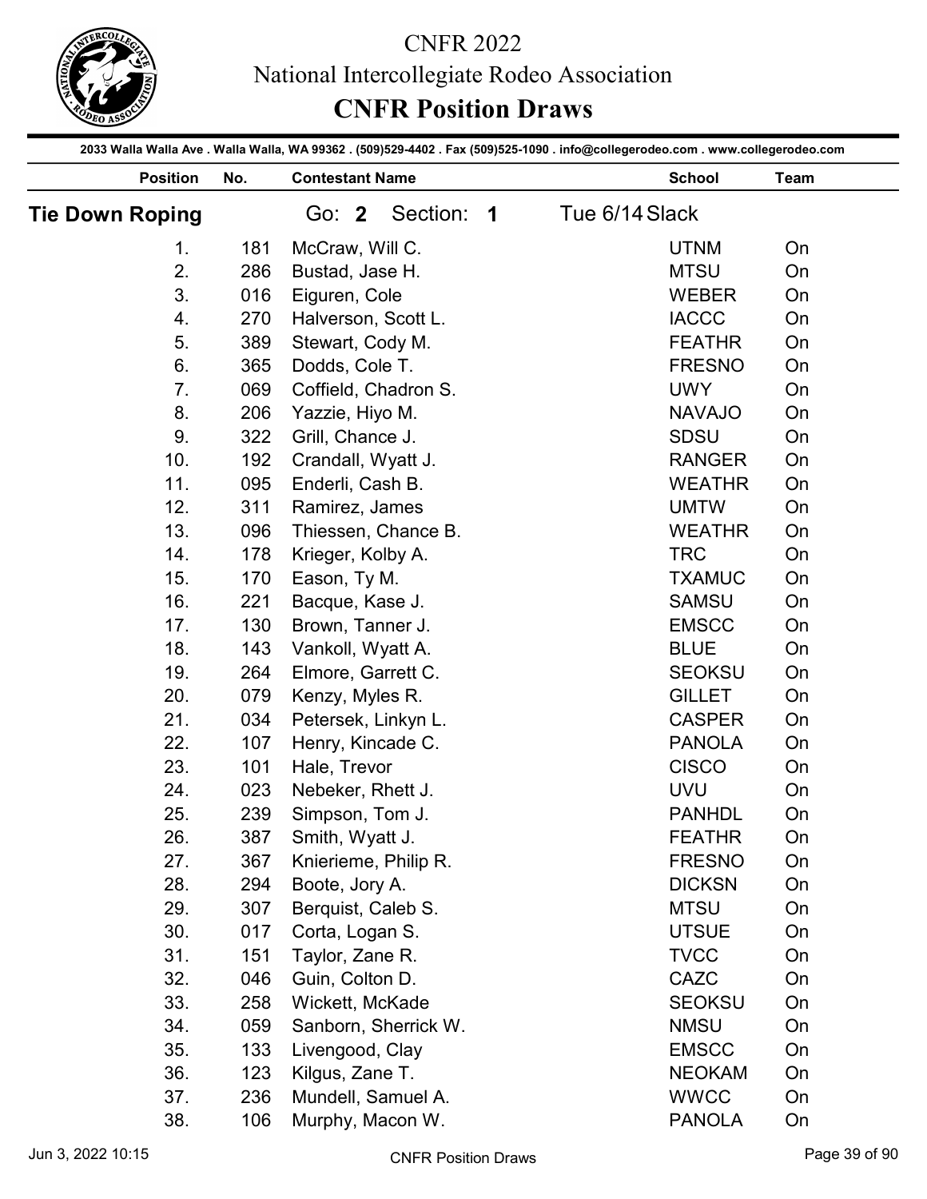# CNFR 2022

## National Intercollegiate Rodeo Association

## CNFR Position Draws

2033 Walla Walla Ave . Walla Walla, WA 99362 . (509)529-4402 . Fax (509)525-1090 . info@collegerodeo.com . www.collegerodeo.com

### Tie Down Roping — Go: 2 Section: 1 — Tue 6/14 Slack

| Position | No. | Contestant Name | School | Team |
|---|---|---|---|---|
| 1. | 181 | McCraw, Will C. | UTNM | On |
| 2. | 286 | Bustad, Jase H. | MTSU | On |
| 3. | 016 | Eiguren, Cole | WEBER | On |
| 4. | 270 | Halverson, Scott L. | IACCC | On |
| 5. | 389 | Stewart, Cody M. | FEATHR | On |
| 6. | 365 | Dodds, Cole T. | FRESNO | On |
| 7. | 069 | Coffield, Chadron S. | UWY | On |
| 8. | 206 | Yazzie, Hiyo M. | NAVAJO | On |
| 9. | 322 | Grill, Chance J. | SDSU | On |
| 10. | 192 | Crandall, Wyatt J. | RANGER | On |
| 11. | 095 | Enderli, Cash B. | WEATHR | On |
| 12. | 311 | Ramirez, James | UMTW | On |
| 13. | 096 | Thiessen, Chance B. | WEATHR | On |
| 14. | 178 | Krieger, Kolby A. | TRC | On |
| 15. | 170 | Eason, Ty M. | TXAMUC | On |
| 16. | 221 | Bacque, Kase J. | SAMSU | On |
| 17. | 130 | Brown, Tanner J. | EMSCC | On |
| 18. | 143 | Vankoll, Wyatt A. | BLUE | On |
| 19. | 264 | Elmore, Garrett C. | SEOKSU | On |
| 20. | 079 | Kenzy, Myles R. | GILLET | On |
| 21. | 034 | Petersek, Linkyn L. | CASPER | On |
| 22. | 107 | Henry, Kincade C. | PANOLA | On |
| 23. | 101 | Hale, Trevor | CISCO | On |
| 24. | 023 | Nebeker, Rhett J. | UVU | On |
| 25. | 239 | Simpson, Tom J. | PANHDL | On |
| 26. | 387 | Smith, Wyatt J. | FEATHR | On |
| 27. | 367 | Knierieme, Philip R. | FRESNO | On |
| 28. | 294 | Boote, Jory A. | DICKSN | On |
| 29. | 307 | Berquist, Caleb S. | MTSU | On |
| 30. | 017 | Corta, Logan S. | UTSUE | On |
| 31. | 151 | Taylor, Zane R. | TVCC | On |
| 32. | 046 | Guin, Colton D. | CAZC | On |
| 33. | 258 | Wickett, McKade | SEOKSU | On |
| 34. | 059 | Sanborn, Sherrick W. | NMSU | On |
| 35. | 133 | Livengood, Clay | EMSCC | On |
| 36. | 123 | Kilgus, Zane T. | NEOKAM | On |
| 37. | 236 | Mundell, Samuel A. | WWCC | On |
| 38. | 106 | Murphy, Macon W. | PANOLA | On |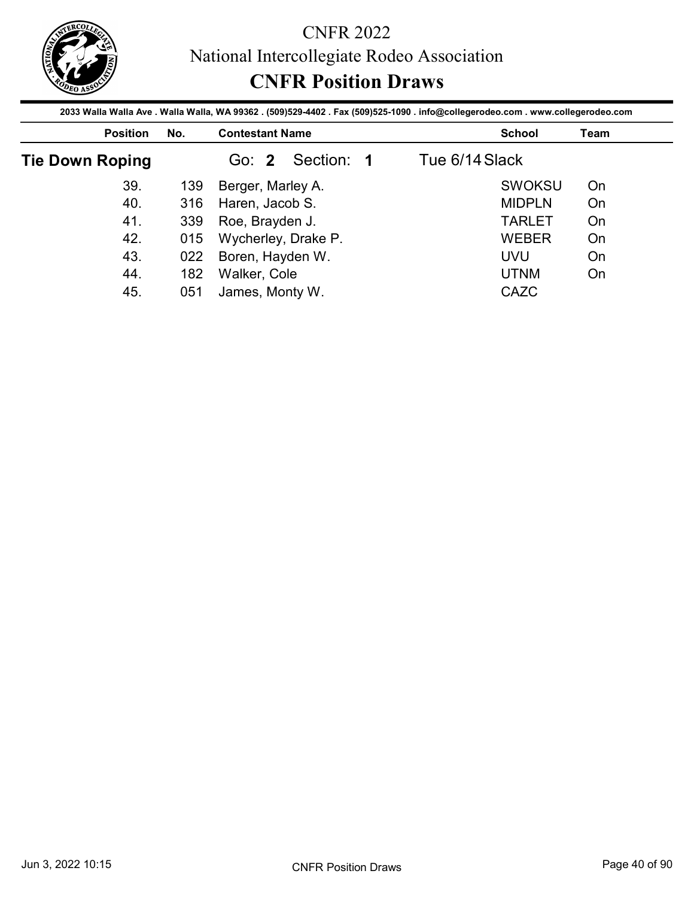# CNFR 2022

## National Intercollegiate Rodeo Association

## CNFR Position Draws

2033 Walla Walla Ave . Walla Walla, WA 99362 . (509)529-4402 . Fax (509)525-1090 . info@collegerodeo.com . www.collegerodeo.com

### Tie Down Roping

Go: **2** Section: **1** Tue 6/14 Slack

| Position | No. | Contestant Name | School | Team |
|---|---|---|---|---|
| 39. | 139 | Berger, Marley A. | SWOKSU | On |
| 40. | 316 | Haren, Jacob S. | MIDPLN | On |
| 41. | 339 | Roe, Brayden J. | TARLET | On |
| 42. | 015 | Wycherley, Drake P. | WEBER | On |
| 43. | 022 | Boren, Hayden W. | UVU | On |
| 44. | 182 | Walker, Cole | UTNM | On |
| 45. | 051 | James, Monty W. | CAZC | |

Jun 3, 2022 10:15 CNFR Position Draws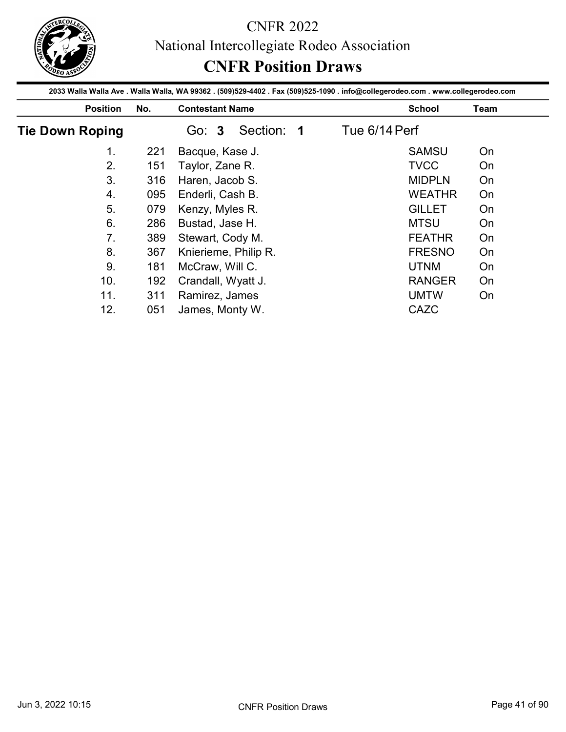# CNFR 2022

## National Intercollegiate Rodeo Association

## CNFR Position Draws

**2033 Walla Walla Ave . Walla Walla, WA 99362 . (509)529-4402 . Fax (509)525-1090 . info@collegerodeo.com . www.collegerodeo.com**

### Tie Down Roping

Go: **3** Section: **1** Tue 6/14 Perf

| Position | No. | Contestant Name | School | Team |
|---|---|---|---|---|
| 1. | 221 | Bacque, Kase J. | SAMSU | On |
| 2. | 151 | Taylor, Zane R. | TVCC | On |
| 3. | 316 | Haren, Jacob S. | MIDPLN | On |
| 4. | 095 | Enderli, Cash B. | WEATHR | On |
| 5. | 079 | Kenzy, Myles R. | GILLET | On |
| 6. | 286 | Bustad, Jase H. | MTSU | On |
| 7. | 389 | Stewart, Cody M. | FEATHR | On |
| 8. | 367 | Knierieme, Philip R. | FRESNO | On |
| 9. | 181 | McCraw, Will C. | UTNM | On |
| 10. | 192 | Crandall, Wyatt J. | RANGER | On |
| 11. | 311 | Ramirez, James | UMTW | On |
| 12. | 051 | James, Monty W. | CAZC | |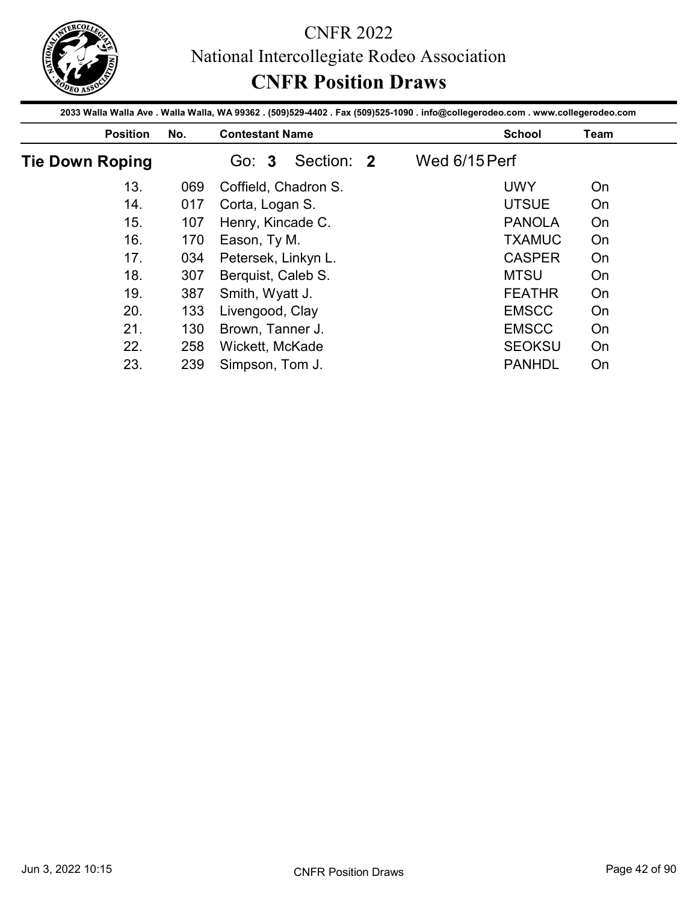# CNFR 2022

## National Intercollegiate Rodeo Association

## CNFR Position Draws

2033 Walla Walla Ave . Walla Walla, WA 99362 . (509)529-4402 . Fax (509)525-1090 . info@collegerodeo.com . www.collegerodeo.com

### Tie Down Roping — Go: 3 Section: 2 — Wed 6/15 Perf

| Position | No. | Contestant Name | School | Team |
|---|---|---|---|---|
| 13. | 069 | Coffield, Chadron S. | UWY | On |
| 14. | 017 | Corta, Logan S. | UTSUE | On |
| 15. | 107 | Henry, Kincade C. | PANOLA | On |
| 16. | 170 | Eason, Ty M. | TXAMUC | On |
| 17. | 034 | Petersek, Linkyn L. | CASPER | On |
| 18. | 307 | Berquist, Caleb S. | MTSU | On |
| 19. | 387 | Smith, Wyatt J. | FEATHR | On |
| 20. | 133 | Livengood, Clay | EMSCC | On |
| 21. | 130 | Brown, Tanner J. | EMSCC | On |
| 22. | 258 | Wickett, McKade | SEOKSU | On |
| 23. | 239 | Simpson, Tom J. | PANHDL | On |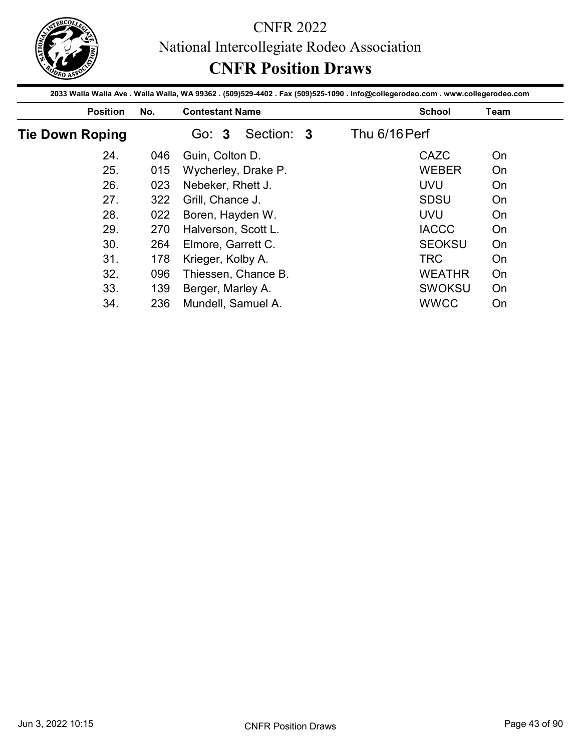# CNFR 2022

## National Intercollegiate Rodeo Association

## CNFR Position Draws

2033 Walla Walla Ave . Walla Walla, WA 99362 . (509)529-4402 . Fax (509)525-1090 . info@collegerodeo.com . www.collegerodeo.com

### Tie Down Roping — Go: 3 Section: 3 — Thu 6/16 Perf

| Position | No. | Contestant Name | School | Team |
|---|---|---|---|---|
| 24. | 046 | Guin, Colton D. | CAZC | On |
| 25. | 015 | Wycherley, Drake P. | WEBER | On |
| 26. | 023 | Nebeker, Rhett J. | UVU | On |
| 27. | 322 | Grill, Chance J. | SDSU | On |
| 28. | 022 | Boren, Hayden W. | UVU | On |
| 29. | 270 | Halverson, Scott L. | IACCC | On |
| 30. | 264 | Elmore, Garrett C. | SEOKSU | On |
| 31. | 178 | Krieger, Kolby A. | TRC | On |
| 32. | 096 | Thiessen, Chance B. | WEATHR | On |
| 33. | 139 | Berger, Marley A. | SWOKSU | On |
| 34. | 236 | Mundell, Samuel A. | WWCC | On |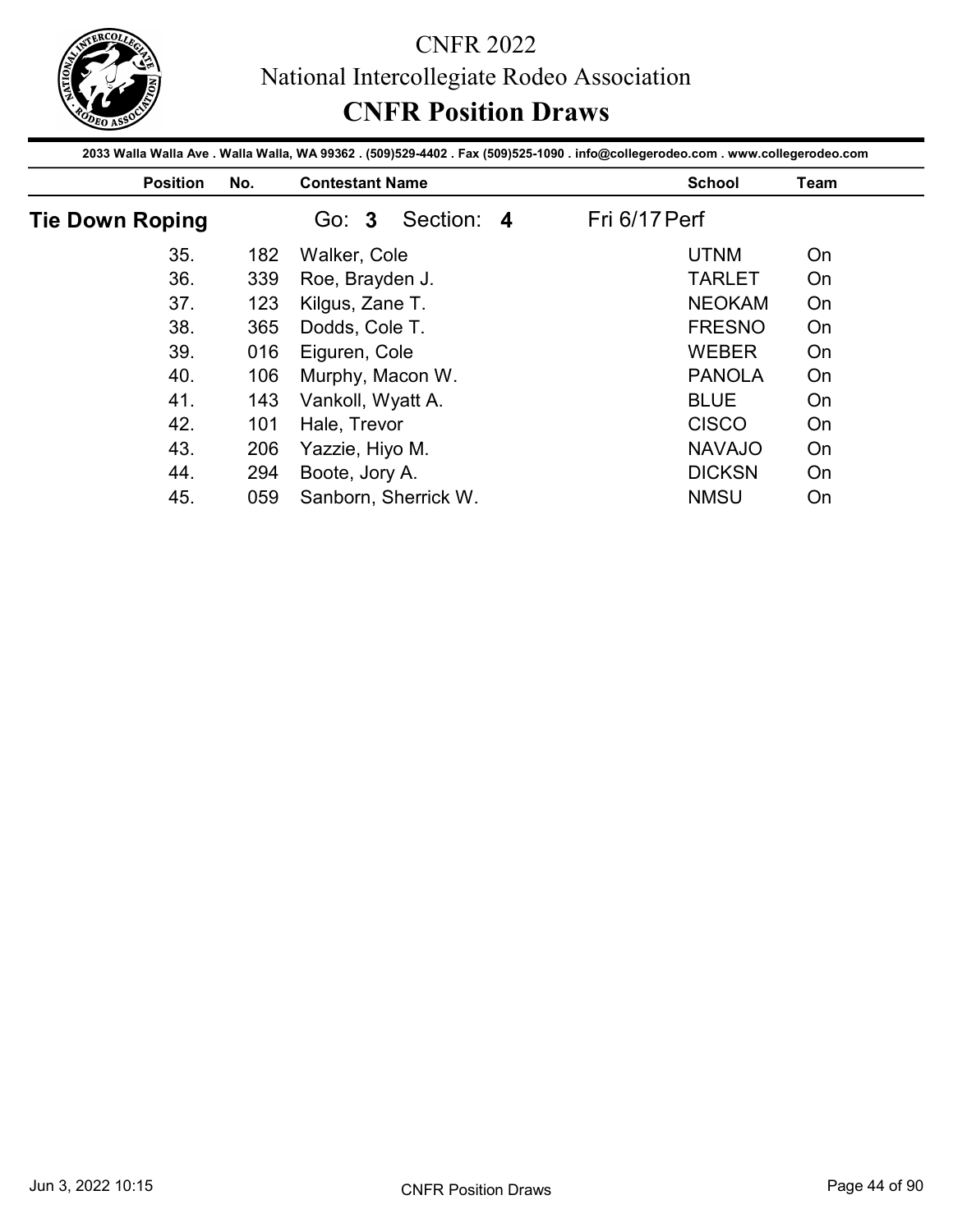# CNFR 2022

## National Intercollegiate Rodeo Association

## CNFR Position Draws

2033 Walla Walla Ave . Walla Walla, WA 99362 . (509)529-4402 . Fax (509)525-1090 . info@collegerodeo.com . www.collegerodeo.com

### Tie Down Roping — Go: **3** Section: **4** — Fri 6/17 Perf

| Position | No. | Contestant Name | School | Team |
|---|---|---|---|---|
| 35. | 182 | Walker, Cole | UTNM | On |
| 36. | 339 | Roe, Brayden J. | TARLET | On |
| 37. | 123 | Kilgus, Zane T. | NEOKAM | On |
| 38. | 365 | Dodds, Cole T. | FRESNO | On |
| 39. | 016 | Eiguren, Cole | WEBER | On |
| 40. | 106 | Murphy, Macon W. | PANOLA | On |
| 41. | 143 | Vankoll, Wyatt A. | BLUE | On |
| 42. | 101 | Hale, Trevor | CISCO | On |
| 43. | 206 | Yazzie, Hiyo M. | NAVAJO | On |
| 44. | 294 | Boote, Jory A. | DICKSN | On |
| 45. | 059 | Sanborn, Sherrick W. | NMSU | On |

Jun 3, 2022 10:15 — CNFR Position Draws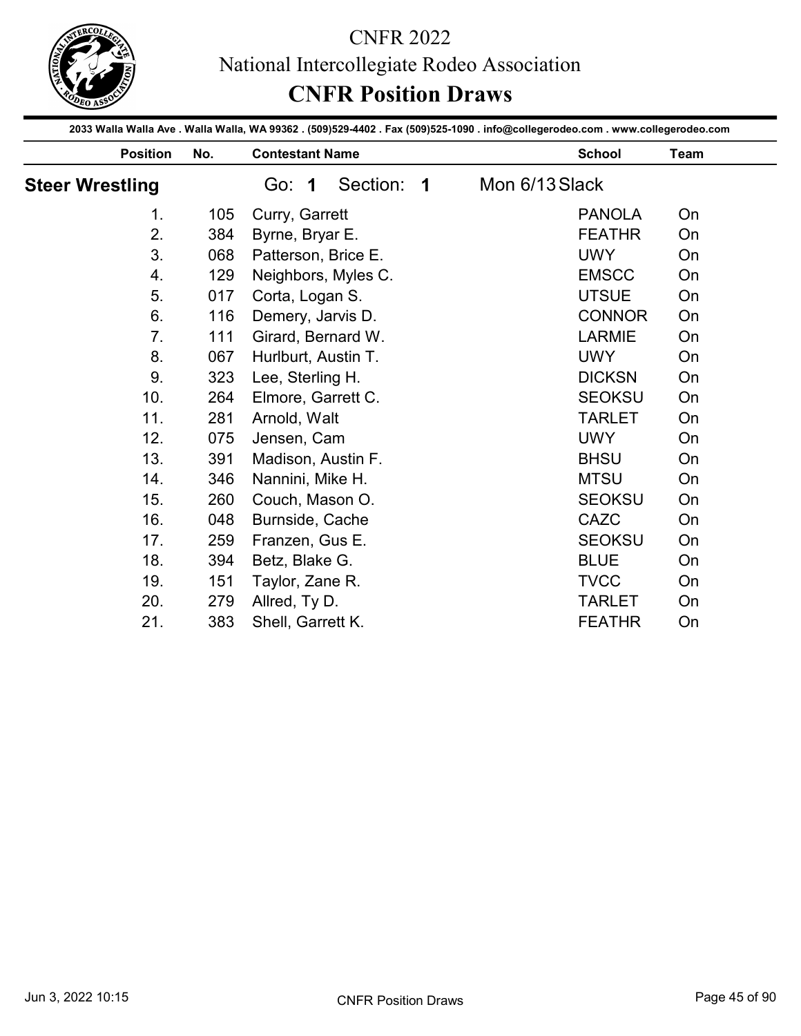# CNFR 2022

National Intercollegiate Rodeo Association

## CNFR Position Draws

2033 Walla Walla Ave . Walla Walla, WA 99362 . (509)529-4402 . Fax (509)525-1090 . info@collegerodeo.com . www.collegerodeo.com

### Steer Wrestling

Go: **1** Section: **1** Mon 6/13 Slack

| Position | No. | Contestant Name | School | Team |
|---|---|---|---|---|
| 1. | 105 | Curry, Garrett | PANOLA | On |
| 2. | 384 | Byrne, Bryar E. | FEATHR | On |
| 3. | 068 | Patterson, Brice E. | UWY | On |
| 4. | 129 | Neighbors, Myles C. | EMSCC | On |
| 5. | 017 | Corta, Logan S. | UTSUE | On |
| 6. | 116 | Demery, Jarvis D. | CONNOR | On |
| 7. | 111 | Girard, Bernard W. | LARMIE | On |
| 8. | 067 | Hurlburt, Austin T. | UWY | On |
| 9. | 323 | Lee, Sterling H. | DICKSN | On |
| 10. | 264 | Elmore, Garrett C. | SEOKSU | On |
| 11. | 281 | Arnold, Walt | TARLET | On |
| 12. | 075 | Jensen, Cam | UWY | On |
| 13. | 391 | Madison, Austin F. | BHSU | On |
| 14. | 346 | Nannini, Mike H. | MTSU | On |
| 15. | 260 | Couch, Mason O. | SEOKSU | On |
| 16. | 048 | Burnside, Cache | CAZC | On |
| 17. | 259 | Franzen, Gus E. | SEOKSU | On |
| 18. | 394 | Betz, Blake G. | BLUE | On |
| 19. | 151 | Taylor, Zane R. | TVCC | On |
| 20. | 279 | Allred, Ty D. | TARLET | On |
| 21. | 383 | Shell, Garrett K. | FEATHR | On |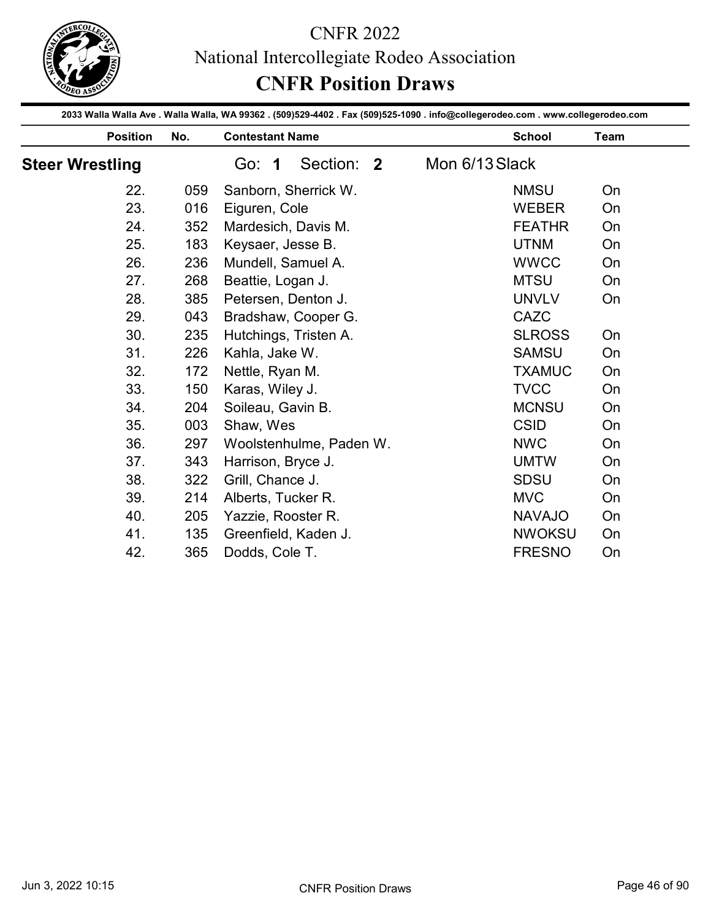# CNFR 2022

## National Intercollegiate Rodeo Association

## CNFR Position Draws

2033 Walla Walla Ave . Walla Walla, WA 99362 . (509)529-4402 . Fax (509)525-1090 . info@collegerodeo.com . www.collegerodeo.com

### Steer Wrestling

Go: **1** Section: **2** Mon 6/13 Slack

| Position | No. | Contestant Name | School | Team |
|---|---|---|---|---|
| 22. | 059 | Sanborn, Sherrick W. | NMSU | On |
| 23. | 016 | Eiguren, Cole | WEBER | On |
| 24. | 352 | Mardesich, Davis M. | FEATHR | On |
| 25. | 183 | Keysaer, Jesse B. | UTNM | On |
| 26. | 236 | Mundell, Samuel A. | WWCC | On |
| 27. | 268 | Beattie, Logan J. | MTSU | On |
| 28. | 385 | Petersen, Denton J. | UNVLV | On |
| 29. | 043 | Bradshaw, Cooper G. | CAZC | |
| 30. | 235 | Hutchings, Tristen A. | SLROSS | On |
| 31. | 226 | Kahla, Jake W. | SAMSU | On |
| 32. | 172 | Nettle, Ryan M. | TXAMUC | On |
| 33. | 150 | Karas, Wiley J. | TVCC | On |
| 34. | 204 | Soileau, Gavin B. | MCNSU | On |
| 35. | 003 | Shaw, Wes | CSID | On |
| 36. | 297 | Woolstenhulme, Paden W. | NWC | On |
| 37. | 343 | Harrison, Bryce J. | UMTW | On |
| 38. | 322 | Grill, Chance J. | SDSU | On |
| 39. | 214 | Alberts, Tucker R. | MVC | On |
| 40. | 205 | Yazzie, Rooster R. | NAVAJO | On |
| 41. | 135 | Greenfield, Kaden J. | NWOKSU | On |
| 42. | 365 | Dodds, Cole T. | FRESNO | On |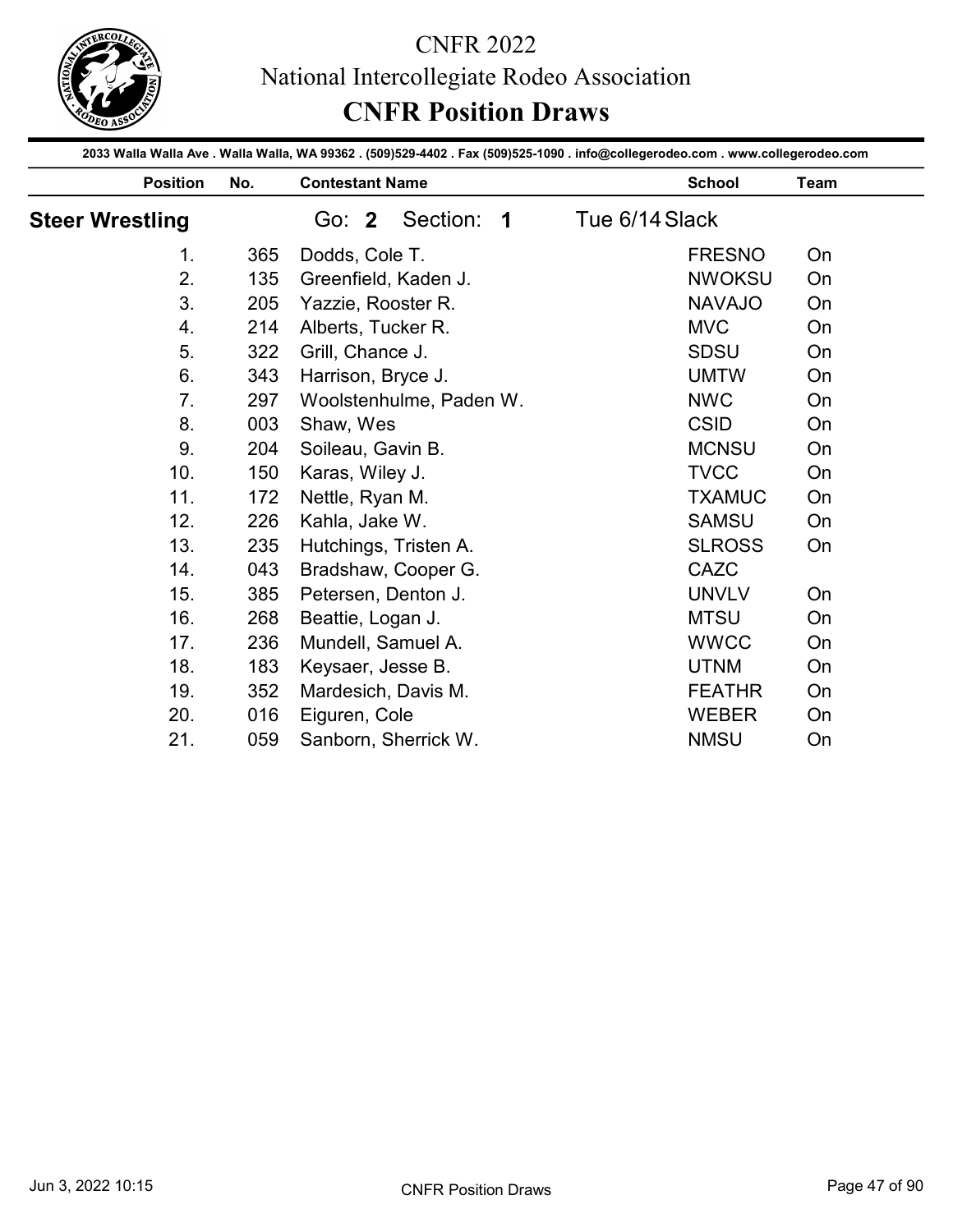# CNFR 2022

## National Intercollegiate Rodeo Association

## CNFR Position Draws

2033 Walla Walla Ave . Walla Walla, WA 99362 . (509)529-4402 . Fax (509)525-1090 . info@collegerodeo.com . www.collegerodeo.com

### Steer Wrestling

Go: **2** Section: **1** Tue 6/14 Slack

| Position | No. | Contestant Name | School | Team |
|---|---|---|---|---|
| 1. | 365 | Dodds, Cole T. | FRESNO | On |
| 2. | 135 | Greenfield, Kaden J. | NWOKSU | On |
| 3. | 205 | Yazzie, Rooster R. | NAVAJO | On |
| 4. | 214 | Alberts, Tucker R. | MVC | On |
| 5. | 322 | Grill, Chance J. | SDSU | On |
| 6. | 343 | Harrison, Bryce J. | UMTW | On |
| 7. | 297 | Woolstenhulme, Paden W. | NWC | On |
| 8. | 003 | Shaw, Wes | CSID | On |
| 9. | 204 | Soileau, Gavin B. | MCNSU | On |
| 10. | 150 | Karas, Wiley J. | TVCC | On |
| 11. | 172 | Nettle, Ryan M. | TXAMUC | On |
| 12. | 226 | Kahla, Jake W. | SAMSU | On |
| 13. | 235 | Hutchings, Tristen A. | SLROSS | On |
| 14. | 043 | Bradshaw, Cooper G. | CAZC | |
| 15. | 385 | Petersen, Denton J. | UNVLV | On |
| 16. | 268 | Beattie, Logan J. | MTSU | On |
| 17. | 236 | Mundell, Samuel A. | WWCC | On |
| 18. | 183 | Keysaer, Jesse B. | UTNM | On |
| 19. | 352 | Mardesich, Davis M. | FEATHR | On |
| 20. | 016 | Eiguren, Cole | WEBER | On |
| 21. | 059 | Sanborn, Sherrick W. | NMSU | On |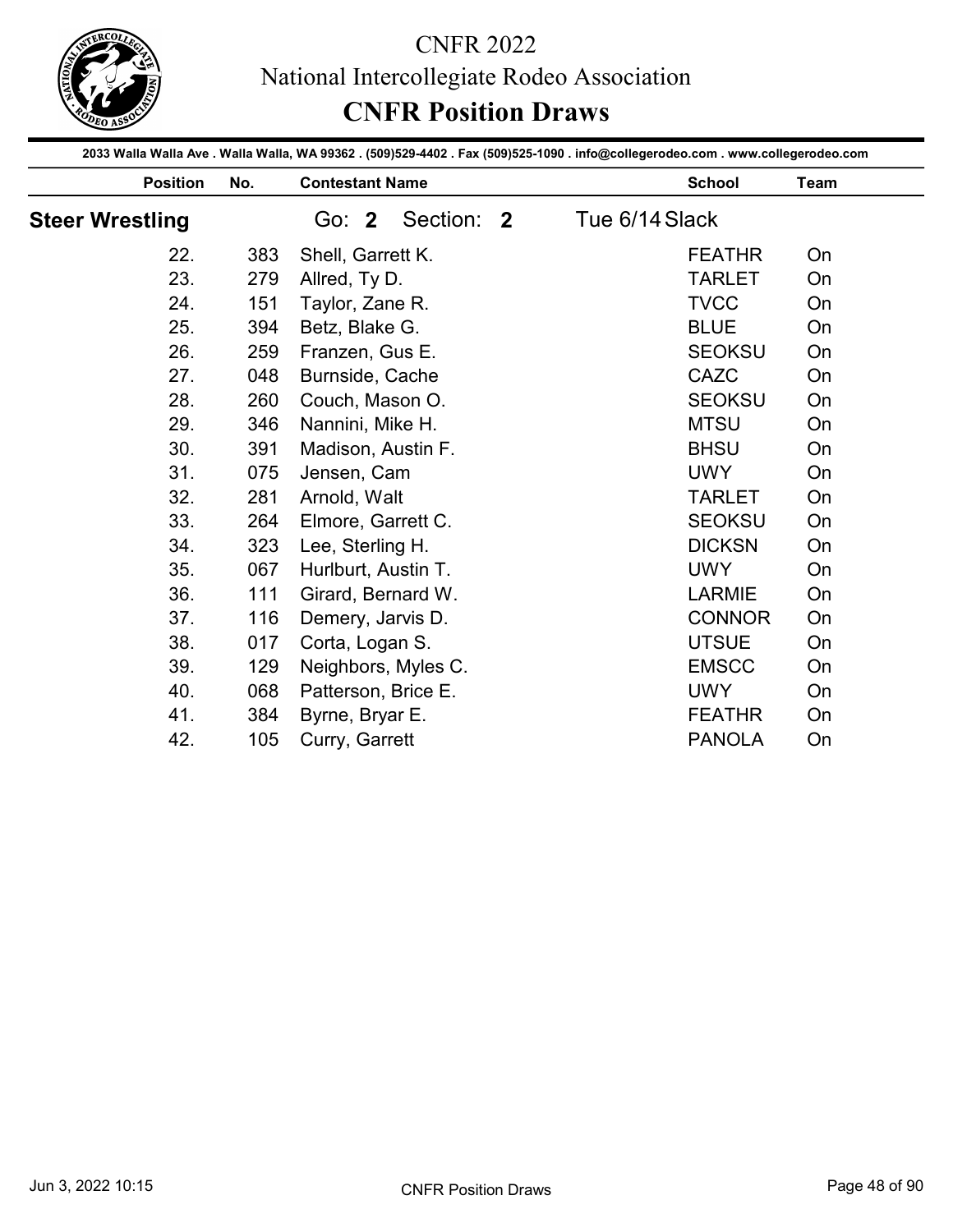# CNFR 2022

National Intercollegiate Rodeo Association

## CNFR Position Draws

2033 Walla Walla Ave . Walla Walla, WA 99362 . (509)529-4402 . Fax (509)525-1090 . info@collegerodeo.com . www.collegerodeo.com

### Steer Wrestling

Go: **2** Section: **2** Tue 6/14 Slack

| Position | No. | Contestant Name | School | Team |
|---|---|---|---|---|
| 22. | 383 | Shell, Garrett K. | FEATHR | On |
| 23. | 279 | Allred, Ty D. | TARLET | On |
| 24. | 151 | Taylor, Zane R. | TVCC | On |
| 25. | 394 | Betz, Blake G. | BLUE | On |
| 26. | 259 | Franzen, Gus E. | SEOKSU | On |
| 27. | 048 | Burnside, Cache | CAZC | On |
| 28. | 260 | Couch, Mason O. | SEOKSU | On |
| 29. | 346 | Nannini, Mike H. | MTSU | On |
| 30. | 391 | Madison, Austin F. | BHSU | On |
| 31. | 075 | Jensen, Cam | UWY | On |
| 32. | 281 | Arnold, Walt | TARLET | On |
| 33. | 264 | Elmore, Garrett C. | SEOKSU | On |
| 34. | 323 | Lee, Sterling H. | DICKSN | On |
| 35. | 067 | Hurlburt, Austin T. | UWY | On |
| 36. | 111 | Girard, Bernard W. | LARMIE | On |
| 37. | 116 | Demery, Jarvis D. | CONNOR | On |
| 38. | 017 | Corta, Logan S. | UTSUE | On |
| 39. | 129 | Neighbors, Myles C. | EMSCC | On |
| 40. | 068 | Patterson, Brice E. | UWY | On |
| 41. | 384 | Byrne, Bryar E. | FEATHR | On |
| 42. | 105 | Curry, Garrett | PANOLA | On |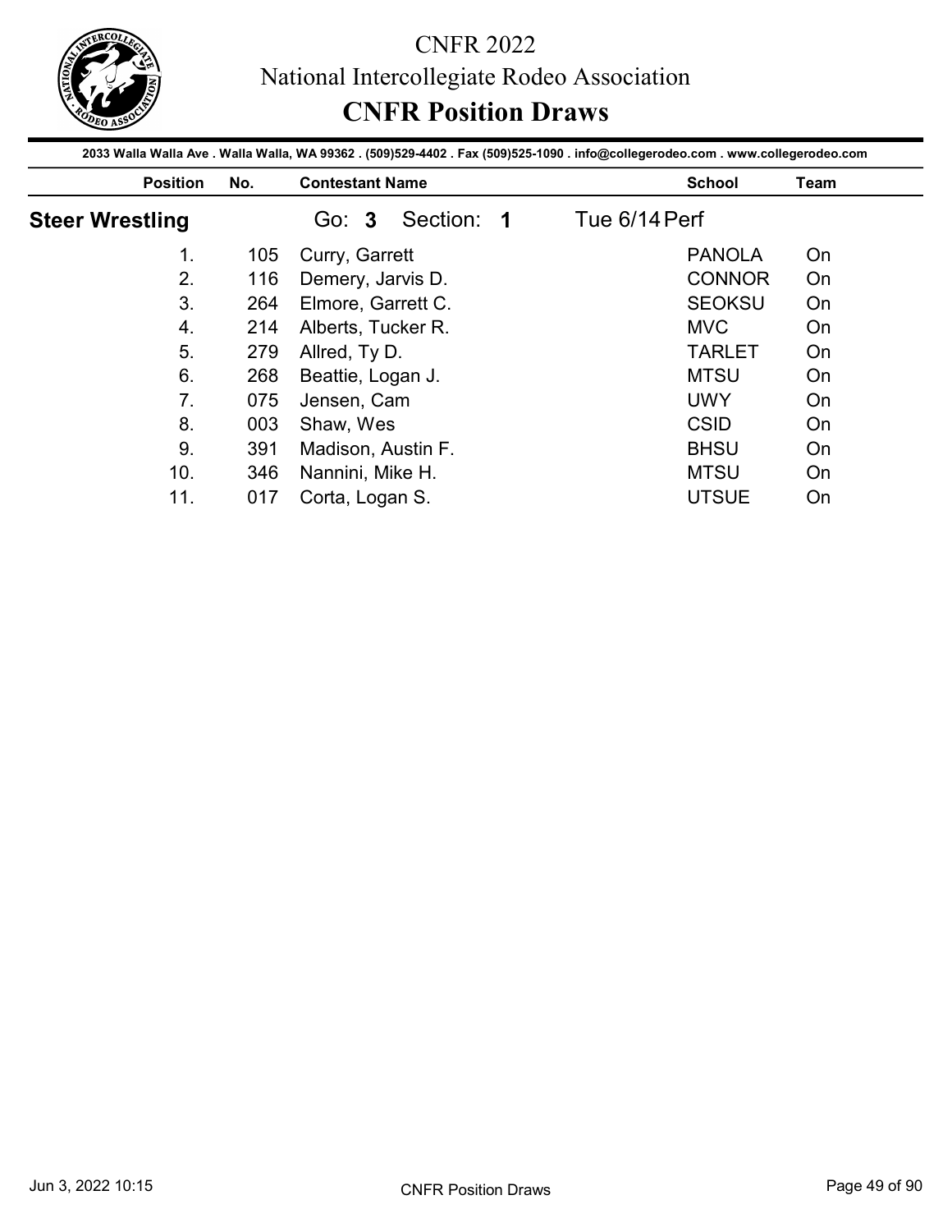# CNFR 2022

National Intercollegiate Rodeo Association

## CNFR Position Draws

**2033 Walla Walla Ave . Walla Walla, WA 99362 . (509)529-4402 . Fax (509)525-1090 . info@collegerodeo.com . www.collegerodeo.com**

### Steer Wrestling

Go: **3** Section: **1** Tue 6/14 Perf

| Position | No. | Contestant Name | School | Team |
|---|---|---|---|---|
| 1. | 105 | Curry, Garrett | PANOLA | On |
| 2. | 116 | Demery, Jarvis D. | CONNOR | On |
| 3. | 264 | Elmore, Garrett C. | SEOKSU | On |
| 4. | 214 | Alberts, Tucker R. | MVC | On |
| 5. | 279 | Allred, Ty D. | TARLET | On |
| 6. | 268 | Beattie, Logan J. | MTSU | On |
| 7. | 075 | Jensen, Cam | UWY | On |
| 8. | 003 | Shaw, Wes | CSID | On |
| 9. | 391 | Madison, Austin F. | BHSU | On |
| 10. | 346 | Nannini, Mike H. | MTSU | On |
| 11. | 017 | Corta, Logan S. | UTSUE | On |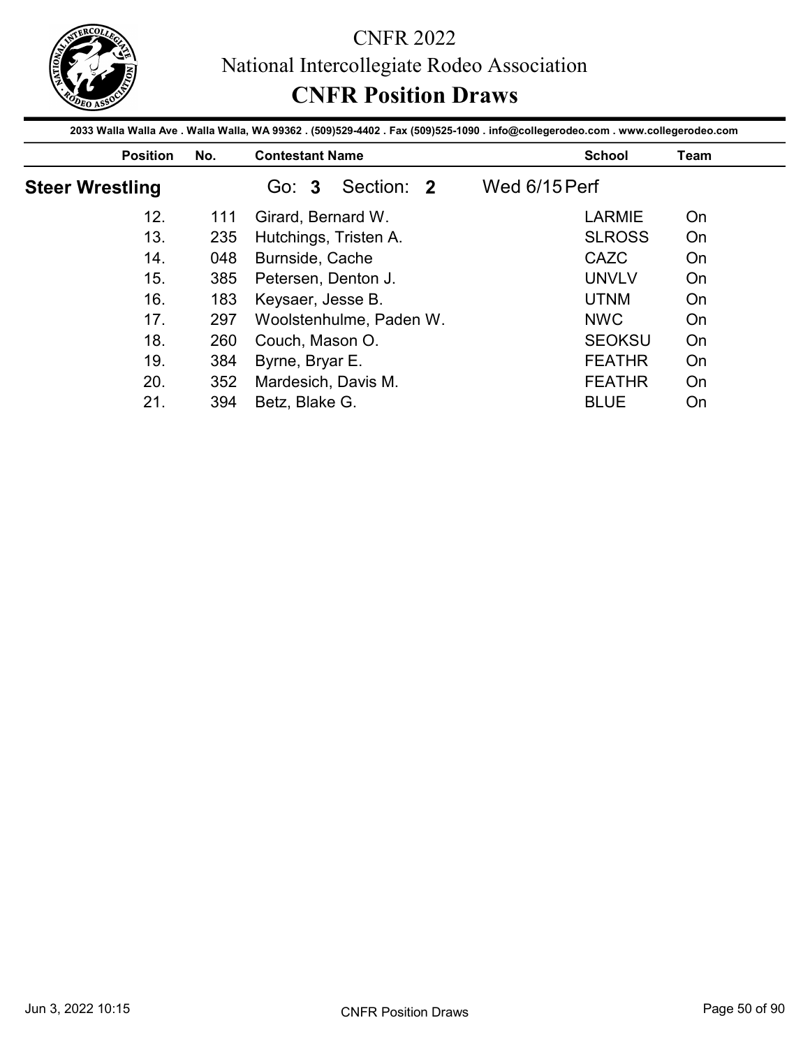# CNFR 2022

## National Intercollegiate Rodeo Association

## CNFR Position Draws

2033 Walla Walla Ave . Walla Walla, WA 99362 . (509)529-4402 . Fax (509)525-1090 . info@collegerodeo.com . www.collegerodeo.com

### Steer Wrestling

Go: **3** Section: **2** Wed 6/15 Perf

| Position | No. | Contestant Name | School | Team |
|---|---|---|---|---|
| 12. | 111 | Girard, Bernard W. | LARMIE | On |
| 13. | 235 | Hutchings, Tristen A. | SLROSS | On |
| 14. | 048 | Burnside, Cache | CAZC | On |
| 15. | 385 | Petersen, Denton J. | UNVLV | On |
| 16. | 183 | Keysaer, Jesse B. | UTNM | On |
| 17. | 297 | Woolstenhulme, Paden W. | NWC | On |
| 18. | 260 | Couch, Mason O. | SEOKSU | On |
| 19. | 384 | Byrne, Bryar E. | FEATHR | On |
| 20. | 352 | Mardesich, Davis M. | FEATHR | On |
| 21. | 394 | Betz, Blake G. | BLUE | On |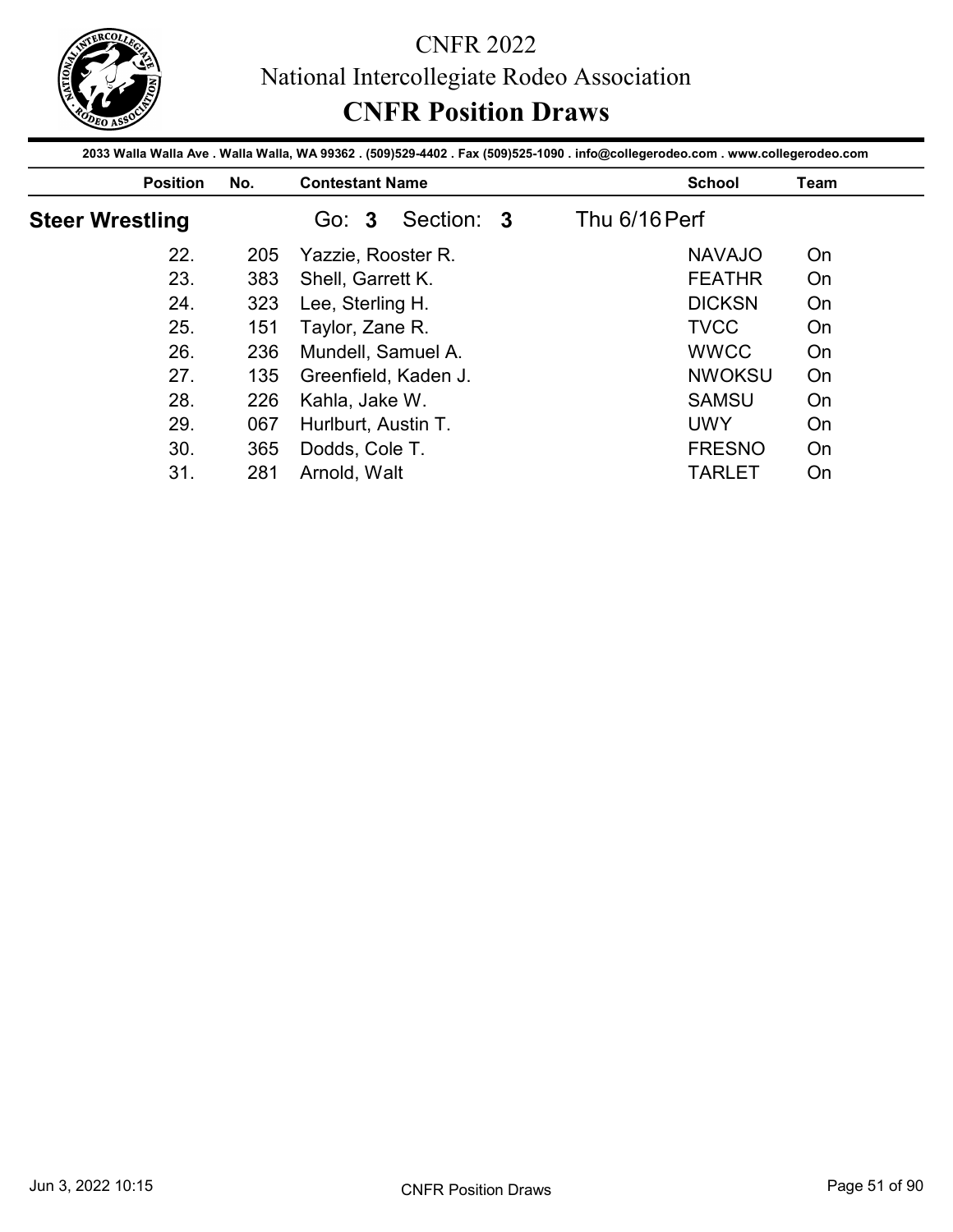# CNFR 2022

## National Intercollegiate Rodeo Association

## CNFR Position Draws

2033 Walla Walla Ave . Walla Walla, WA 99362 . (509)529-4402 . Fax (509)525-1090 . info@collegerodeo.com . www.collegerodeo.com

### Steer Wrestling

Go: **3** Section: **3** Thu 6/16 Perf

| Position | No. | Contestant Name | School | Team |
|---|---|---|---|---|
| 22. | 205 | Yazzie, Rooster R. | NAVAJO | On |
| 23. | 383 | Shell, Garrett K. | FEATHR | On |
| 24. | 323 | Lee, Sterling H. | DICKSN | On |
| 25. | 151 | Taylor, Zane R. | TVCC | On |
| 26. | 236 | Mundell, Samuel A. | WWCC | On |
| 27. | 135 | Greenfield, Kaden J. | NWOKSU | On |
| 28. | 226 | Kahla, Jake W. | SAMSU | On |
| 29. | 067 | Hurlburt, Austin T. | UWY | On |
| 30. | 365 | Dodds, Cole T. | FRESNO | On |
| 31. | 281 | Arnold, Walt | TARLET | On |

Jun 3, 2022 10:15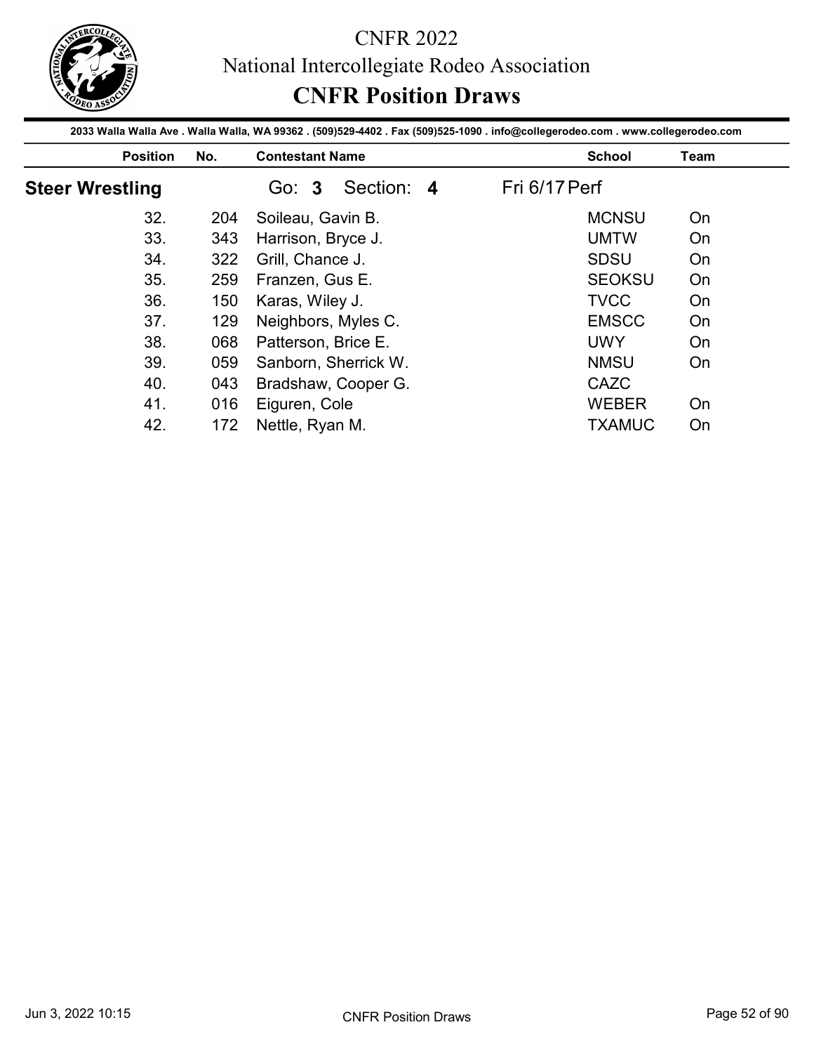# CNFR 2022

National Intercollegiate Rodeo Association

## CNFR Position Draws

**2033 Walla Walla Ave . Walla Walla, WA 99362 . (509)529-4402 . Fax (509)525-1090 . info@collegerodeo.com . www.collegerodeo.com**

### Steer Wrestling

Go: **3** Section: **4** Fri 6/17 Perf

| Position | No. | Contestant Name | School | Team |
|---|---|---|---|---|
| 32. | 204 | Soileau, Gavin B. | MCNSU | On |
| 33. | 343 | Harrison, Bryce J. | UMTW | On |
| 34. | 322 | Grill, Chance J. | SDSU | On |
| 35. | 259 | Franzen, Gus E. | SEOKSU | On |
| 36. | 150 | Karas, Wiley J. | TVCC | On |
| 37. | 129 | Neighbors, Myles C. | EMSCC | On |
| 38. | 068 | Patterson, Brice E. | UWY | On |
| 39. | 059 | Sanborn, Sherrick W. | NMSU | On |
| 40. | 043 | Bradshaw, Cooper G. | CAZC | |
| 41. | 016 | Eiguren, Cole | WEBER | On |
| 42. | 172 | Nettle, Ryan M. | TXAMUC | On |

Jun 3, 2022 10:15 CNFR Position Draws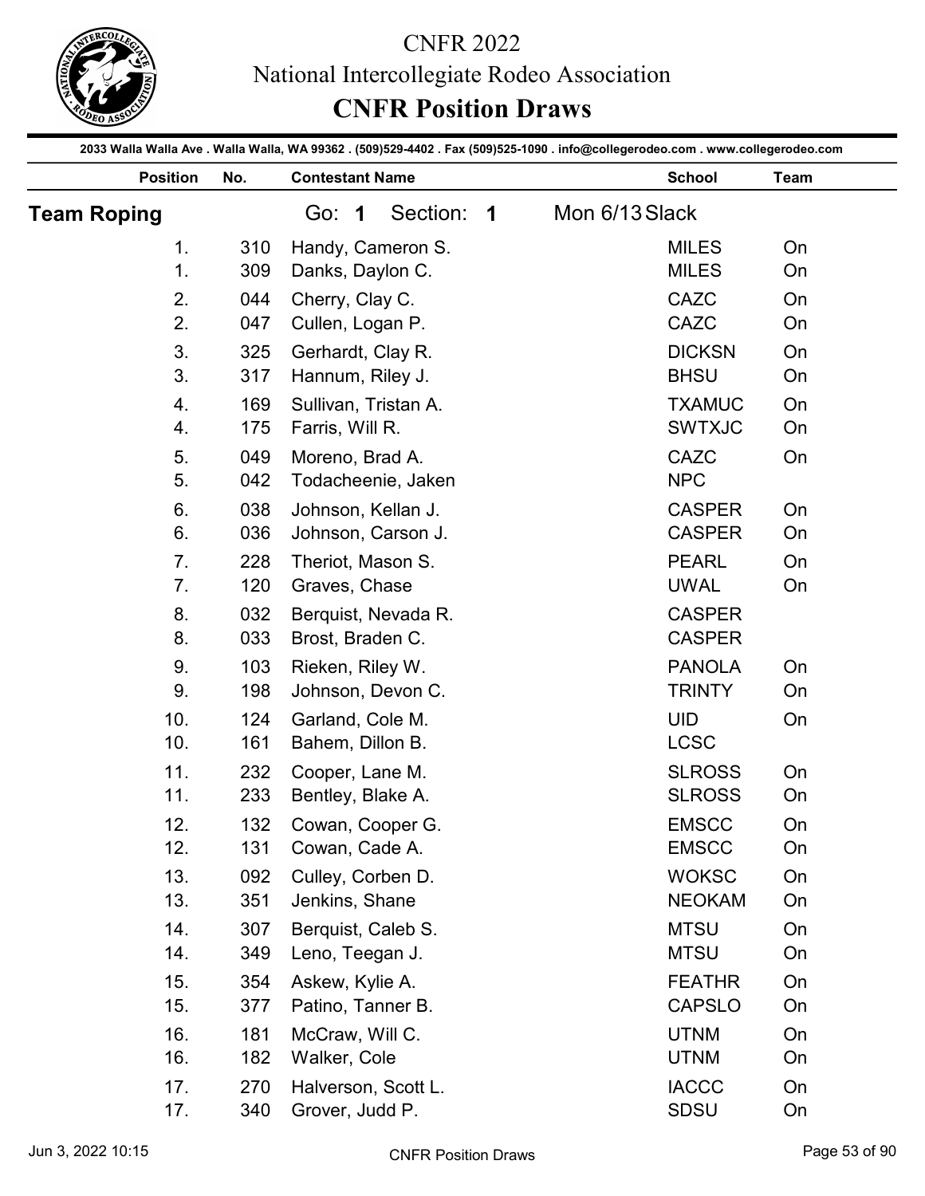# CNFR 2022

## National Intercollegiate Rodeo Association

## CNFR Position Draws

2033 Walla Walla Ave . Walla Walla, WA 99362 . (509)529-4402 . Fax (509)525-1090 . info@collegerodeo.com . www.collegerodeo.com

### Team Roping

Go: **1** Section: **1** Mon 6/13 Slack

| Position | No. | Contestant Name | School | Team |
|---|---|---|---|---|
| 1. | 310 | Handy, Cameron S. | MILES | On |
| 1. | 309 | Danks, Daylon C. | MILES | On |
| 2. | 044 | Cherry, Clay C. | CAZC | On |
| 2. | 047 | Cullen, Logan P. | CAZC | On |
| 3. | 325 | Gerhardt, Clay R. | DICKSN | On |
| 3. | 317 | Hannum, Riley J. | BHSU | On |
| 4. | 169 | Sullivan, Tristan A. | TXAMUC | On |
| 4. | 175 | Farris, Will R. | SWTXJC | On |
| 5. | 049 | Moreno, Brad A. | CAZC | On |
| 5. | 042 | Todacheenie, Jaken | NPC | |
| 6. | 038 | Johnson, Kellan J. | CASPER | On |
| 6. | 036 | Johnson, Carson J. | CASPER | On |
| 7. | 228 | Theriot, Mason S. | PEARL | On |
| 7. | 120 | Graves, Chase | UWAL | On |
| 8. | 032 | Berquist, Nevada R. | CASPER | |
| 8. | 033 | Brost, Braden C. | CASPER | |
| 9. | 103 | Rieken, Riley W. | PANOLA | On |
| 9. | 198 | Johnson, Devon C. | TRINTY | On |
| 10. | 124 | Garland, Cole M. | UID | On |
| 10. | 161 | Bahem, Dillon B. | LCSC | |
| 11. | 232 | Cooper, Lane M. | SLROSS | On |
| 11. | 233 | Bentley, Blake A. | SLROSS | On |
| 12. | 132 | Cowan, Cooper G. | EMSCC | On |
| 12. | 131 | Cowan, Cade A. | EMSCC | On |
| 13. | 092 | Culley, Corben D. | WOKSC | On |
| 13. | 351 | Jenkins, Shane | NEOKAM | On |
| 14. | 307 | Berquist, Caleb S. | MTSU | On |
| 14. | 349 | Leno, Teegan J. | MTSU | On |
| 15. | 354 | Askew, Kylie A. | FEATHR | On |
| 15. | 377 | Patino, Tanner B. | CAPSLO | On |
| 16. | 181 | McCraw, Will C. | UTNM | On |
| 16. | 182 | Walker, Cole | UTNM | On |
| 17. | 270 | Halverson, Scott L. | IACCC | On |
| 17. | 340 | Grover, Judd P. | SDSU | On |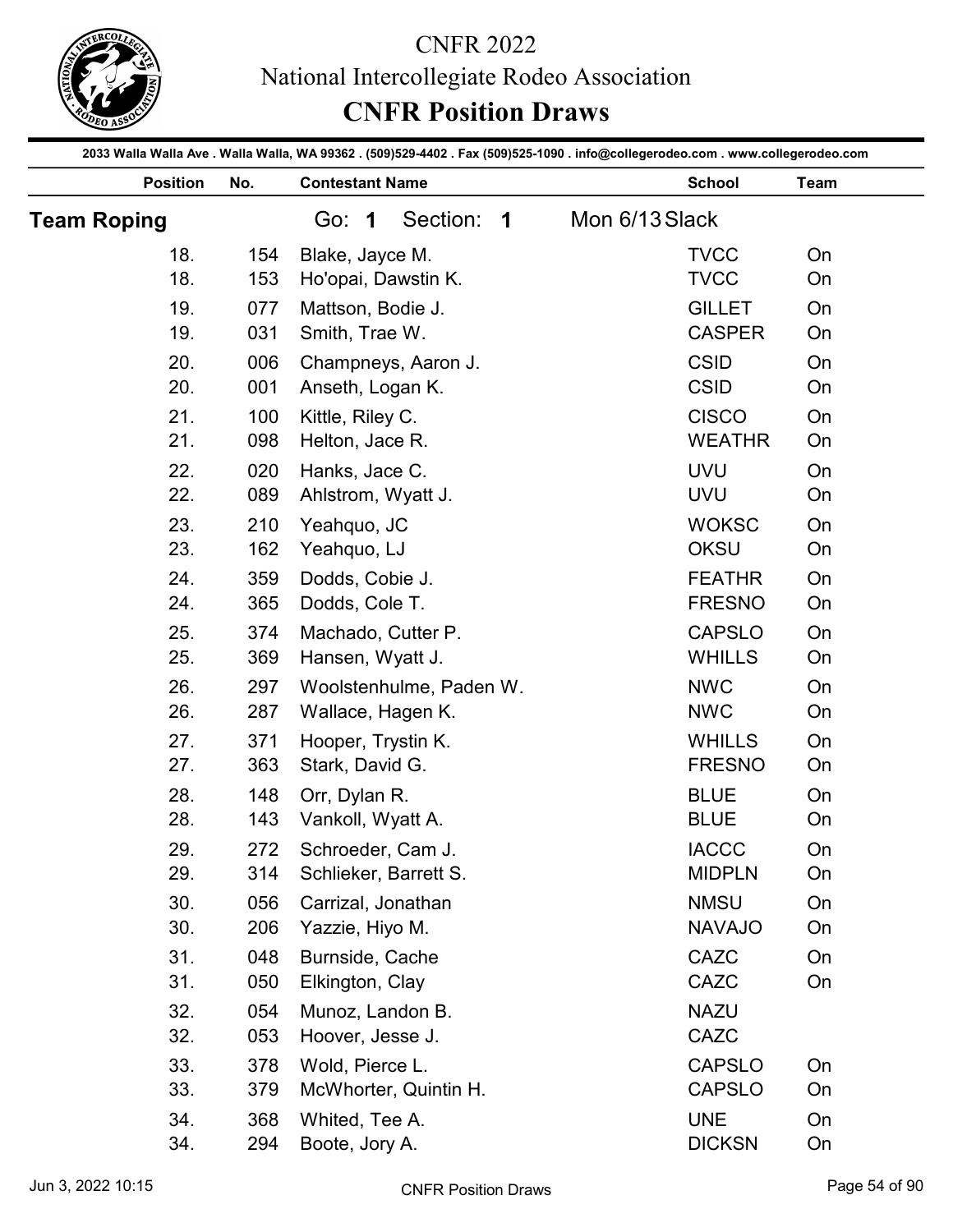# CNFR 2022

## National Intercollegiate Rodeo Association

## CNFR Position Draws

2033 Walla Walla Ave . Walla Walla, WA 99362 . (509)529-4402 . Fax (509)525-1090 . info@collegerodeo.com . www.collegerodeo.com

### Team Roping

Go: **1** Section: **1** Mon 6/13 Slack

| Position | No. | Contestant Name | School | Team |
|---|---|---|---|---|
| 18. | 154 | Blake, Jayce M. | TVCC | On |
| 18. | 153 | Ho'opai, Dawstin K. | TVCC | On |
| 19. | 077 | Mattson, Bodie J. | GILLET | On |
| 19. | 031 | Smith, Trae W. | CASPER | On |
| 20. | 006 | Champneys, Aaron J. | CSID | On |
| 20. | 001 | Anseth, Logan K. | CSID | On |
| 21. | 100 | Kittle, Riley C. | CISCO | On |
| 21. | 098 | Helton, Jace R. | WEATHR | On |
| 22. | 020 | Hanks, Jace C. | UVU | On |
| 22. | 089 | Ahlstrom, Wyatt J. | UVU | On |
| 23. | 210 | Yeahquo, JC | WOKSC | On |
| 23. | 162 | Yeahquo, LJ | OKSU | On |
| 24. | 359 | Dodds, Cobie J. | FEATHR | On |
| 24. | 365 | Dodds, Cole T. | FRESNO | On |
| 25. | 374 | Machado, Cutter P. | CAPSLO | On |
| 25. | 369 | Hansen, Wyatt J. | WHILLS | On |
| 26. | 297 | Woolstenhulme, Paden W. | NWC | On |
| 26. | 287 | Wallace, Hagen K. | NWC | On |
| 27. | 371 | Hooper, Trystin K. | WHILLS | On |
| 27. | 363 | Stark, David G. | FRESNO | On |
| 28. | 148 | Orr, Dylan R. | BLUE | On |
| 28. | 143 | Vankoll, Wyatt A. | BLUE | On |
| 29. | 272 | Schroeder, Cam J. | IACCC | On |
| 29. | 314 | Schlieker, Barrett S. | MIDPLN | On |
| 30. | 056 | Carrizal, Jonathan | NMSU | On |
| 30. | 206 | Yazzie, Hiyo M. | NAVAJO | On |
| 31. | 048 | Burnside, Cache | CAZC | On |
| 31. | 050 | Elkington, Clay | CAZC | On |
| 32. | 054 | Munoz, Landon B. | NAZU | |
| 32. | 053 | Hoover, Jesse J. | CAZC | |
| 33. | 378 | Wold, Pierce L. | CAPSLO | On |
| 33. | 379 | McWhorter, Quintin H. | CAPSLO | On |
| 34. | 368 | Whited, Tee A. | UNE | On |
| 34. | 294 | Boote, Jory A. | DICKSN | On |

Jun 3, 2022 10:15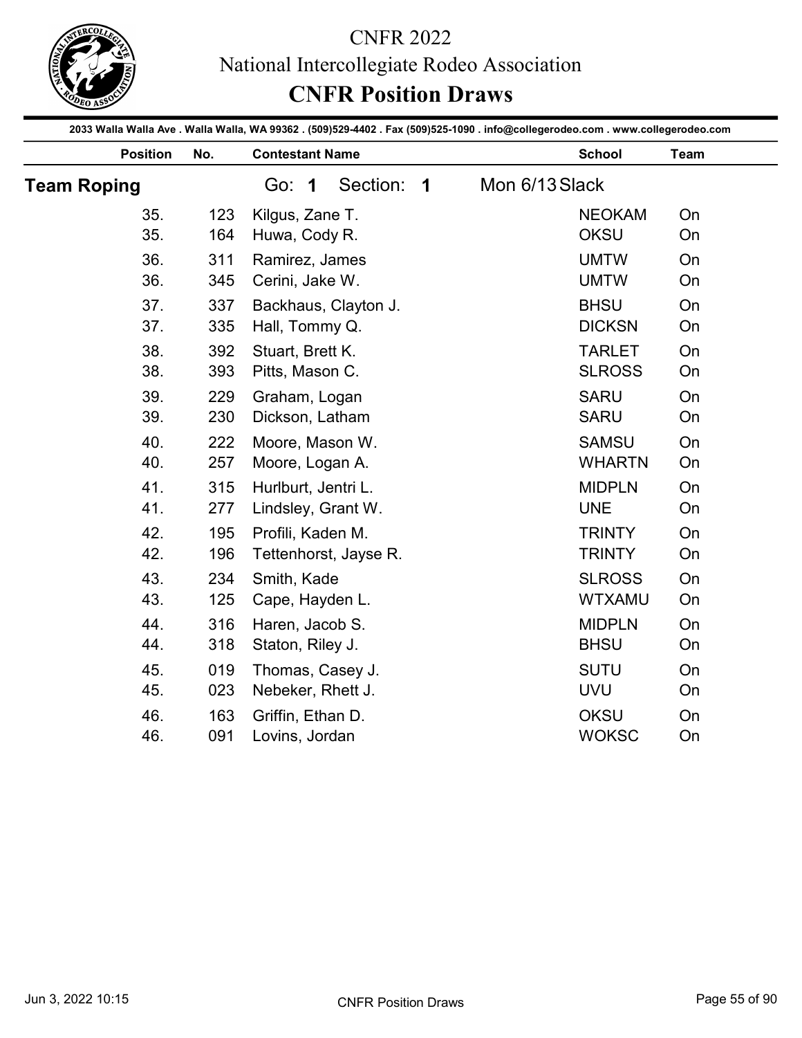# CNFR 2022

National Intercollegiate Rodeo Association

## CNFR Position Draws

2033 Walla Walla Ave . Walla Walla, WA 99362 . (509)529-4402 . Fax (509)525-1090 . info@collegerodeo.com . www.collegerodeo.com

### Team Roping

Go: **1** Section: **1** Mon 6/13 Slack

| Position | No. | Contestant Name | School | Team |
|---|---|---|---|---|
| 35. | 123 | Kilgus, Zane T. | NEOKAM | On |
| 35. | 164 | Huwa, Cody R. | OKSU | On |
| 36. | 311 | Ramirez, James | UMTW | On |
| 36. | 345 | Cerini, Jake W. | UMTW | On |
| 37. | 337 | Backhaus, Clayton J. | BHSU | On |
| 37. | 335 | Hall, Tommy Q. | DICKSN | On |
| 38. | 392 | Stuart, Brett K. | TARLET | On |
| 38. | 393 | Pitts, Mason C. | SLROSS | On |
| 39. | 229 | Graham, Logan | SARU | On |
| 39. | 230 | Dickson, Latham | SARU | On |
| 40. | 222 | Moore, Mason W. | SAMSU | On |
| 40. | 257 | Moore, Logan A. | WHARTN | On |
| 41. | 315 | Hurlburt, Jentri L. | MIDPLN | On |
| 41. | 277 | Lindsley, Grant W. | UNE | On |
| 42. | 195 | Profili, Kaden M. | TRINTY | On |
| 42. | 196 | Tettenhorst, Jayse R. | TRINTY | On |
| 43. | 234 | Smith, Kade | SLROSS | On |
| 43. | 125 | Cape, Hayden L. | WTXAMU | On |
| 44. | 316 | Haren, Jacob S. | MIDPLN | On |
| 44. | 318 | Staton, Riley J. | BHSU | On |
| 45. | 019 | Thomas, Casey J. | SUTU | On |
| 45. | 023 | Nebeker, Rhett J. | UVU | On |
| 46. | 163 | Griffin, Ethan D. | OKSU | On |
| 46. | 091 | Lovins, Jordan | WOKSC | On |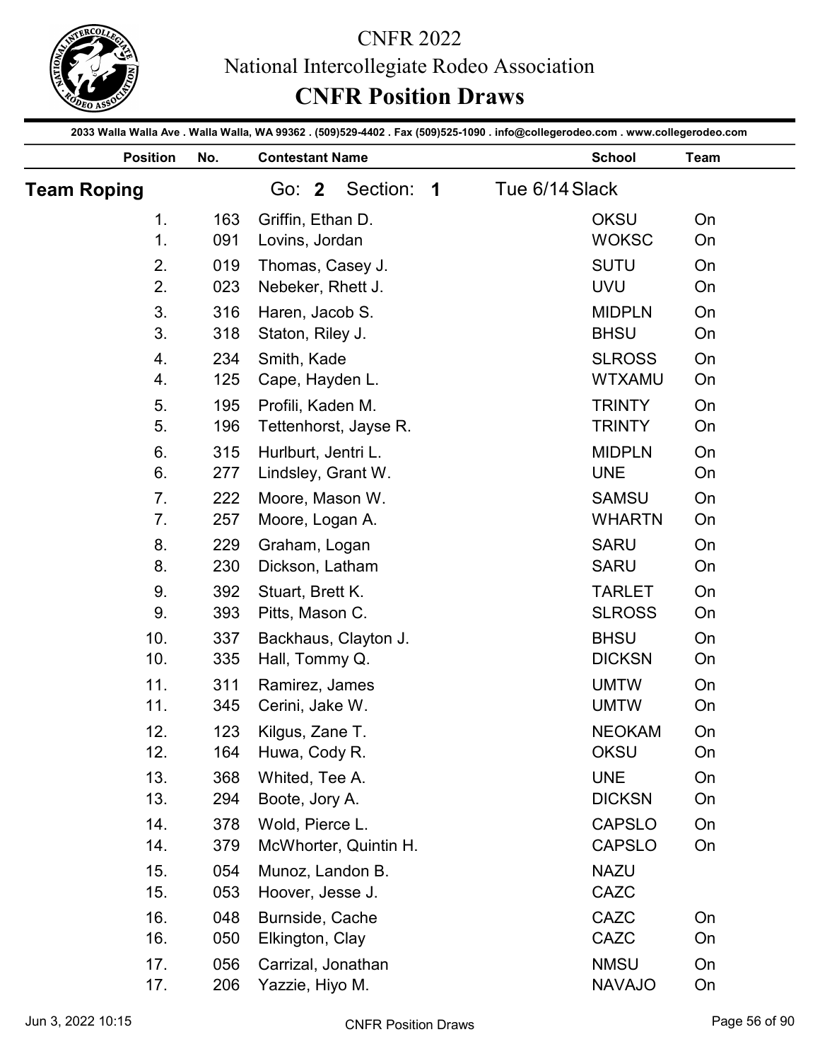# CNFR 2022

## National Intercollegiate Rodeo Association

## CNFR Position Draws

2033 Walla Walla Ave . Walla Walla, WA 99362 . (509)529-4402 . Fax (509)525-1090 . info@collegerodeo.com . www.collegerodeo.com

### Team Roping — Go: 2 Section: 1 — Tue 6/14 Slack

| Position | No. | Contestant Name | School | Team |
|---|---|---|---|---|
| 1. | 163 | Griffin, Ethan D. | OKSU | On |
| 1. | 091 | Lovins, Jordan | WOKSC | On |
| 2. | 019 | Thomas, Casey J. | SUTU | On |
| 2. | 023 | Nebeker, Rhett J. | UVU | On |
| 3. | 316 | Haren, Jacob S. | MIDPLN | On |
| 3. | 318 | Staton, Riley J. | BHSU | On |
| 4. | 234 | Smith, Kade | SLROSS | On |
| 4. | 125 | Cape, Hayden L. | WTXAMU | On |
| 5. | 195 | Profili, Kaden M. | TRINTY | On |
| 5. | 196 | Tettenhorst, Jayse R. | TRINTY | On |
| 6. | 315 | Hurlburt, Jentri L. | MIDPLN | On |
| 6. | 277 | Lindsley, Grant W. | UNE | On |
| 7. | 222 | Moore, Mason W. | SAMSU | On |
| 7. | 257 | Moore, Logan A. | WHARTN | On |
| 8. | 229 | Graham, Logan | SARU | On |
| 8. | 230 | Dickson, Latham | SARU | On |
| 9. | 392 | Stuart, Brett K. | TARLET | On |
| 9. | 393 | Pitts, Mason C. | SLROSS | On |
| 10. | 337 | Backhaus, Clayton J. | BHSU | On |
| 10. | 335 | Hall, Tommy Q. | DICKSN | On |
| 11. | 311 | Ramirez, James | UMTW | On |
| 11. | 345 | Cerini, Jake W. | UMTW | On |
| 12. | 123 | Kilgus, Zane T. | NEOKAM | On |
| 12. | 164 | Huwa, Cody R. | OKSU | On |
| 13. | 368 | Whited, Tee A. | UNE | On |
| 13. | 294 | Boote, Jory A. | DICKSN | On |
| 14. | 378 | Wold, Pierce L. | CAPSLO | On |
| 14. | 379 | McWhorter, Quintin H. | CAPSLO | On |
| 15. | 054 | Munoz, Landon B. | NAZU | |
| 15. | 053 | Hoover, Jesse J. | CAZC | |
| 16. | 048 | Burnside, Cache | CAZC | On |
| 16. | 050 | Elkington, Clay | CAZC | On |
| 17. | 056 | Carrizal, Jonathan | NMSU | On |
| 17. | 206 | Yazzie, Hiyo M. | NAVAJO | On |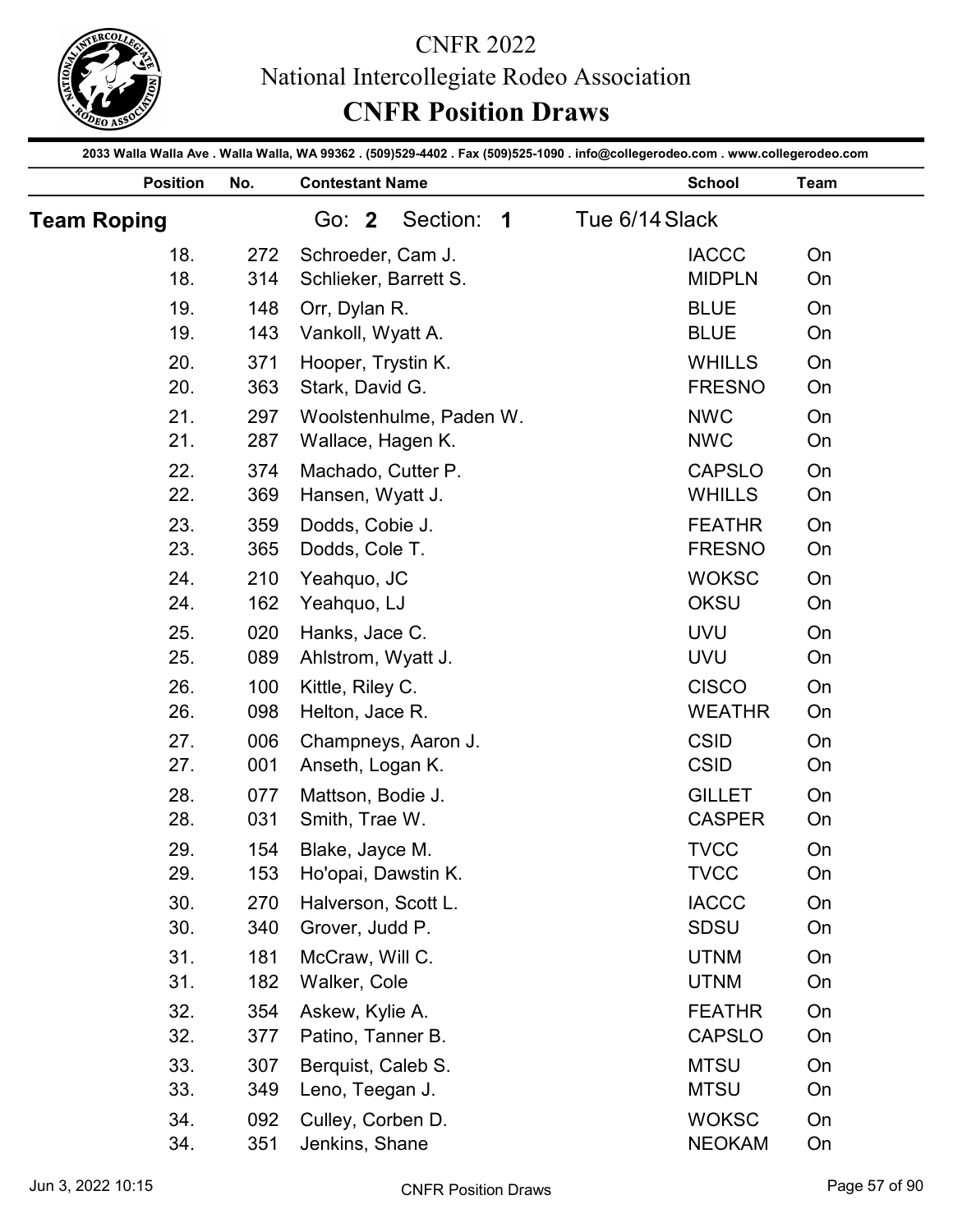# CNFR 2022

## National Intercollegiate Rodeo Association

## CNFR Position Draws

2033 Walla Walla Ave . Walla Walla, WA 99362 . (509)529-4402 . Fax (509)525-1090 . info@collegerodeo.com . www.collegerodeo.com

### Team Roping — Go: 2 Section: 1 — Tue 6/14 Slack

| Position | No. | Contestant Name | School | Team |
|---|---|---|---|---|
| 18. | 272 | Schroeder, Cam J. | IACCC | On |
| 18. | 314 | Schlieker, Barrett S. | MIDPLN | On |
| 19. | 148 | Orr, Dylan R. | BLUE | On |
| 19. | 143 | Vankoll, Wyatt A. | BLUE | On |
| 20. | 371 | Hooper, Trystin K. | WHILLS | On |
| 20. | 363 | Stark, David G. | FRESNO | On |
| 21. | 297 | Woolstenhulme, Paden W. | NWC | On |
| 21. | 287 | Wallace, Hagen K. | NWC | On |
| 22. | 374 | Machado, Cutter P. | CAPSLO | On |
| 22. | 369 | Hansen, Wyatt J. | WHILLS | On |
| 23. | 359 | Dodds, Cobie J. | FEATHR | On |
| 23. | 365 | Dodds, Cole T. | FRESNO | On |
| 24. | 210 | Yeahquo, JC | WOKSC | On |
| 24. | 162 | Yeahquo, LJ | OKSU | On |
| 25. | 020 | Hanks, Jace C. | UVU | On |
| 25. | 089 | Ahlstrom, Wyatt J. | UVU | On |
| 26. | 100 | Kittle, Riley C. | CISCO | On |
| 26. | 098 | Helton, Jace R. | WEATHR | On |
| 27. | 006 | Champneys, Aaron J. | CSID | On |
| 27. | 001 | Anseth, Logan K. | CSID | On |
| 28. | 077 | Mattson, Bodie J. | GILLET | On |
| 28. | 031 | Smith, Trae W. | CASPER | On |
| 29. | 154 | Blake, Jayce M. | TVCC | On |
| 29. | 153 | Ho'opai, Dawstin K. | TVCC | On |
| 30. | 270 | Halverson, Scott L. | IACCC | On |
| 30. | 340 | Grover, Judd P. | SDSU | On |
| 31. | 181 | McCraw, Will C. | UTNM | On |
| 31. | 182 | Walker, Cole | UTNM | On |
| 32. | 354 | Askew, Kylie A. | FEATHR | On |
| 32. | 377 | Patino, Tanner B. | CAPSLO | On |
| 33. | 307 | Berquist, Caleb S. | MTSU | On |
| 33. | 349 | Leno, Teegan J. | MTSU | On |
| 34. | 092 | Culley, Corben D. | WOKSC | On |
| 34. | 351 | Jenkins, Shane | NEOKAM | On |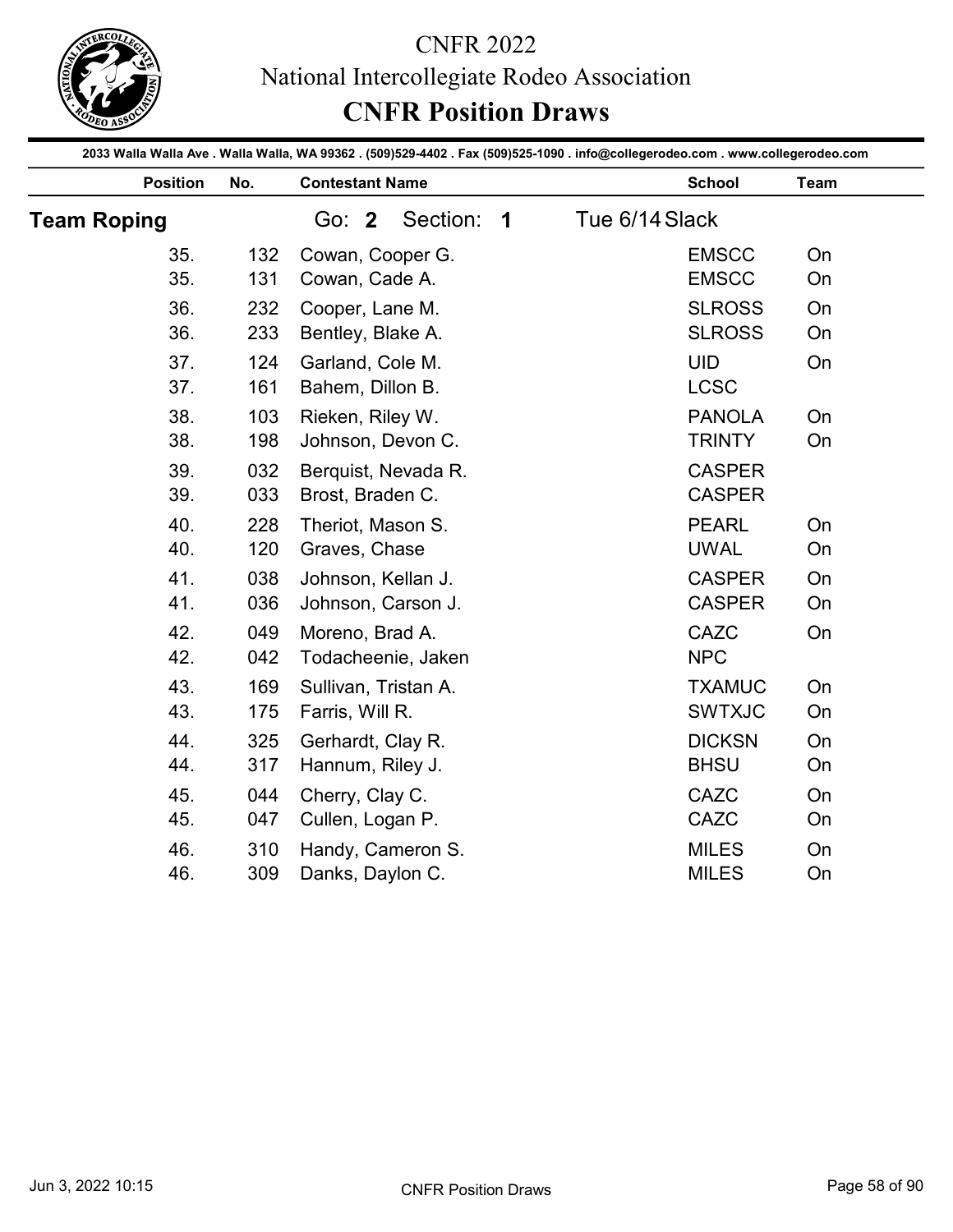# CNFR 2022
## National Intercollegiate Rodeo Association
## CNFR Position Draws

2033 Walla Walla Ave . Walla Walla, WA 99362 . (509)529-4402 . Fax (509)525-1090 . info@collegerodeo.com . www.collegerodeo.com

**Team Roping** — Go: **2** Section: **1** — Tue 6/14 Slack

| Position | No. | Contestant Name | School | Team |
|---|---|---|---|---|
| 35. | 132 | Cowan, Cooper G. | EMSCC | On |
| 35. | 131 | Cowan, Cade A. | EMSCC | On |
| 36. | 232 | Cooper, Lane M. | SLROSS | On |
| 36. | 233 | Bentley, Blake A. | SLROSS | On |
| 37. | 124 | Garland, Cole M. | UID | On |
| 37. | 161 | Bahem, Dillon B. | LCSC | |
| 38. | 103 | Rieken, Riley W. | PANOLA | On |
| 38. | 198 | Johnson, Devon C. | TRINTY | On |
| 39. | 032 | Berquist, Nevada R. | CASPER | |
| 39. | 033 | Brost, Braden C. | CASPER | |
| 40. | 228 | Theriot, Mason S. | PEARL | On |
| 40. | 120 | Graves, Chase | UWAL | On |
| 41. | 038 | Johnson, Kellan J. | CASPER | On |
| 41. | 036 | Johnson, Carson J. | CASPER | On |
| 42. | 049 | Moreno, Brad A. | CAZC | On |
| 42. | 042 | Todacheenie, Jaken | NPC | |
| 43. | 169 | Sullivan, Tristan A. | TXAMUC | On |
| 43. | 175 | Farris, Will R. | SWTXJC | On |
| 44. | 325 | Gerhardt, Clay R. | DICKSN | On |
| 44. | 317 | Hannum, Riley J. | BHSU | On |
| 45. | 044 | Cherry, Clay C. | CAZC | On |
| 45. | 047 | Cullen, Logan P. | CAZC | On |
| 46. | 310 | Handy, Cameron S. | MILES | On |
| 46. | 309 | Danks, Daylon C. | MILES | On |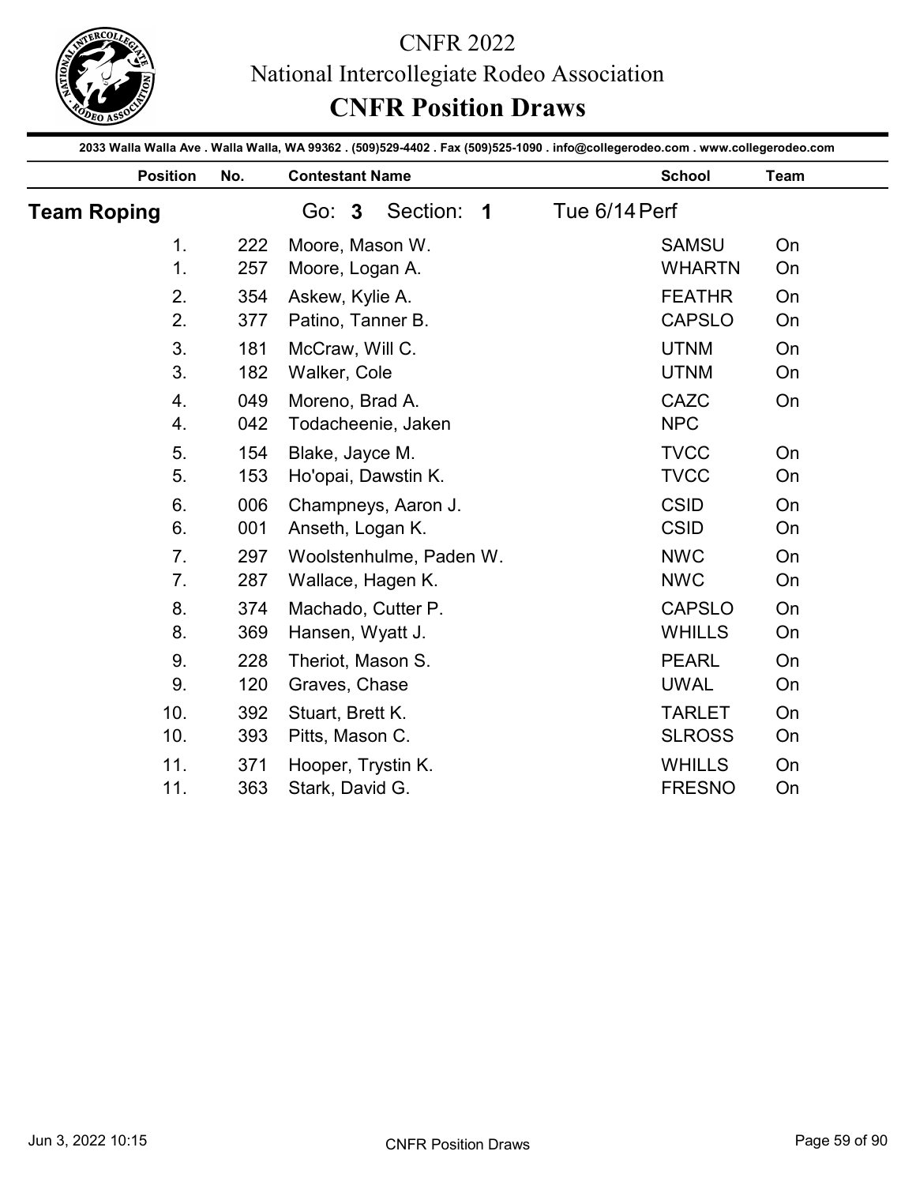# CNFR 2022

## National Intercollegiate Rodeo Association

## CNFR Position Draws

2033 Walla Walla Ave . Walla Walla, WA 99362 . (509)529-4402 . Fax (509)525-1090 . info@collegerodeo.com . www.collegerodeo.com

### Team Roping — Go: 3 Section: 1 — Tue 6/14 Perf

| Position | No. | Contestant Name | School | Team |
|---|---|---|---|---|
| 1. | 222 | Moore, Mason W. | SAMSU | On |
| 1. | 257 | Moore, Logan A. | WHARTN | On |
| 2. | 354 | Askew, Kylie A. | FEATHR | On |
| 2. | 377 | Patino, Tanner B. | CAPSLO | On |
| 3. | 181 | McCraw, Will C. | UTNM | On |
| 3. | 182 | Walker, Cole | UTNM | On |
| 4. | 049 | Moreno, Brad A. | CAZC | On |
| 4. | 042 | Todacheenie, Jaken | NPC | |
| 5. | 154 | Blake, Jayce M. | TVCC | On |
| 5. | 153 | Ho'opai, Dawstin K. | TVCC | On |
| 6. | 006 | Champneys, Aaron J. | CSID | On |
| 6. | 001 | Anseth, Logan K. | CSID | On |
| 7. | 297 | Woolstenhulme, Paden W. | NWC | On |
| 7. | 287 | Wallace, Hagen K. | NWC | On |
| 8. | 374 | Machado, Cutter P. | CAPSLO | On |
| 8. | 369 | Hansen, Wyatt J. | WHILLS | On |
| 9. | 228 | Theriot, Mason S. | PEARL | On |
| 9. | 120 | Graves, Chase | UWAL | On |
| 10. | 392 | Stuart, Brett K. | TARLET | On |
| 10. | 393 | Pitts, Mason C. | SLROSS | On |
| 11. | 371 | Hooper, Trystin K. | WHILLS | On |
| 11. | 363 | Stark, David G. | FRESNO | On |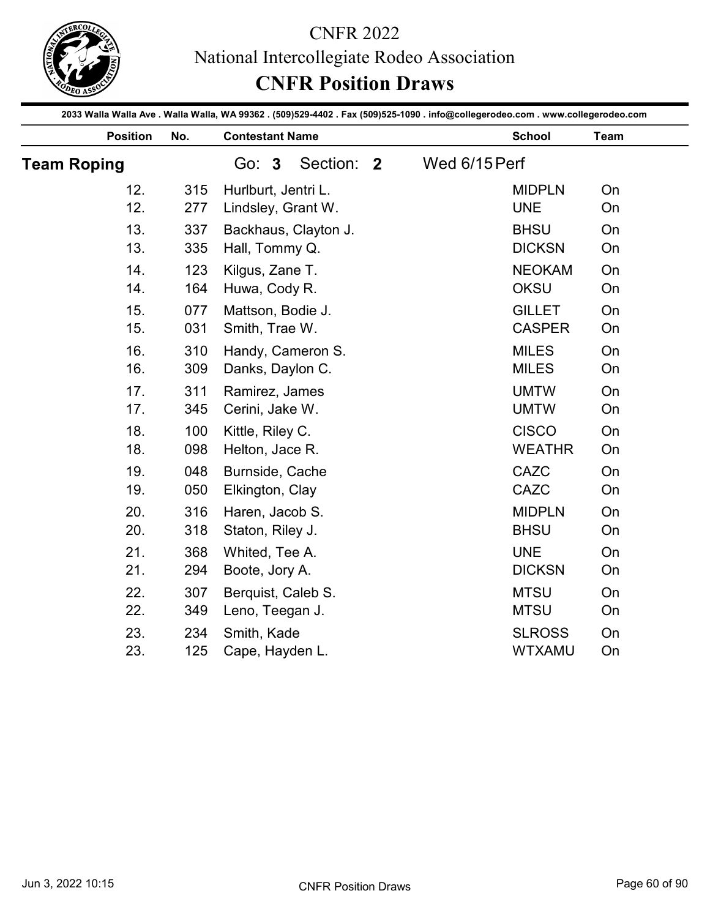# CNFR 2022

## National Intercollegiate Rodeo Association

## CNFR Position Draws

2033 Walla Walla Ave . Walla Walla, WA 99362 . (509)529-4402 . Fax (509)525-1090 . info@collegerodeo.com . www.collegerodeo.com

**Team Roping** Go: **3** Section: **2** Wed 6/15 Perf

| Position | No. | Contestant Name | School | Team |
|---|---|---|---|---|
| 12. | 315 | Hurlburt, Jentri L. | MIDPLN | On |
| 12. | 277 | Lindsley, Grant W. | UNE | On |
| 13. | 337 | Backhaus, Clayton J. | BHSU | On |
| 13. | 335 | Hall, Tommy Q. | DICKSN | On |
| 14. | 123 | Kilgus, Zane T. | NEOKAM | On |
| 14. | 164 | Huwa, Cody R. | OKSU | On |
| 15. | 077 | Mattson, Bodie J. | GILLET | On |
| 15. | 031 | Smith, Trae W. | CASPER | On |
| 16. | 310 | Handy, Cameron S. | MILES | On |
| 16. | 309 | Danks, Daylon C. | MILES | On |
| 17. | 311 | Ramirez, James | UMTW | On |
| 17. | 345 | Cerini, Jake W. | UMTW | On |
| 18. | 100 | Kittle, Riley C. | CISCO | On |
| 18. | 098 | Helton, Jace R. | WEATHR | On |
| 19. | 048 | Burnside, Cache | CAZC | On |
| 19. | 050 | Elkington, Clay | CAZC | On |
| 20. | 316 | Haren, Jacob S. | MIDPLN | On |
| 20. | 318 | Staton, Riley J. | BHSU | On |
| 21. | 368 | Whited, Tee A. | UNE | On |
| 21. | 294 | Boote, Jory A. | DICKSN | On |
| 22. | 307 | Berquist, Caleb S. | MTSU | On |
| 22. | 349 | Leno, Teegan J. | MTSU | On |
| 23. | 234 | Smith, Kade | SLROSS | On |
| 23. | 125 | Cape, Hayden L. | WTXAMU | On |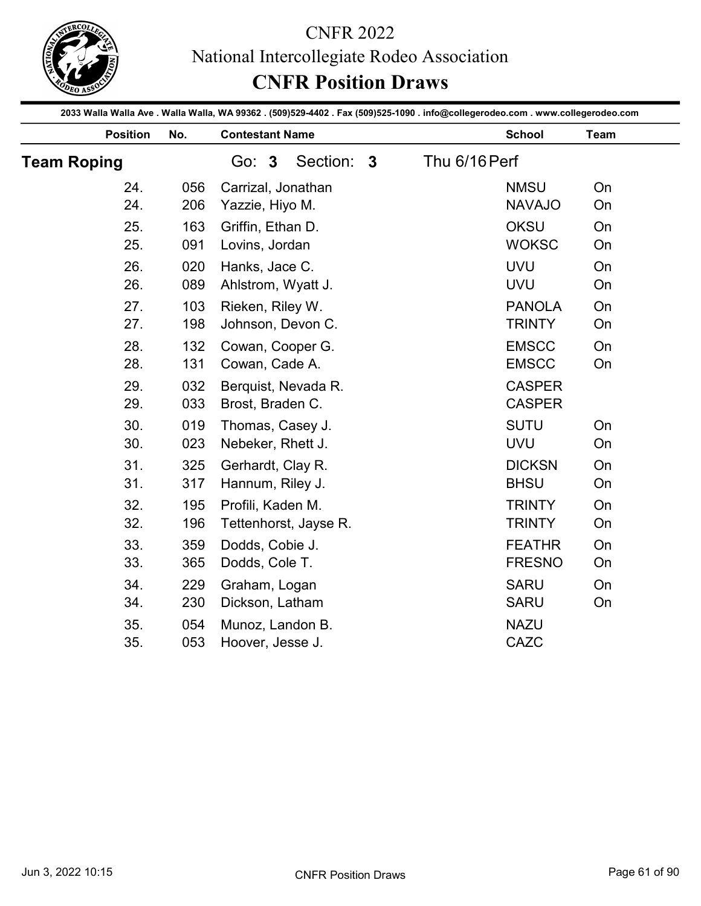# CNFR 2022

National Intercollegiate Rodeo Association

## CNFR Position Draws

2033 Walla Walla Ave . Walla Walla, WA 99362 . (509)529-4402 . Fax (509)525-1090 . info@collegerodeo.com . www.collegerodeo.com

### Team Roping — Go: 3 Section: 3 — Thu 6/16 Perf

| Position | No. | Contestant Name | School | Team |
|---|---|---|---|---|
| 24. | 056 | Carrizal, Jonathan | NMSU | On |
| 24. | 206 | Yazzie, Hiyo M. | NAVAJO | On |
| 25. | 163 | Griffin, Ethan D. | OKSU | On |
| 25. | 091 | Lovins, Jordan | WOKSC | On |
| 26. | 020 | Hanks, Jace C. | UVU | On |
| 26. | 089 | Ahlstrom, Wyatt J. | UVU | On |
| 27. | 103 | Rieken, Riley W. | PANOLA | On |
| 27. | 198 | Johnson, Devon C. | TRINTY | On |
| 28. | 132 | Cowan, Cooper G. | EMSCC | On |
| 28. | 131 | Cowan, Cade A. | EMSCC | On |
| 29. | 032 | Berquist, Nevada R. | CASPER | |
| 29. | 033 | Brost, Braden C. | CASPER | |
| 30. | 019 | Thomas, Casey J. | SUTU | On |
| 30. | 023 | Nebeker, Rhett J. | UVU | On |
| 31. | 325 | Gerhardt, Clay R. | DICKSN | On |
| 31. | 317 | Hannum, Riley J. | BHSU | On |
| 32. | 195 | Profili, Kaden M. | TRINTY | On |
| 32. | 196 | Tettenhorst, Jayse R. | TRINTY | On |
| 33. | 359 | Dodds, Cobie J. | FEATHR | On |
| 33. | 365 | Dodds, Cole T. | FRESNO | On |
| 34. | 229 | Graham, Logan | SARU | On |
| 34. | 230 | Dickson, Latham | SARU | On |
| 35. | 054 | Munoz, Landon B. | NAZU | |
| 35. | 053 | Hoover, Jesse J. | CAZC | |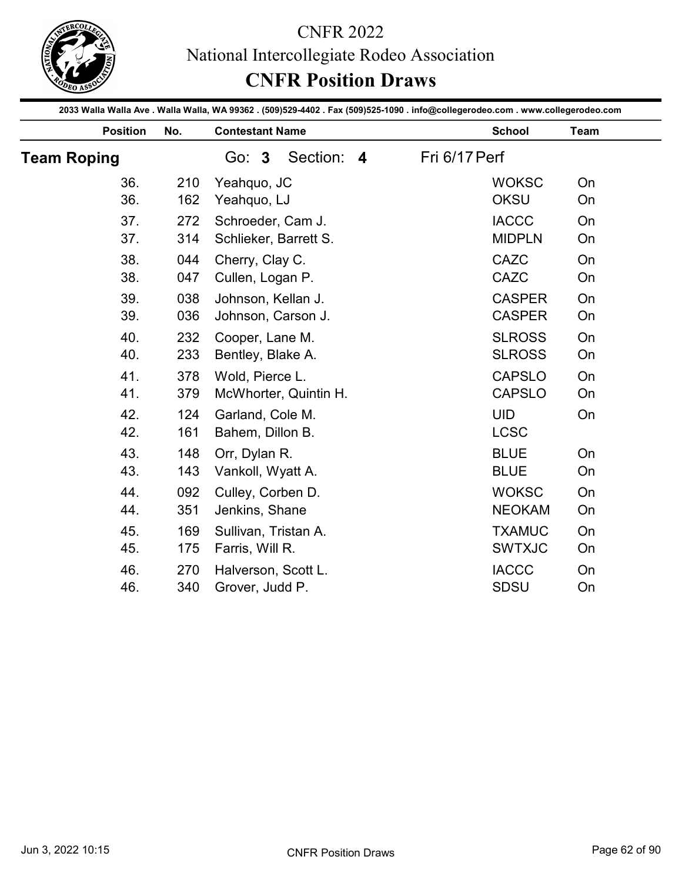# CNFR 2022

National Intercollegiate Rodeo Association

## CNFR Position Draws

2033 Walla Walla Ave . Walla Walla, WA 99362 . (509)529-4402 . Fax (509)525-1090 . info@collegerodeo.com . www.collegerodeo.com

### Team Roping — Go: 3 Section: 4 — Fri 6/17 Perf

| Position | No. | Contestant Name | School | Team |
|---|---|---|---|---|
| 36. | 210 | Yeahquo, JC | WOKSC | On |
| 36. | 162 | Yeahquo, LJ | OKSU | On |
| 37. | 272 | Schroeder, Cam J. | IACCC | On |
| 37. | 314 | Schlieker, Barrett S. | MIDPLN | On |
| 38. | 044 | Cherry, Clay C. | CAZC | On |
| 38. | 047 | Cullen, Logan P. | CAZC | On |
| 39. | 038 | Johnson, Kellan J. | CASPER | On |
| 39. | 036 | Johnson, Carson J. | CASPER | On |
| 40. | 232 | Cooper, Lane M. | SLROSS | On |
| 40. | 233 | Bentley, Blake A. | SLROSS | On |
| 41. | 378 | Wold, Pierce L. | CAPSLO | On |
| 41. | 379 | McWhorter, Quintin H. | CAPSLO | On |
| 42. | 124 | Garland, Cole M. | UID | On |
| 42. | 161 | Bahem, Dillon B. | LCSC | |
| 43. | 148 | Orr, Dylan R. | BLUE | On |
| 43. | 143 | Vankoll, Wyatt A. | BLUE | On |
| 44. | 092 | Culley, Corben D. | WOKSC | On |
| 44. | 351 | Jenkins, Shane | NEOKAM | On |
| 45. | 169 | Sullivan, Tristan A. | TXAMUC | On |
| 45. | 175 | Farris, Will R. | SWTXJC | On |
| 46. | 270 | Halverson, Scott L. | IACCC | On |
| 46. | 340 | Grover, Judd P. | SDSU | On |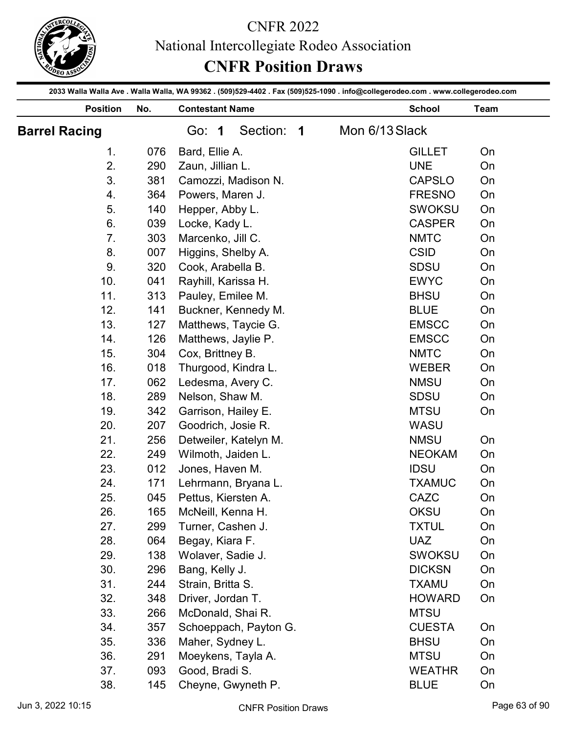# CNFR 2022

## National Intercollegiate Rodeo Association

## CNFR Position Draws

2033 Walla Walla Ave . Walla Walla, WA 99362 . (509)529-4402 . Fax (509)525-1090 . info@collegerodeo.com . www.collegerodeo.com

### Barrel Racing

Go: **1** Section: **1** Mon 6/13 Slack

| Position | No. | Contestant Name | School | Team |
|---|---|---|---|---|
| 1. | 076 | Bard, Ellie A. | GILLET | On |
| 2. | 290 | Zaun, Jillian L. | UNE | On |
| 3. | 381 | Camozzi, Madison N. | CAPSLO | On |
| 4. | 364 | Powers, Maren J. | FRESNO | On |
| 5. | 140 | Hepper, Abby L. | SWOKSU | On |
| 6. | 039 | Locke, Kady L. | CASPER | On |
| 7. | 303 | Marcenko, Jill C. | NMTC | On |
| 8. | 007 | Higgins, Shelby A. | CSID | On |
| 9. | 320 | Cook, Arabella B. | SDSU | On |
| 10. | 041 | Rayhill, Karissa H. | EWYC | On |
| 11. | 313 | Pauley, Emilee M. | BHSU | On |
| 12. | 141 | Buckner, Kennedy M. | BLUE | On |
| 13. | 127 | Matthews, Taycie G. | EMSCC | On |
| 14. | 126 | Matthews, Jaylie P. | EMSCC | On |
| 15. | 304 | Cox, Brittney B. | NMTC | On |
| 16. | 018 | Thurgood, Kindra L. | WEBER | On |
| 17. | 062 | Ledesma, Avery C. | NMSU | On |
| 18. | 289 | Nelson, Shaw M. | SDSU | On |
| 19. | 342 | Garrison, Hailey E. | MTSU | On |
| 20. | 207 | Goodrich, Josie R. | WASU | |
| 21. | 256 | Detweiler, Katelyn M. | NMSU | On |
| 22. | 249 | Wilmoth, Jaiden L. | NEOKAM | On |
| 23. | 012 | Jones, Haven M. | IDSU | On |
| 24. | 171 | Lehrmann, Bryana L. | TXAMUC | On |
| 25. | 045 | Pettus, Kiersten A. | CAZC | On |
| 26. | 165 | McNeill, Kenna H. | OKSU | On |
| 27. | 299 | Turner, Cashen J. | TXTUL | On |
| 28. | 064 | Begay, Kiara F. | UAZ | On |
| 29. | 138 | Wolaver, Sadie J. | SWOKSU | On |
| 30. | 296 | Bang, Kelly J. | DICKSN | On |
| 31. | 244 | Strain, Britta S. | TXAMU | On |
| 32. | 348 | Driver, Jordan T. | HOWARD | On |
| 33. | 266 | McDonald, Shai R. | MTSU | |
| 34. | 357 | Schoeppach, Payton G. | CUESTA | On |
| 35. | 336 | Maher, Sydney L. | BHSU | On |
| 36. | 291 | Moeykens, Tayla A. | MTSU | On |
| 37. | 093 | Good, Bradi S. | WEATHR | On |
| 38. | 145 | Cheyne, Gwyneth P. | BLUE | On |

Jun 3, 2022 10:15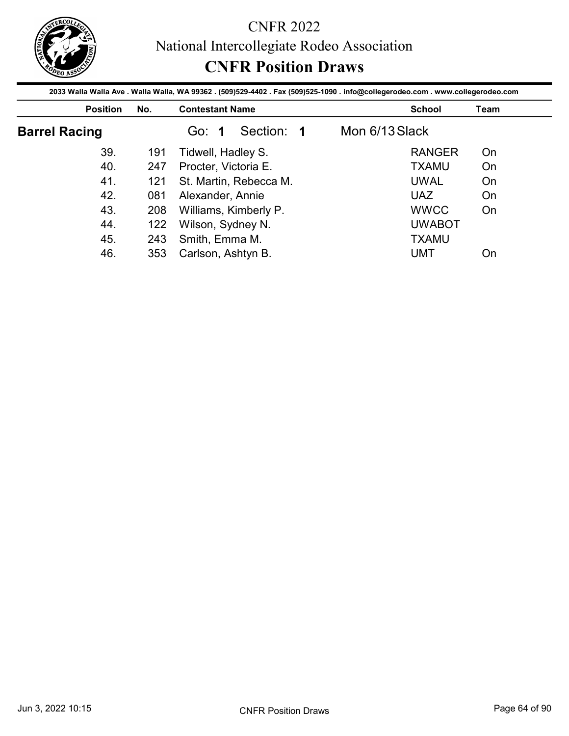# CNFR 2022

## National Intercollegiate Rodeo Association

## CNFR Position Draws

2033 Walla Walla Ave . Walla Walla, WA 99362 . (509)529-4402 . Fax (509)525-1090 . info@collegerodeo.com . www.collegerodeo.com

### Barrel Racing — Go: **1** Section: **1** — Mon 6/13 Slack

| Position | No. | Contestant Name | School | Team |
|---|---|---|---|---|
| 39. | 191 | Tidwell, Hadley S. | RANGER | On |
| 40. | 247 | Procter, Victoria E. | TXAMU | On |
| 41. | 121 | St. Martin, Rebecca M. | UWAL | On |
| 42. | 081 | Alexander, Annie | UAZ | On |
| 43. | 208 | Williams, Kimberly P. | WWCC | On |
| 44. | 122 | Wilson, Sydney N. | UWABOT | |
| 45. | 243 | Smith, Emma M. | TXAMU | |
| 46. | 353 | Carlson, Ashtyn B. | UMT | On |

Jun 3, 2022 10:15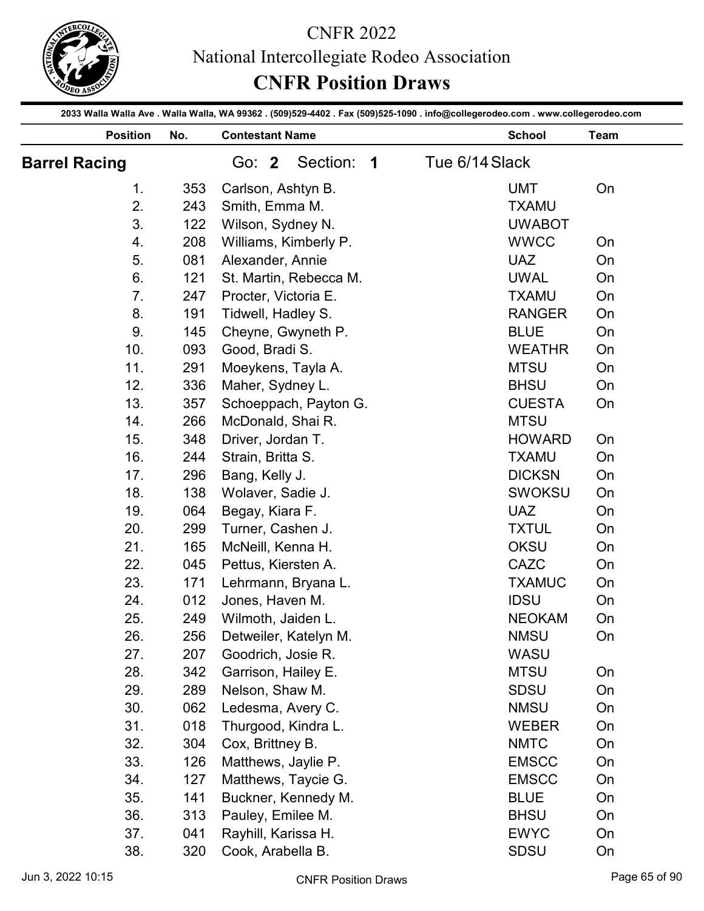# CNFR 2022

## National Intercollegiate Rodeo Association

## CNFR Position Draws

2033 Walla Walla Ave . Walla Walla, WA 99362 . (509)529-4402 . Fax (509)525-1090 . info@collegerodeo.com . www.collegerodeo.com

### Barrel Racing

Go: **2** Section: **1** Tue 6/14 Slack

| Position | No. | Contestant Name | School | Team |
|---|---|---|---|---|
| 1. | 353 | Carlson, Ashtyn B. | UMT | On |
| 2. | 243 | Smith, Emma M. | TXAMU | |
| 3. | 122 | Wilson, Sydney N. | UWABOT | |
| 4. | 208 | Williams, Kimberly P. | WWCC | On |
| 5. | 081 | Alexander, Annie | UAZ | On |
| 6. | 121 | St. Martin, Rebecca M. | UWAL | On |
| 7. | 247 | Procter, Victoria E. | TXAMU | On |
| 8. | 191 | Tidwell, Hadley S. | RANGER | On |
| 9. | 145 | Cheyne, Gwyneth P. | BLUE | On |
| 10. | 093 | Good, Bradi S. | WEATHR | On |
| 11. | 291 | Moeykens, Tayla A. | MTSU | On |
| 12. | 336 | Maher, Sydney L. | BHSU | On |
| 13. | 357 | Schoeppach, Payton G. | CUESTA | On |
| 14. | 266 | McDonald, Shai R. | MTSU | |
| 15. | 348 | Driver, Jordan T. | HOWARD | On |
| 16. | 244 | Strain, Britta S. | TXAMU | On |
| 17. | 296 | Bang, Kelly J. | DICKSN | On |
| 18. | 138 | Wolaver, Sadie J. | SWOKSU | On |
| 19. | 064 | Begay, Kiara F. | UAZ | On |
| 20. | 299 | Turner, Cashen J. | TXTUL | On |
| 21. | 165 | McNeill, Kenna H. | OKSU | On |
| 22. | 045 | Pettus, Kiersten A. | CAZC | On |
| 23. | 171 | Lehrmann, Bryana L. | TXAMUC | On |
| 24. | 012 | Jones, Haven M. | IDSU | On |
| 25. | 249 | Wilmoth, Jaiden L. | NEOKAM | On |
| 26. | 256 | Detweiler, Katelyn M. | NMSU | On |
| 27. | 207 | Goodrich, Josie R. | WASU | |
| 28. | 342 | Garrison, Hailey E. | MTSU | On |
| 29. | 289 | Nelson, Shaw M. | SDSU | On |
| 30. | 062 | Ledesma, Avery C. | NMSU | On |
| 31. | 018 | Thurgood, Kindra L. | WEBER | On |
| 32. | 304 | Cox, Brittney B. | NMTC | On |
| 33. | 126 | Matthews, Jaylie P. | EMSCC | On |
| 34. | 127 | Matthews, Taycie G. | EMSCC | On |
| 35. | 141 | Buckner, Kennedy M. | BLUE | On |
| 36. | 313 | Pauley, Emilee M. | BHSU | On |
| 37. | 041 | Rayhill, Karissa H. | EWYC | On |
| 38. | 320 | Cook, Arabella B. | SDSU | On |

Jun 3, 2022 10:15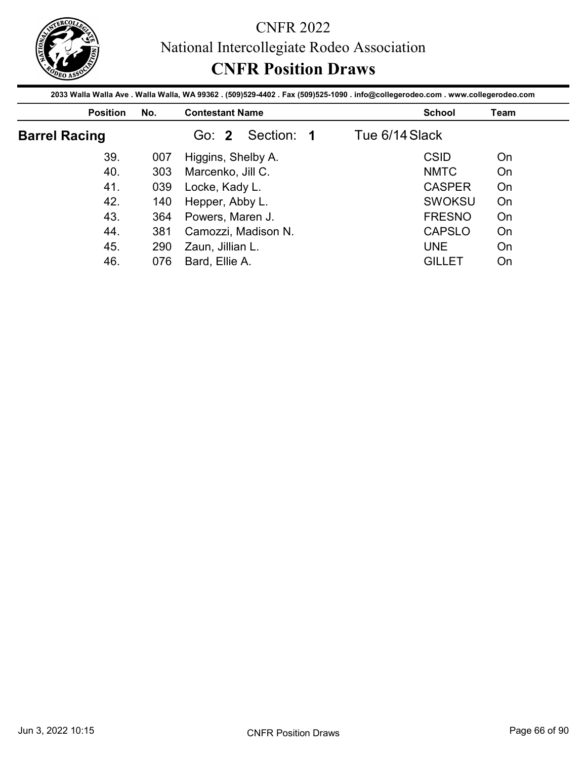# CNFR 2022

## National Intercollegiate Rodeo Association

## CNFR Position Draws

2033 Walla Walla Ave . Walla Walla, WA 99362 . (509)529-4402 . Fax (509)525-1090 . info@collegerodeo.com . www.collegerodeo.com

### Barrel Racing

Go: **2** Section: **1** Tue 6/14 Slack

| Position | No. | Contestant Name | School | Team |
|---|---|---|---|---|
| 39. | 007 | Higgins, Shelby A. | CSID | On |
| 40. | 303 | Marcenko, Jill C. | NMTC | On |
| 41. | 039 | Locke, Kady L. | CASPER | On |
| 42. | 140 | Hepper, Abby L. | SWOKSU | On |
| 43. | 364 | Powers, Maren J. | FRESNO | On |
| 44. | 381 | Camozzi, Madison N. | CAPSLO | On |
| 45. | 290 | Zaun, Jillian L. | UNE | On |
| 46. | 076 | Bard, Ellie A. | GILLET | On |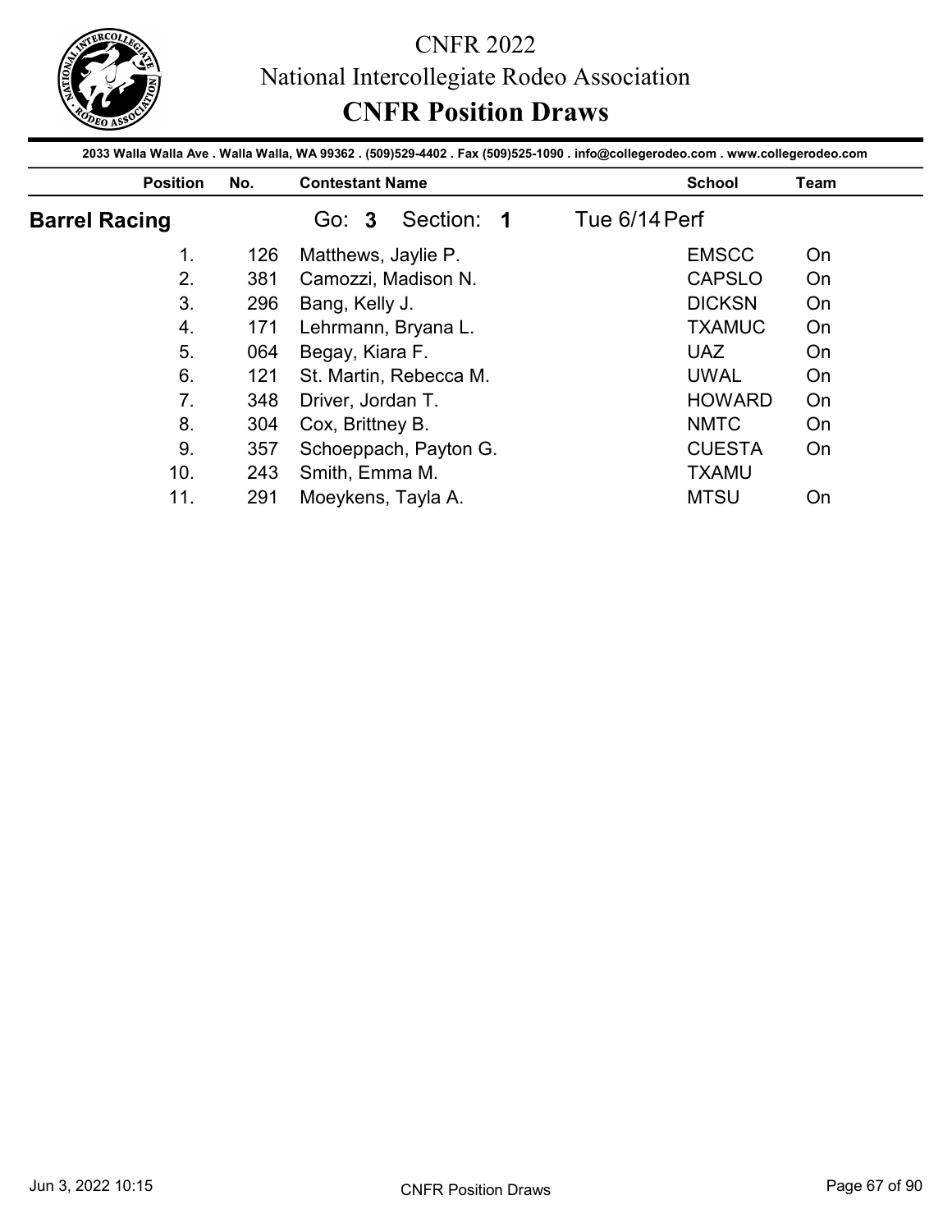# CNFR 2022

National Intercollegiate Rodeo Association

## CNFR Position Draws

2033 Walla Walla Ave . Walla Walla, WA 99362 . (509)529-4402 . Fax (509)525-1090 . info@collegerodeo.com . www.collegerodeo.com

### Barrel Racing

Go: **3** Section: **1** Tue 6/14 Perf

| Position | No. | Contestant Name | School | Team |
|---|---|---|---|---|
| 1. | 126 | Matthews, Jaylie P. | EMSCC | On |
| 2. | 381 | Camozzi, Madison N. | CAPSLO | On |
| 3. | 296 | Bang, Kelly J. | DICKSN | On |
| 4. | 171 | Lehrmann, Bryana L. | TXAMUC | On |
| 5. | 064 | Begay, Kiara F. | UAZ | On |
| 6. | 121 | St. Martin, Rebecca M. | UWAL | On |
| 7. | 348 | Driver, Jordan T. | HOWARD | On |
| 8. | 304 | Cox, Brittney B. | NMTC | On |
| 9. | 357 | Schoeppach, Payton G. | CUESTA | On |
| 10. | 243 | Smith, Emma M. | TXAMU | |
| 11. | 291 | Moeykens, Tayla A. | MTSU | On |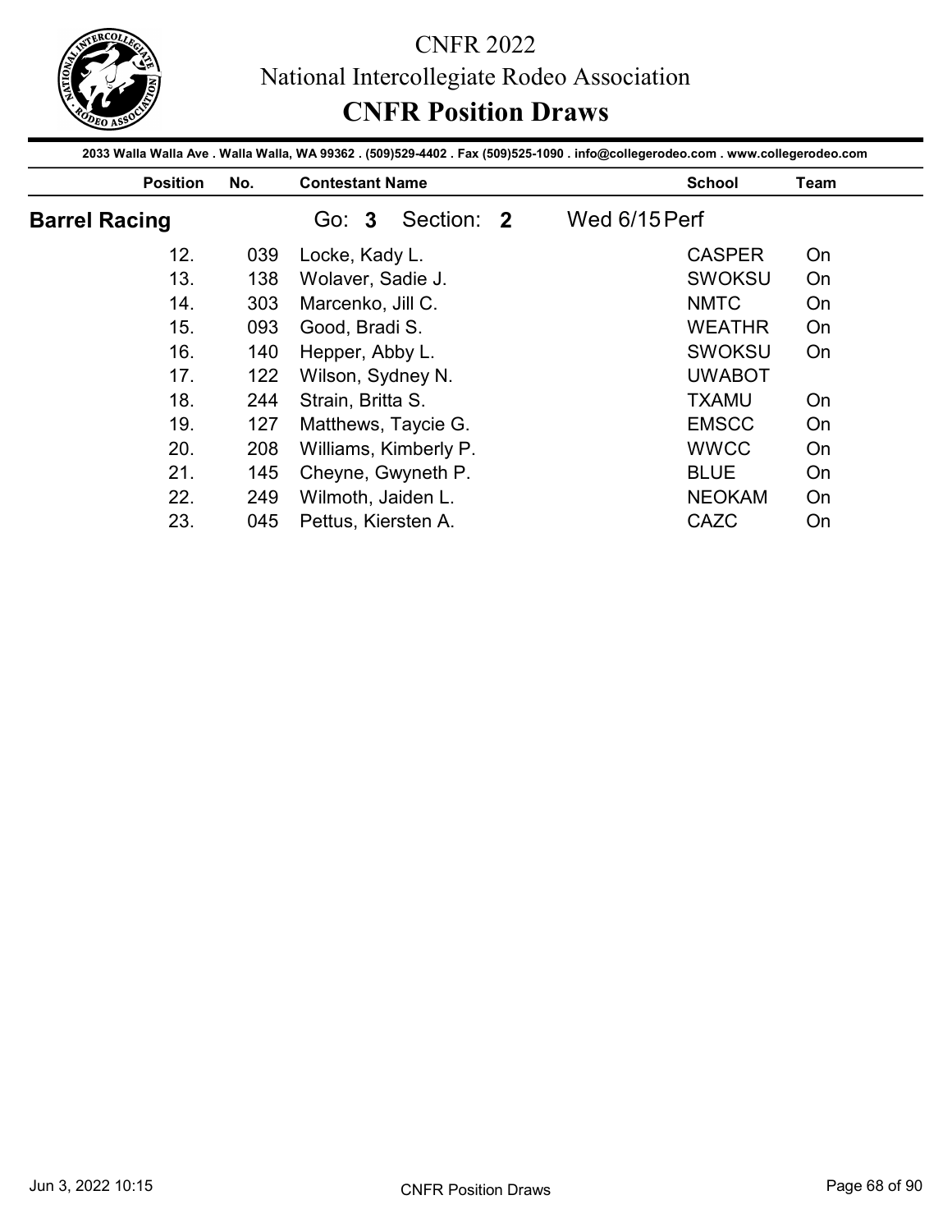# CNFR 2022

## National Intercollegiate Rodeo Association

## CNFR Position Draws

**2033 Walla Walla Ave . Walla Walla, WA 99362 . (509)529-4402 . Fax (509)525-1090 . info@collegerodeo.com . www.collegerodeo.com**

### Barrel Racing

Go: **3** Section: **2** Wed 6/15 Perf

| Position | No. | Contestant Name | School | Team |
|---|---|---|---|---|
| 12. | 039 | Locke, Kady L. | CASPER | On |
| 13. | 138 | Wolaver, Sadie J. | SWOKSU | On |
| 14. | 303 | Marcenko, Jill C. | NMTC | On |
| 15. | 093 | Good, Bradi S. | WEATHR | On |
| 16. | 140 | Hepper, Abby L. | SWOKSU | On |
| 17. | 122 | Wilson, Sydney N. | UWABOT | |
| 18. | 244 | Strain, Britta S. | TXAMU | On |
| 19. | 127 | Matthews, Taycie G. | EMSCC | On |
| 20. | 208 | Williams, Kimberly P. | WWCC | On |
| 21. | 145 | Cheyne, Gwyneth P. | BLUE | On |
| 22. | 249 | Wilmoth, Jaiden L. | NEOKAM | On |
| 23. | 045 | Pettus, Kiersten A. | CAZC | On |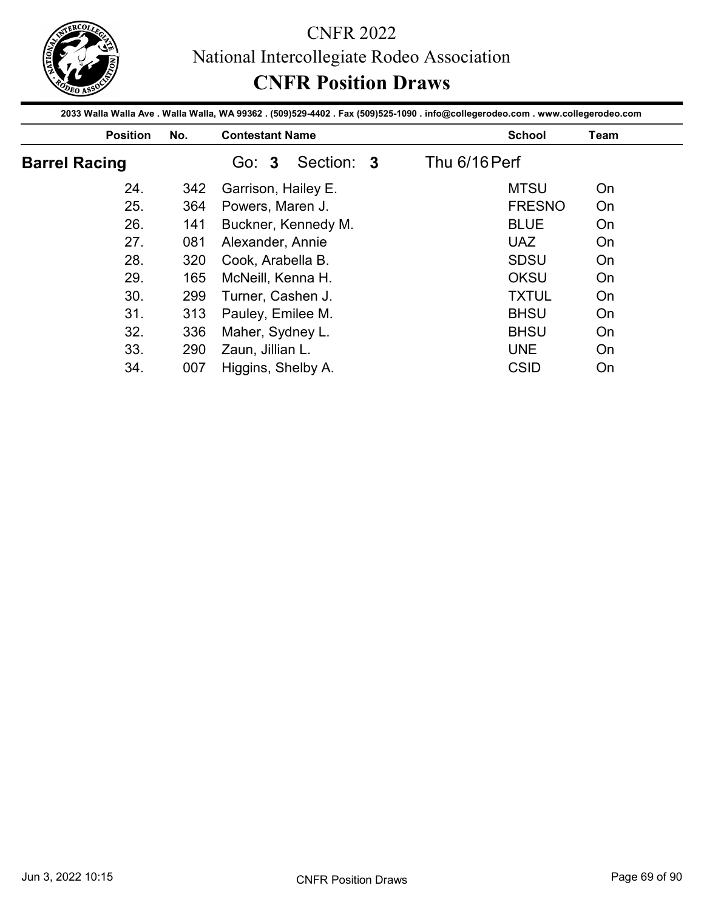# CNFR 2022

## National Intercollegiate Rodeo Association

## CNFR Position Draws

2033 Walla Walla Ave . Walla Walla, WA 99362 . (509)529-4402 . Fax (509)525-1090 . info@collegerodeo.com . www.collegerodeo.com

### Barrel Racing

Go: **3** Section: **3** Thu 6/16 Perf

| Position | No. | Contestant Name | School | Team |
|---|---|---|---|---|
| 24. | 342 | Garrison, Hailey E. | MTSU | On |
| 25. | 364 | Powers, Maren J. | FRESNO | On |
| 26. | 141 | Buckner, Kennedy M. | BLUE | On |
| 27. | 081 | Alexander, Annie | UAZ | On |
| 28. | 320 | Cook, Arabella B. | SDSU | On |
| 29. | 165 | McNeill, Kenna H. | OKSU | On |
| 30. | 299 | Turner, Cashen J. | TXTUL | On |
| 31. | 313 | Pauley, Emilee M. | BHSU | On |
| 32. | 336 | Maher, Sydney L. | BHSU | On |
| 33. | 290 | Zaun, Jillian L. | UNE | On |
| 34. | 007 | Higgins, Shelby A. | CSID | On |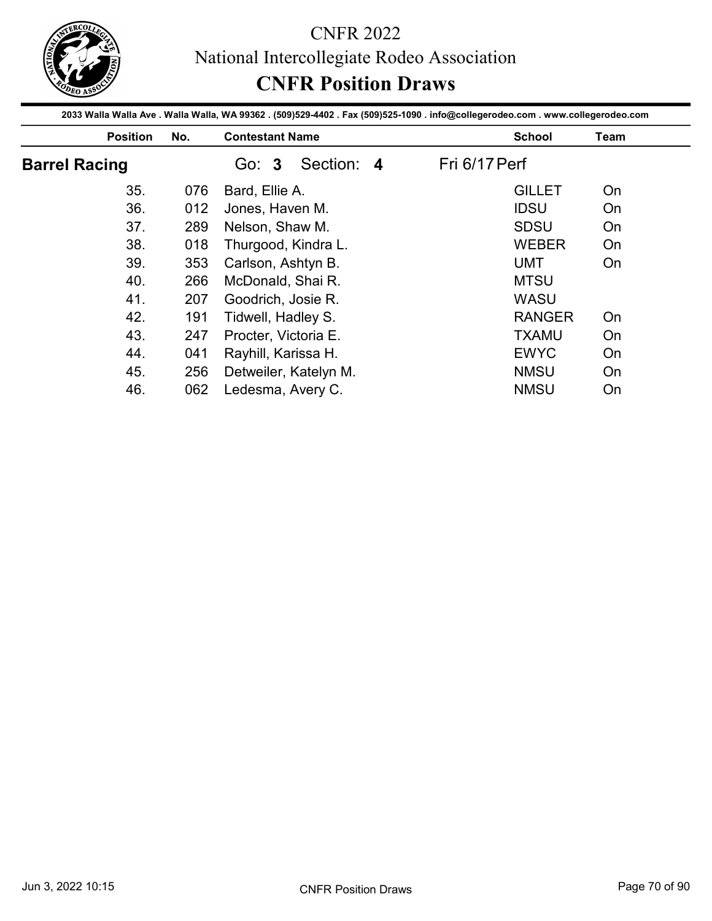# CNFR 2022

## National Intercollegiate Rodeo Association

## CNFR Position Draws

**2033 Walla Walla Ave . Walla Walla, WA 99362 . (509)529-4402 . Fax (509)525-1090 . info@collegerodeo.com . www.collegerodeo.com**

### Barrel Racing

Go: **3** Section: **4** Fri 6/17 Perf

| Position | No. | Contestant Name | School | Team |
|---|---|---|---|---|
| 35. | 076 | Bard, Ellie A. | GILLET | On |
| 36. | 012 | Jones, Haven M. | IDSU | On |
| 37. | 289 | Nelson, Shaw M. | SDSU | On |
| 38. | 018 | Thurgood, Kindra L. | WEBER | On |
| 39. | 353 | Carlson, Ashtyn B. | UMT | On |
| 40. | 266 | McDonald, Shai R. | MTSU | |
| 41. | 207 | Goodrich, Josie R. | WASU | |
| 42. | 191 | Tidwell, Hadley S. | RANGER | On |
| 43. | 247 | Procter, Victoria E. | TXAMU | On |
| 44. | 041 | Rayhill, Karissa H. | EWYC | On |
| 45. | 256 | Detweiler, Katelyn M. | NMSU | On |
| 46. | 062 | Ledesma, Avery C. | NMSU | On |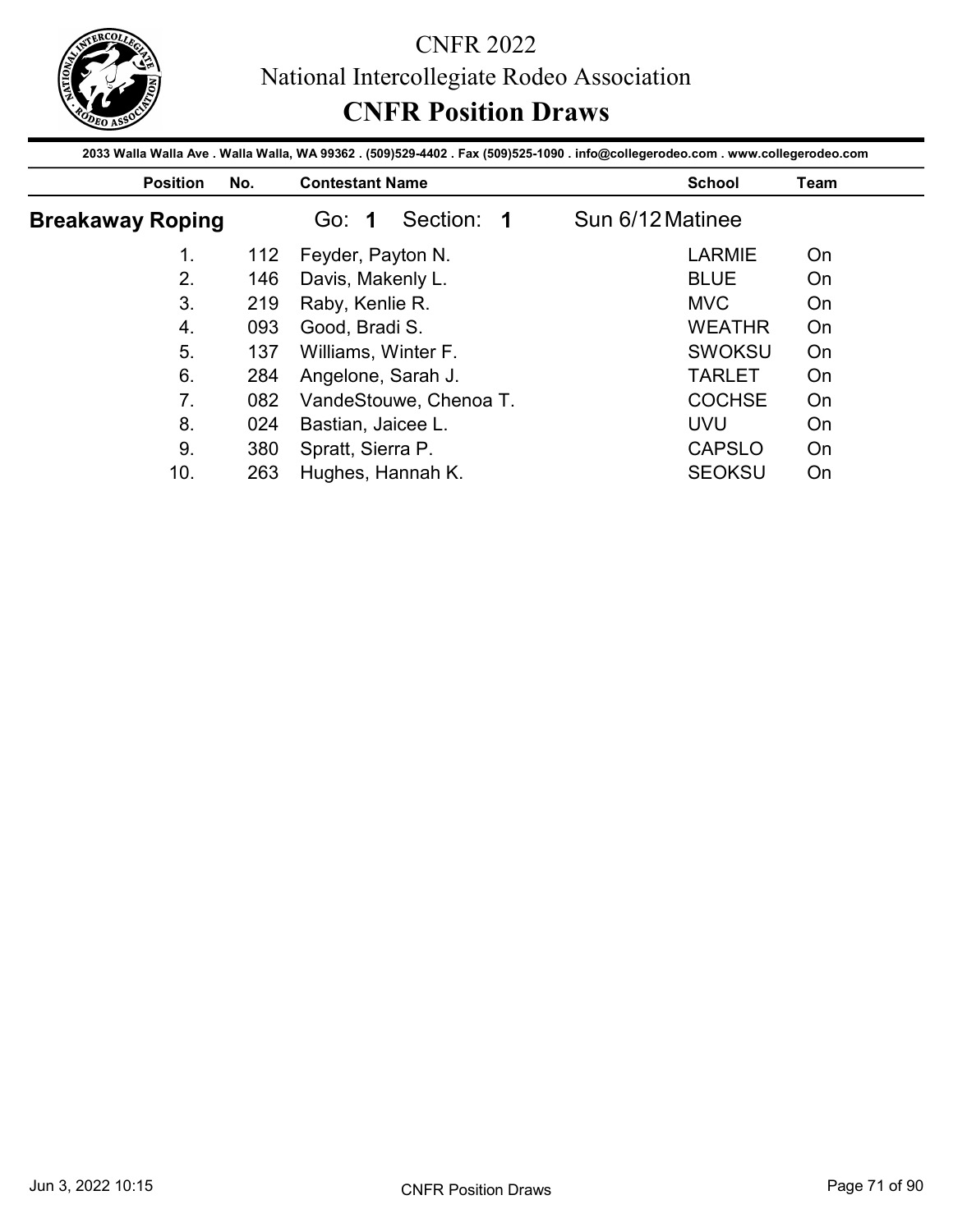# CNFR 2022

## National Intercollegiate Rodeo Association

## CNFR Position Draws

2033 Walla Walla Ave . Walla Walla, WA 99362 . (509)529-4402 . Fax (509)525-1090 . info@collegerodeo.com . www.collegerodeo.com

### Breakaway Roping

Go: **1** Section: **1** Sun 6/12 Matinee

| Position | No. | Contestant Name | School | Team |
|---|---|---|---|---|
| 1. | 112 | Feyder, Payton N. | LARMIE | On |
| 2. | 146 | Davis, Makenly L. | BLUE | On |
| 3. | 219 | Raby, Kenlie R. | MVC | On |
| 4. | 093 | Good, Bradi S. | WEATHR | On |
| 5. | 137 | Williams, Winter F. | SWOKSU | On |
| 6. | 284 | Angelone, Sarah J. | TARLET | On |
| 7. | 082 | VandeStouwe, Chenoa T. | COCHSE | On |
| 8. | 024 | Bastian, Jaicee L. | UVU | On |
| 9. | 380 | Spratt, Sierra P. | CAPSLO | On |
| 10. | 263 | Hughes, Hannah K. | SEOKSU | On |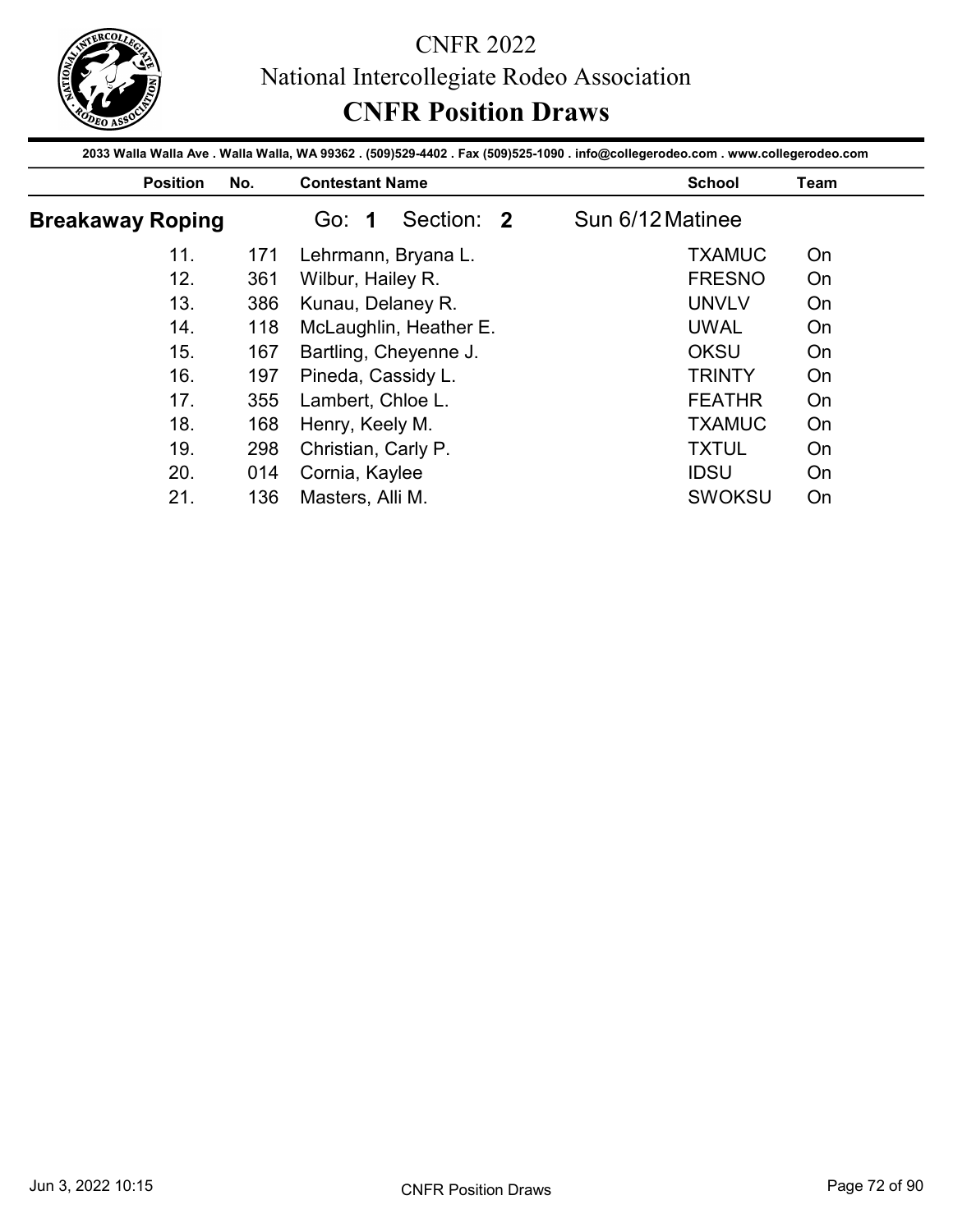# CNFR 2022

## National Intercollegiate Rodeo Association

## CNFR Position Draws

2033 Walla Walla Ave . Walla Walla, WA 99362 . (509)529-4402 . Fax (509)525-1090 . info@collegerodeo.com . www.collegerodeo.com

### Breakaway Roping — Go: 1 Section: 2 — Sun 6/12 Matinee

| Position | No. | Contestant Name | School | Team |
|---|---|---|---|---|
| 11. | 171 | Lehrmann, Bryana L. | TXAMUC | On |
| 12. | 361 | Wilbur, Hailey R. | FRESNO | On |
| 13. | 386 | Kunau, Delaney R. | UNVLV | On |
| 14. | 118 | McLaughlin, Heather E. | UWAL | On |
| 15. | 167 | Bartling, Cheyenne J. | OKSU | On |
| 16. | 197 | Pineda, Cassidy L. | TRINTY | On |
| 17. | 355 | Lambert, Chloe L. | FEATHR | On |
| 18. | 168 | Henry, Keely M. | TXAMUC | On |
| 19. | 298 | Christian, Carly P. | TXTUL | On |
| 20. | 014 | Cornia, Kaylee | IDSU | On |
| 21. | 136 | Masters, Alli M. | SWOKSU | On |

Jun 3, 2022 10:15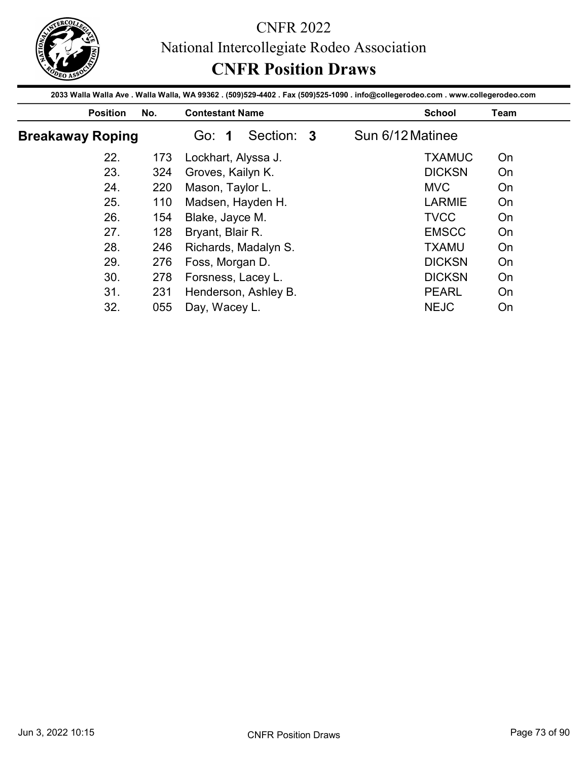# CNFR 2022

## National Intercollegiate Rodeo Association

## CNFR Position Draws

2033 Walla Walla Ave . Walla Walla, WA 99362 . (509)529-4402 . Fax (509)525-1090 . info@collegerodeo.com . www.collegerodeo.com

### Breakaway Roping — Go: 1 Section: 3 — Sun 6/12 Matinee

| Position | No. | Contestant Name | School | Team |
|---|---|---|---|---|
| 22. | 173 | Lockhart, Alyssa J. | TXAMUC | On |
| 23. | 324 | Groves, Kailyn K. | DICKSN | On |
| 24. | 220 | Mason, Taylor L. | MVC | On |
| 25. | 110 | Madsen, Hayden H. | LARMIE | On |
| 26. | 154 | Blake, Jayce M. | TVCC | On |
| 27. | 128 | Bryant, Blair R. | EMSCC | On |
| 28. | 246 | Richards, Madalyn S. | TXAMU | On |
| 29. | 276 | Foss, Morgan D. | DICKSN | On |
| 30. | 278 | Forsness, Lacey L. | DICKSN | On |
| 31. | 231 | Henderson, Ashley B. | PEARL | On |
| 32. | 055 | Day, Wacey L. | NEJC | On |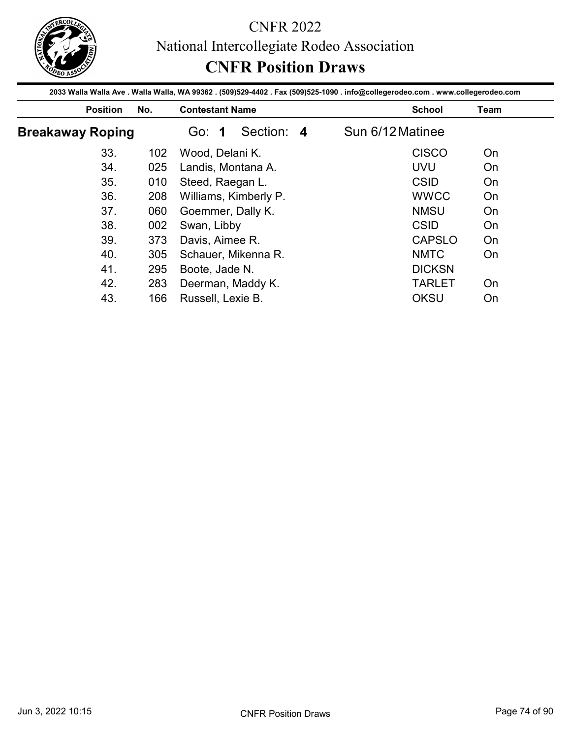# CNFR 2022

National Intercollegiate Rodeo Association

## CNFR Position Draws

2033 Walla Walla Ave . Walla Walla, WA 99362 . (509)529-4402 . Fax (509)525-1090 . info@collegerodeo.com . www.collegerodeo.com

### Breakaway Roping

Go: **1** Section: **4** Sun 6/12 Matinee

| Position | No. | Contestant Name | School | Team |
|---|---|---|---|---|
| 33. | 102 | Wood, Delani K. | CISCO | On |
| 34. | 025 | Landis, Montana A. | UVU | On |
| 35. | 010 | Steed, Raegan L. | CSID | On |
| 36. | 208 | Williams, Kimberly P. | WWCC | On |
| 37. | 060 | Goemmer, Dally K. | NMSU | On |
| 38. | 002 | Swan, Libby | CSID | On |
| 39. | 373 | Davis, Aimee R. | CAPSLO | On |
| 40. | 305 | Schauer, Mikenna R. | NMTC | On |
| 41. | 295 | Boote, Jade N. | DICKSN | |
| 42. | 283 | Deerman, Maddy K. | TARLET | On |
| 43. | 166 | Russell, Lexie B. | OKSU | On |

Jun 3, 2022 10:15 CNFR Position Draws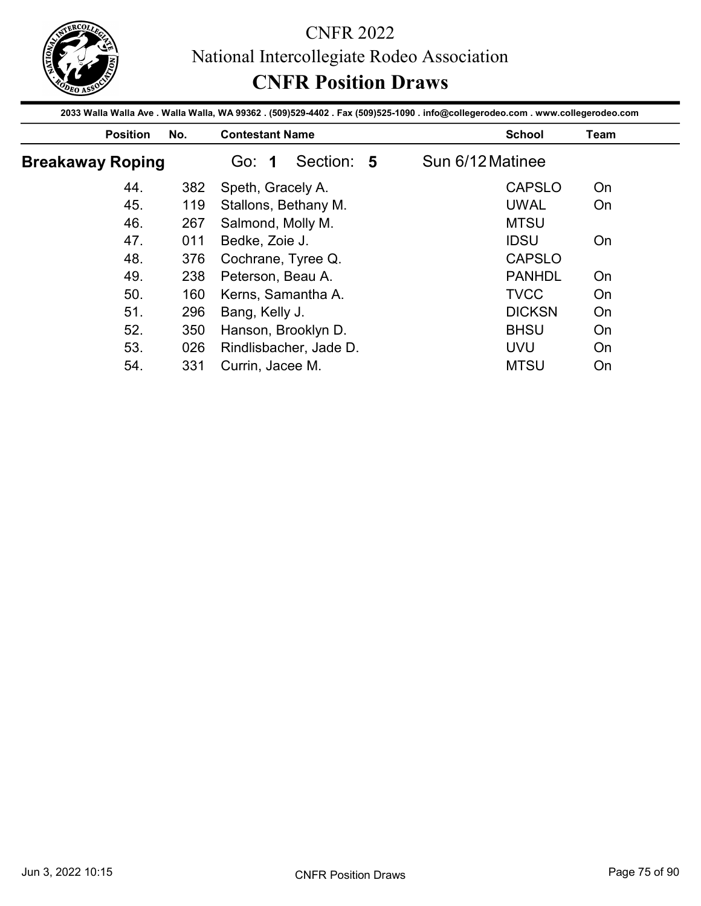# CNFR 2022

## National Intercollegiate Rodeo Association

## CNFR Position Draws

2033 Walla Walla Ave . Walla Walla, WA 99362 . (509)529-4402 . Fax (509)525-1090 . info@collegerodeo.com . www.collegerodeo.com

### Breakaway Roping

Go: **1** Section: **5** Sun 6/12 Matinee

| Position | No. | Contestant Name | School | Team |
|---|---|---|---|---|
| 44. | 382 | Speth, Gracely A. | CAPSLO | On |
| 45. | 119 | Stallons, Bethany M. | UWAL | On |
| 46. | 267 | Salmond, Molly M. | MTSU | |
| 47. | 011 | Bedke, Zoie J. | IDSU | On |
| 48. | 376 | Cochrane, Tyree Q. | CAPSLO | |
| 49. | 238 | Peterson, Beau A. | PANHDL | On |
| 50. | 160 | Kerns, Samantha A. | TVCC | On |
| 51. | 296 | Bang, Kelly J. | DICKSN | On |
| 52. | 350 | Hanson, Brooklyn D. | BHSU | On |
| 53. | 026 | Rindlisbacher, Jade D. | UVU | On |
| 54. | 331 | Currin, Jacee M. | MTSU | On |

Jun 3, 2022 10:15 CNFR Position Draws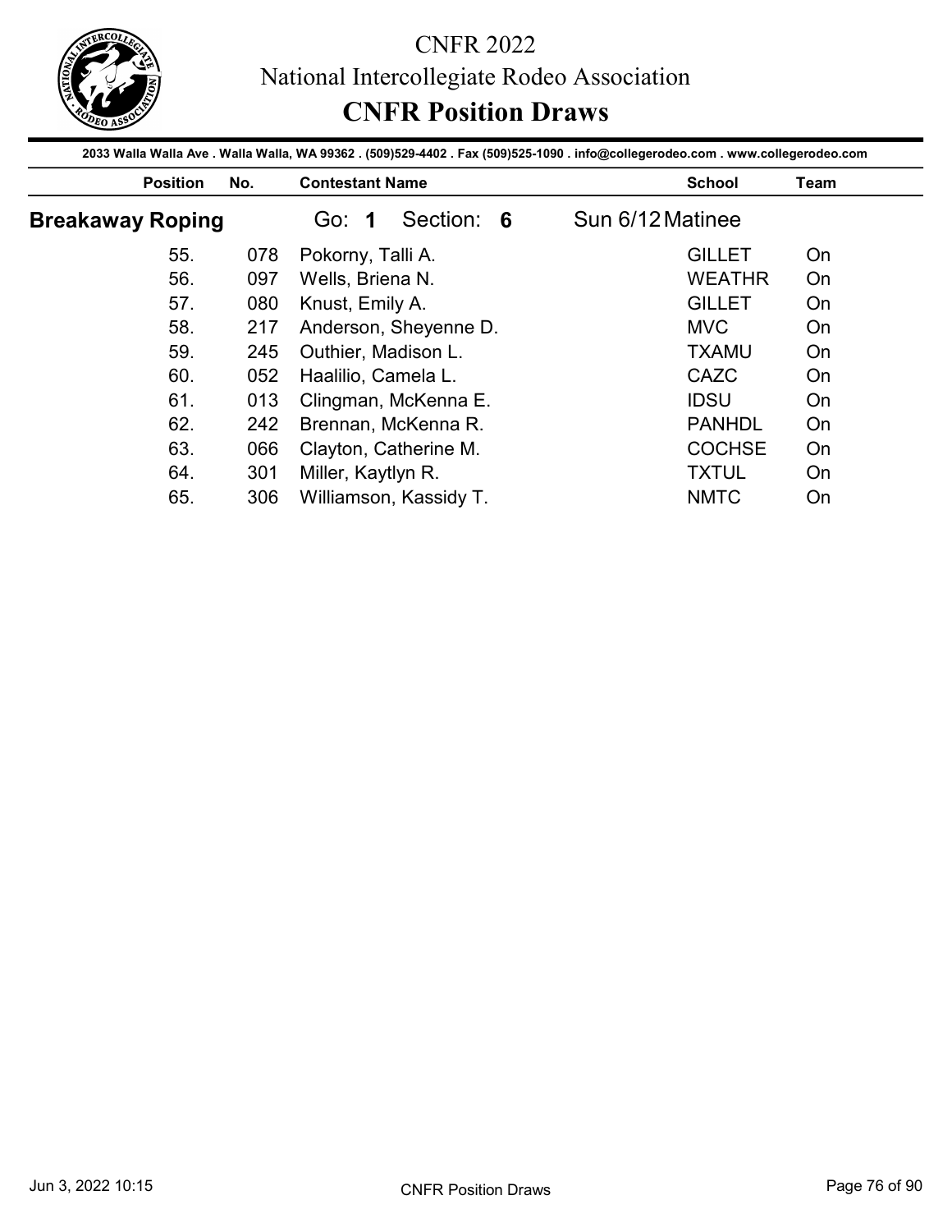# CNFR 2022

## National Intercollegiate Rodeo Association

## CNFR Position Draws

2033 Walla Walla Ave . Walla Walla, WA 99362 . (509)529-4402 . Fax (509)525-1090 . info@collegerodeo.com . www.collegerodeo.com

### Breakaway Roping — Go: 1 Section: 6 — Sun 6/12 Matinee

| Position | No. | Contestant Name | School | Team |
|---|---|---|---|---|
| 55. | 078 | Pokorny, Talli A. | GILLET | On |
| 56. | 097 | Wells, Briena N. | WEATHR | On |
| 57. | 080 | Knust, Emily A. | GILLET | On |
| 58. | 217 | Anderson, Sheyenne D. | MVC | On |
| 59. | 245 | Outhier, Madison L. | TXAMU | On |
| 60. | 052 | Haalilio, Camela L. | CAZC | On |
| 61. | 013 | Clingman, McKenna E. | IDSU | On |
| 62. | 242 | Brennan, McKenna R. | PANHDL | On |
| 63. | 066 | Clayton, Catherine M. | COCHSE | On |
| 64. | 301 | Miller, Kaytlyn R. | TXTUL | On |
| 65. | 306 | Williamson, Kassidy T. | NMTC | On |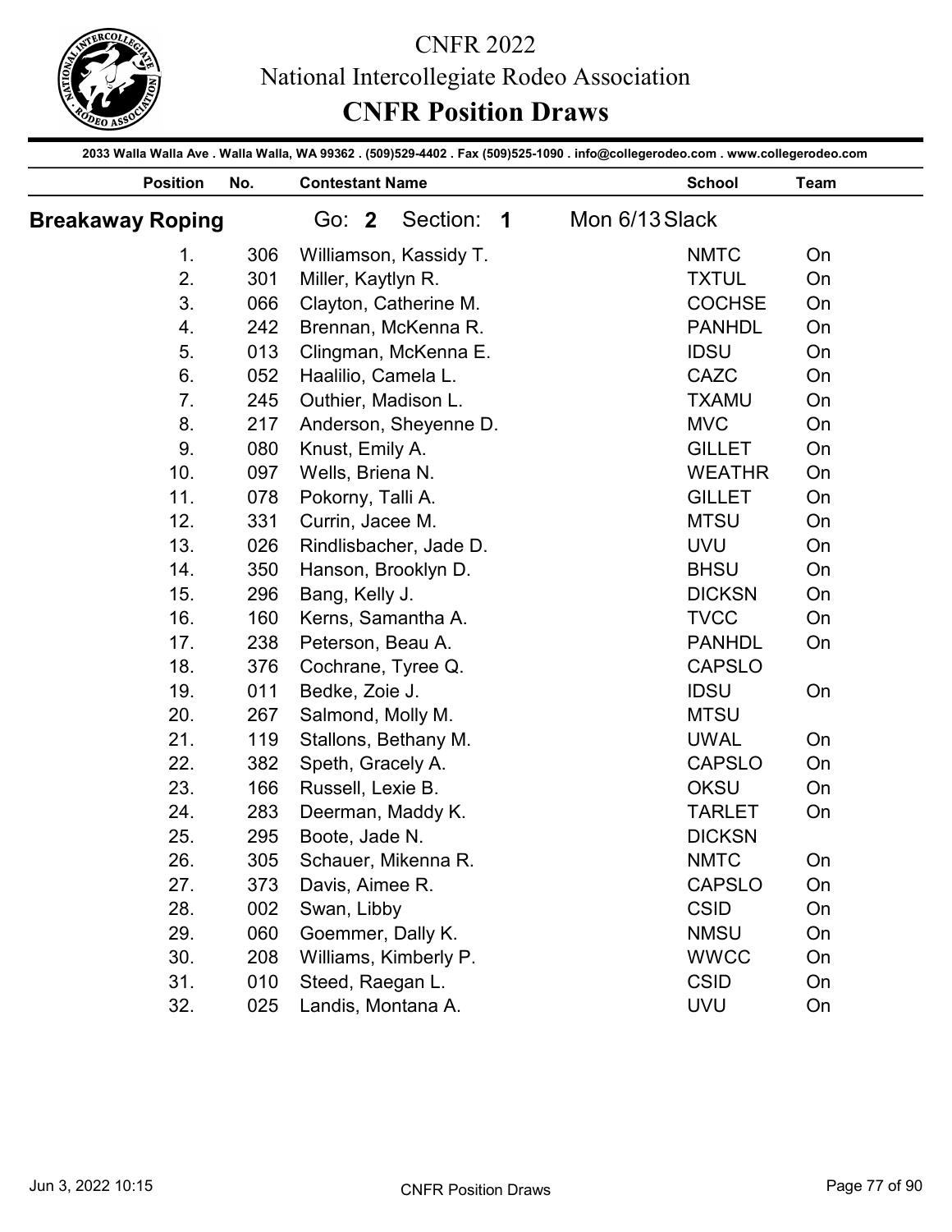# CNFR 2022

## National Intercollegiate Rodeo Association

## CNFR Position Draws

2033 Walla Walla Ave . Walla Walla, WA 99362 . (509)529-4402 . Fax (509)525-1090 . info@collegerodeo.com . www.collegerodeo.com

### Breakaway Roping

Go: **2** Section: **1** Mon 6/13 Slack

| Position | No. | Contestant Name | School | Team |
|---|---|---|---|---|
| 1. | 306 | Williamson, Kassidy T. | NMTC | On |
| 2. | 301 | Miller, Kaytlyn R. | TXTUL | On |
| 3. | 066 | Clayton, Catherine M. | COCHSE | On |
| 4. | 242 | Brennan, McKenna R. | PANHDL | On |
| 5. | 013 | Clingman, McKenna E. | IDSU | On |
| 6. | 052 | Haalilio, Camela L. | CAZC | On |
| 7. | 245 | Outhier, Madison L. | TXAMU | On |
| 8. | 217 | Anderson, Sheyenne D. | MVC | On |
| 9. | 080 | Knust, Emily A. | GILLET | On |
| 10. | 097 | Wells, Briena N. | WEATHR | On |
| 11. | 078 | Pokorny, Talli A. | GILLET | On |
| 12. | 331 | Currin, Jacee M. | MTSU | On |
| 13. | 026 | Rindlisbacher, Jade D. | UVU | On |
| 14. | 350 | Hanson, Brooklyn D. | BHSU | On |
| 15. | 296 | Bang, Kelly J. | DICKSN | On |
| 16. | 160 | Kerns, Samantha A. | TVCC | On |
| 17. | 238 | Peterson, Beau A. | PANHDL | On |
| 18. | 376 | Cochrane, Tyree Q. | CAPSLO | |
| 19. | 011 | Bedke, Zoie J. | IDSU | On |
| 20. | 267 | Salmond, Molly M. | MTSU | |
| 21. | 119 | Stallons, Bethany M. | UWAL | On |
| 22. | 382 | Speth, Gracely A. | CAPSLO | On |
| 23. | 166 | Russell, Lexie B. | OKSU | On |
| 24. | 283 | Deerman, Maddy K. | TARLET | On |
| 25. | 295 | Boote, Jade N. | DICKSN | |
| 26. | 305 | Schauer, Mikenna R. | NMTC | On |
| 27. | 373 | Davis, Aimee R. | CAPSLO | On |
| 28. | 002 | Swan, Libby | CSID | On |
| 29. | 060 | Goemmer, Dally K. | NMSU | On |
| 30. | 208 | Williams, Kimberly P. | WWCC | On |
| 31. | 010 | Steed, Raegan L. | CSID | On |
| 32. | 025 | Landis, Montana A. | UVU | On |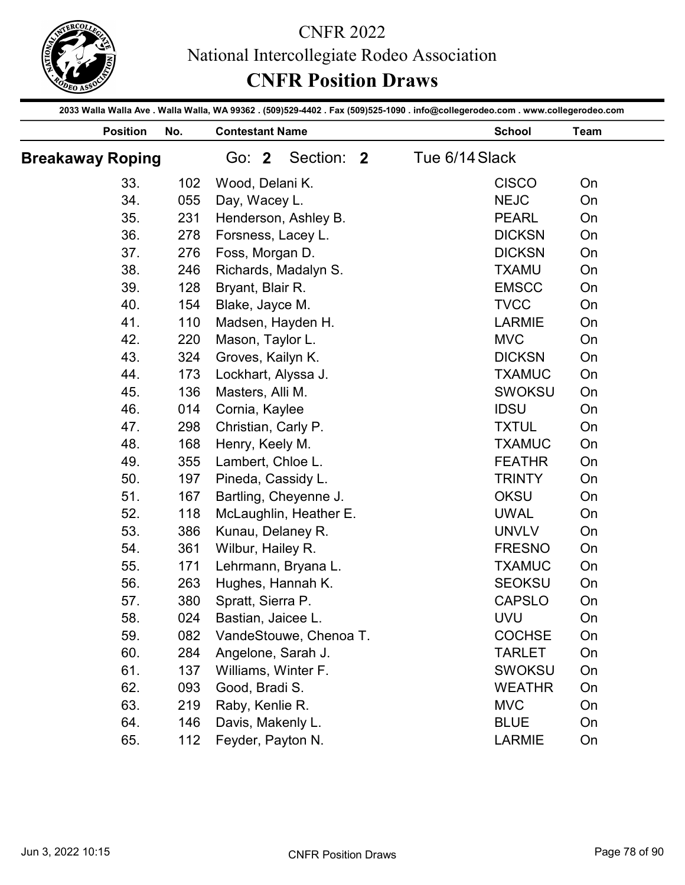# CNFR 2022
## National Intercollegiate Rodeo Association
## CNFR Position Draws

2033 Walla Walla Ave . Walla Walla, WA 99362 . (509)529-4402 . Fax (509)525-1090 . info@collegerodeo.com . www.collegerodeo.com

**Breakaway Roping** Go: **2** Section: **2** Tue 6/14 Slack

| Position | No. | Contestant Name | School | Team |
|---|---|---|---|---|
| 33. | 102 | Wood, Delani K. | CISCO | On |
| 34. | 055 | Day, Wacey L. | NEJC | On |
| 35. | 231 | Henderson, Ashley B. | PEARL | On |
| 36. | 278 | Forsness, Lacey L. | DICKSN | On |
| 37. | 276 | Foss, Morgan D. | DICKSN | On |
| 38. | 246 | Richards, Madalyn S. | TXAMU | On |
| 39. | 128 | Bryant, Blair R. | EMSCC | On |
| 40. | 154 | Blake, Jayce M. | TVCC | On |
| 41. | 110 | Madsen, Hayden H. | LARMIE | On |
| 42. | 220 | Mason, Taylor L. | MVC | On |
| 43. | 324 | Groves, Kailyn K. | DICKSN | On |
| 44. | 173 | Lockhart, Alyssa J. | TXAMUC | On |
| 45. | 136 | Masters, Alli M. | SWOKSU | On |
| 46. | 014 | Cornia, Kaylee | IDSU | On |
| 47. | 298 | Christian, Carly P. | TXTUL | On |
| 48. | 168 | Henry, Keely M. | TXAMUC | On |
| 49. | 355 | Lambert, Chloe L. | FEATHR | On |
| 50. | 197 | Pineda, Cassidy L. | TRINTY | On |
| 51. | 167 | Bartling, Cheyenne J. | OKSU | On |
| 52. | 118 | McLaughlin, Heather E. | UWAL | On |
| 53. | 386 | Kunau, Delaney R. | UNVLV | On |
| 54. | 361 | Wilbur, Hailey R. | FRESNO | On |
| 55. | 171 | Lehrmann, Bryana L. | TXAMUC | On |
| 56. | 263 | Hughes, Hannah K. | SEOKSU | On |
| 57. | 380 | Spratt, Sierra P. | CAPSLO | On |
| 58. | 024 | Bastian, Jaicee L. | UVU | On |
| 59. | 082 | VandeStouwe, Chenoa T. | COCHSE | On |
| 60. | 284 | Angelone, Sarah J. | TARLET | On |
| 61. | 137 | Williams, Winter F. | SWOKSU | On |
| 62. | 093 | Good, Bradi S. | WEATHR | On |
| 63. | 219 | Raby, Kenlie R. | MVC | On |
| 64. | 146 | Davis, Makenly L. | BLUE | On |
| 65. | 112 | Feyder, Payton N. | LARMIE | On |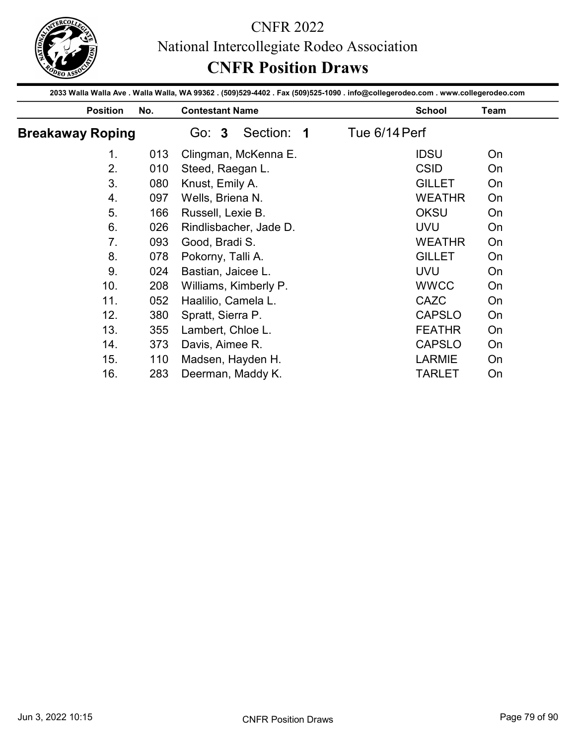# CNFR 2022

National Intercollegiate Rodeo Association

## CNFR Position Draws

2033 Walla Walla Ave . Walla Walla, WA 99362 . (509)529-4402 . Fax (509)525-1090 . info@collegerodeo.com . www.collegerodeo.com

### Breakaway Roping — Go: 3 Section: 1 — Tue 6/14 Perf

| Position | No. | Contestant Name | School | Team |
|---|---|---|---|---|
| 1. | 013 | Clingman, McKenna E. | IDSU | On |
| 2. | 010 | Steed, Raegan L. | CSID | On |
| 3. | 080 | Knust, Emily A. | GILLET | On |
| 4. | 097 | Wells, Briena N. | WEATHR | On |
| 5. | 166 | Russell, Lexie B. | OKSU | On |
| 6. | 026 | Rindlisbacher, Jade D. | UVU | On |
| 7. | 093 | Good, Bradi S. | WEATHR | On |
| 8. | 078 | Pokorny, Talli A. | GILLET | On |
| 9. | 024 | Bastian, Jaicee L. | UVU | On |
| 10. | 208 | Williams, Kimberly P. | WWCC | On |
| 11. | 052 | Haalilio, Camela L. | CAZC | On |
| 12. | 380 | Spratt, Sierra P. | CAPSLO | On |
| 13. | 355 | Lambert, Chloe L. | FEATHR | On |
| 14. | 373 | Davis, Aimee R. | CAPSLO | On |
| 15. | 110 | Madsen, Hayden H. | LARMIE | On |
| 16. | 283 | Deerman, Maddy K. | TARLET | On |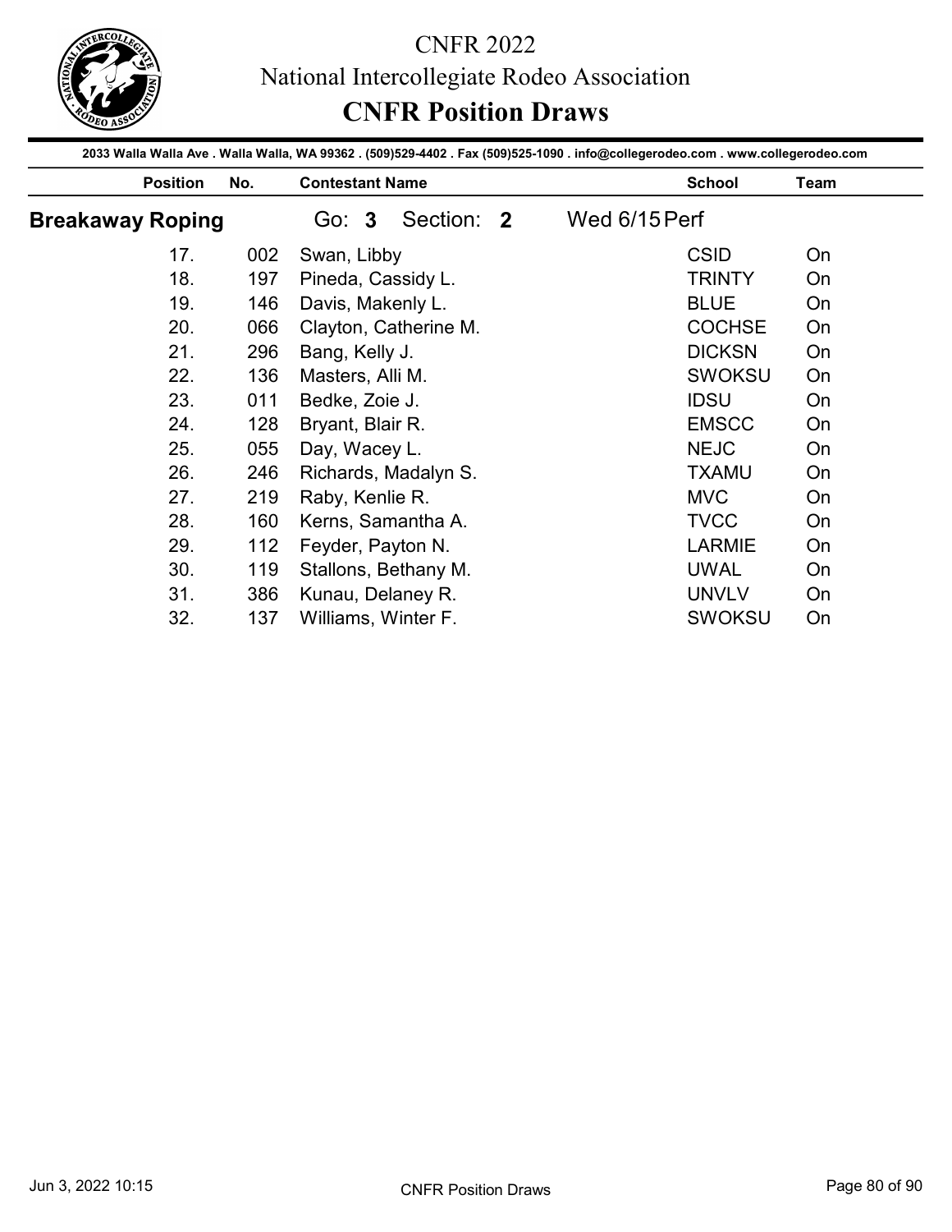# CNFR 2022

## National Intercollegiate Rodeo Association

## CNFR Position Draws

2033 Walla Walla Ave . Walla Walla, WA 99362 . (509)529-4402 . Fax (509)525-1090 . info@collegerodeo.com . www.collegerodeo.com

### Breakaway Roping

Go: **3** Section: **2** Wed 6/15 Perf

| Position | No. | Contestant Name | School | Team |
|---|---|---|---|---|
| 17. | 002 | Swan, Libby | CSID | On |
| 18. | 197 | Pineda, Cassidy L. | TRINTY | On |
| 19. | 146 | Davis, Makenly L. | BLUE | On |
| 20. | 066 | Clayton, Catherine M. | COCHSE | On |
| 21. | 296 | Bang, Kelly J. | DICKSN | On |
| 22. | 136 | Masters, Alli M. | SWOKSU | On |
| 23. | 011 | Bedke, Zoie J. | IDSU | On |
| 24. | 128 | Bryant, Blair R. | EMSCC | On |
| 25. | 055 | Day, Wacey L. | NEJC | On |
| 26. | 246 | Richards, Madalyn S. | TXAMU | On |
| 27. | 219 | Raby, Kenlie R. | MVC | On |
| 28. | 160 | Kerns, Samantha A. | TVCC | On |
| 29. | 112 | Feyder, Payton N. | LARMIE | On |
| 30. | 119 | Stallons, Bethany M. | UWAL | On |
| 31. | 386 | Kunau, Delaney R. | UNVLV | On |
| 32. | 137 | Williams, Winter F. | SWOKSU | On |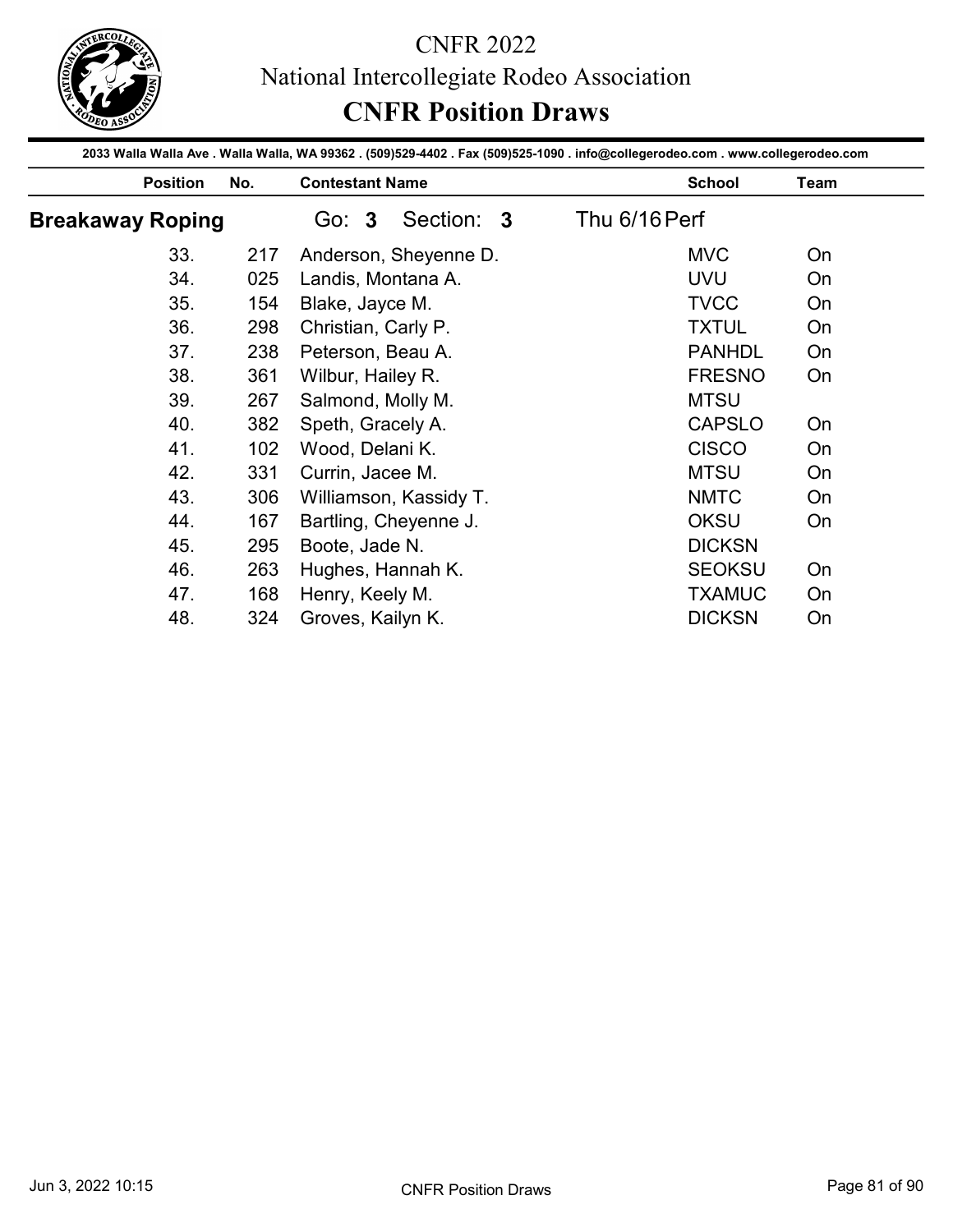# CNFR 2022
## National Intercollegiate Rodeo Association
## CNFR Position Draws

2033 Walla Walla Ave . Walla Walla, WA 99362 . (509)529-4402 . Fax (509)525-1090 . info@collegerodeo.com . www.collegerodeo.com

**Breakaway Roping** — Go: **3** Section: **3** — Thu 6/16 Perf

| Position | No. | Contestant Name | School | Team |
|---|---|---|---|---|
| 33. | 217 | Anderson, Sheyenne D. | MVC | On |
| 34. | 025 | Landis, Montana A. | UVU | On |
| 35. | 154 | Blake, Jayce M. | TVCC | On |
| 36. | 298 | Christian, Carly P. | TXTUL | On |
| 37. | 238 | Peterson, Beau A. | PANHDL | On |
| 38. | 361 | Wilbur, Hailey R. | FRESNO | On |
| 39. | 267 | Salmond, Molly M. | MTSU | |
| 40. | 382 | Speth, Gracely A. | CAPSLO | On |
| 41. | 102 | Wood, Delani K. | CISCO | On |
| 42. | 331 | Currin, Jacee M. | MTSU | On |
| 43. | 306 | Williamson, Kassidy T. | NMTC | On |
| 44. | 167 | Bartling, Cheyenne J. | OKSU | On |
| 45. | 295 | Boote, Jade N. | DICKSN | |
| 46. | 263 | Hughes, Hannah K. | SEOKSU | On |
| 47. | 168 | Henry, Keely M. | TXAMUC | On |
| 48. | 324 | Groves, Kailyn K. | DICKSN | On |

Jun 3, 2022 10:15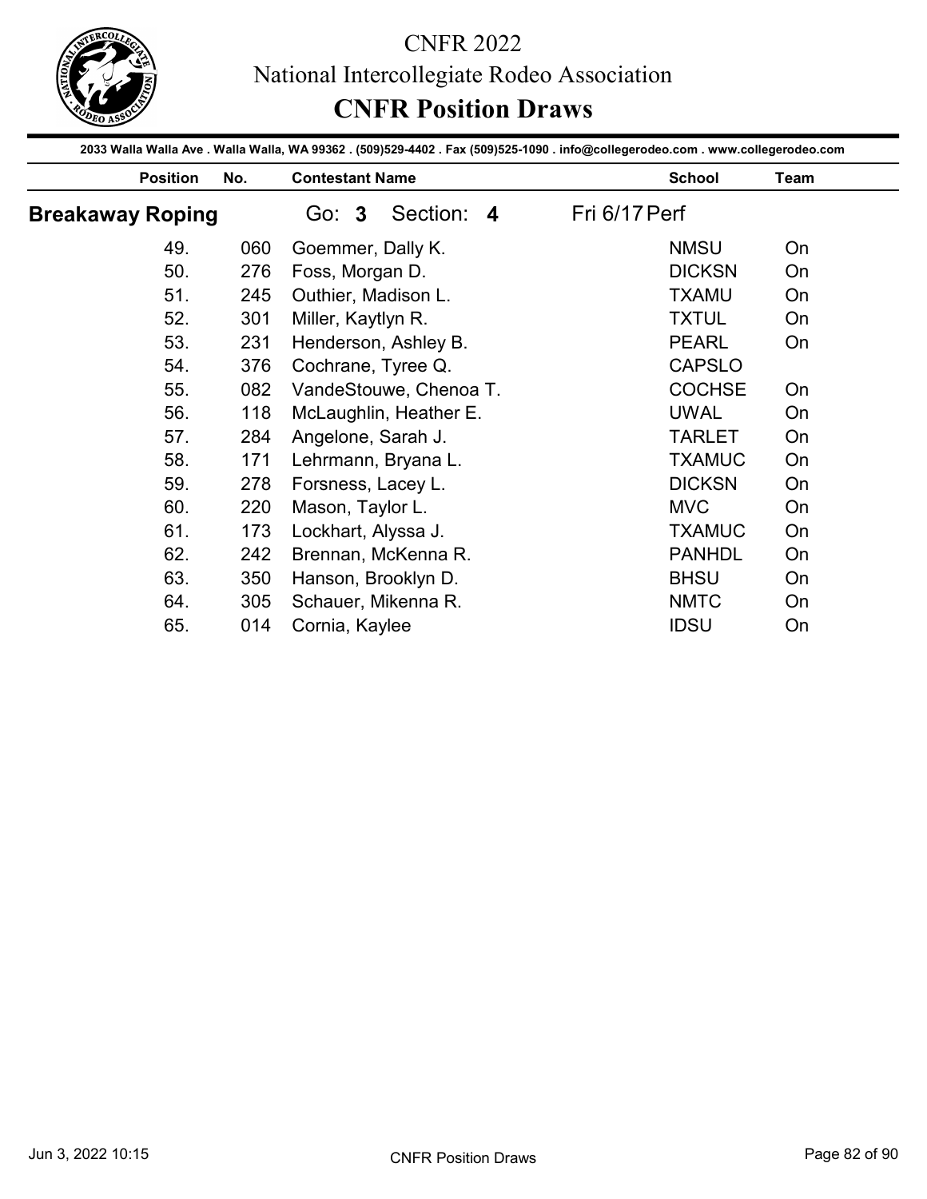# CNFR 2022

National Intercollegiate Rodeo Association

## CNFR Position Draws

2033 Walla Walla Ave . Walla Walla, WA 99362 . (509)529-4402 . Fax (509)525-1090 . info@collegerodeo.com . www.collegerodeo.com

### Breakaway Roping

Go: **3** Section: **4** Fri 6/17 Perf

| Position | No. | Contestant Name | School | Team |
|---|---|---|---|---|
| 49. | 060 | Goemmer, Dally K. | NMSU | On |
| 50. | 276 | Foss, Morgan D. | DICKSN | On |
| 51. | 245 | Outhier, Madison L. | TXAMU | On |
| 52. | 301 | Miller, Kaytlyn R. | TXTUL | On |
| 53. | 231 | Henderson, Ashley B. | PEARL | On |
| 54. | 376 | Cochrane, Tyree Q. | CAPSLO | |
| 55. | 082 | VandeStouwe, Chenoa T. | COCHSE | On |
| 56. | 118 | McLaughlin, Heather E. | UWAL | On |
| 57. | 284 | Angelone, Sarah J. | TARLET | On |
| 58. | 171 | Lehrmann, Bryana L. | TXAMUC | On |
| 59. | 278 | Forsness, Lacey L. | DICKSN | On |
| 60. | 220 | Mason, Taylor L. | MVC | On |
| 61. | 173 | Lockhart, Alyssa J. | TXAMUC | On |
| 62. | 242 | Brennan, McKenna R. | PANHDL | On |
| 63. | 350 | Hanson, Brooklyn D. | BHSU | On |
| 64. | 305 | Schauer, Mikenna R. | NMTC | On |
| 65. | 014 | Cornia, Kaylee | IDSU | On |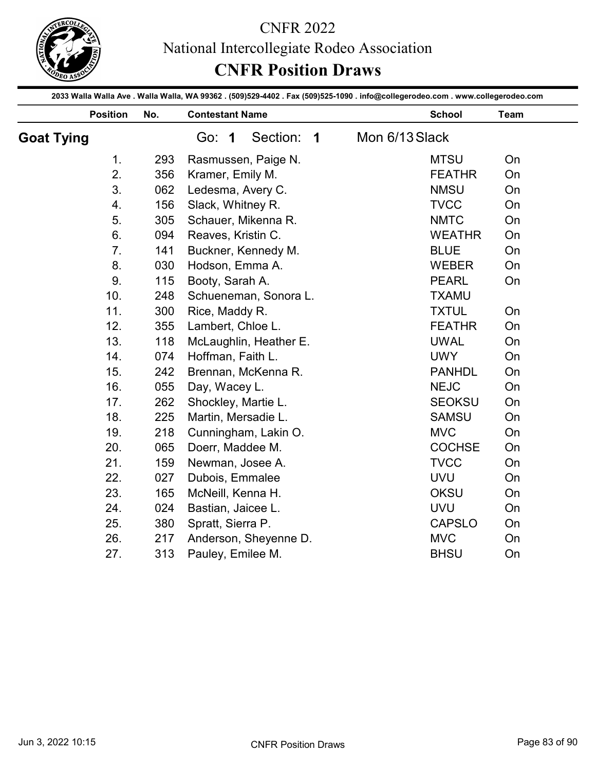# CNFR 2022

## National Intercollegiate Rodeo Association

## CNFR Position Draws

2033 Walla Walla Ave . Walla Walla, WA 99362 . (509)529-4402 . Fax (509)525-1090 . info@collegerodeo.com . www.collegerodeo.com

### Goat Tying

Go: **1** Section: **1** Mon 6/13 Slack

| Position | No. | Contestant Name | School | Team |
|---|---|---|---|---|
| 1. | 293 | Rasmussen, Paige N. | MTSU | On |
| 2. | 356 | Kramer, Emily M. | FEATHR | On |
| 3. | 062 | Ledesma, Avery C. | NMSU | On |
| 4. | 156 | Slack, Whitney R. | TVCC | On |
| 5. | 305 | Schauer, Mikenna R. | NMTC | On |
| 6. | 094 | Reaves, Kristin C. | WEATHR | On |
| 7. | 141 | Buckner, Kennedy M. | BLUE | On |
| 8. | 030 | Hodson, Emma A. | WEBER | On |
| 9. | 115 | Booty, Sarah A. | PEARL | On |
| 10. | 248 | Schueneman, Sonora L. | TXAMU | |
| 11. | 300 | Rice, Maddy R. | TXTUL | On |
| 12. | 355 | Lambert, Chloe L. | FEATHR | On |
| 13. | 118 | McLaughlin, Heather E. | UWAL | On |
| 14. | 074 | Hoffman, Faith L. | UWY | On |
| 15. | 242 | Brennan, McKenna R. | PANHDL | On |
| 16. | 055 | Day, Wacey L. | NEJC | On |
| 17. | 262 | Shockley, Martie L. | SEOKSU | On |
| 18. | 225 | Martin, Mersadie L. | SAMSU | On |
| 19. | 218 | Cunningham, Lakin O. | MVC | On |
| 20. | 065 | Doerr, Maddee M. | COCHSE | On |
| 21. | 159 | Newman, Josee A. | TVCC | On |
| 22. | 027 | Dubois, Emmalee | UVU | On |
| 23. | 165 | McNeill, Kenna H. | OKSU | On |
| 24. | 024 | Bastian, Jaicee L. | UVU | On |
| 25. | 380 | Spratt, Sierra P. | CAPSLO | On |
| 26. | 217 | Anderson, Sheyenne D. | MVC | On |
| 27. | 313 | Pauley, Emilee M. | BHSU | On |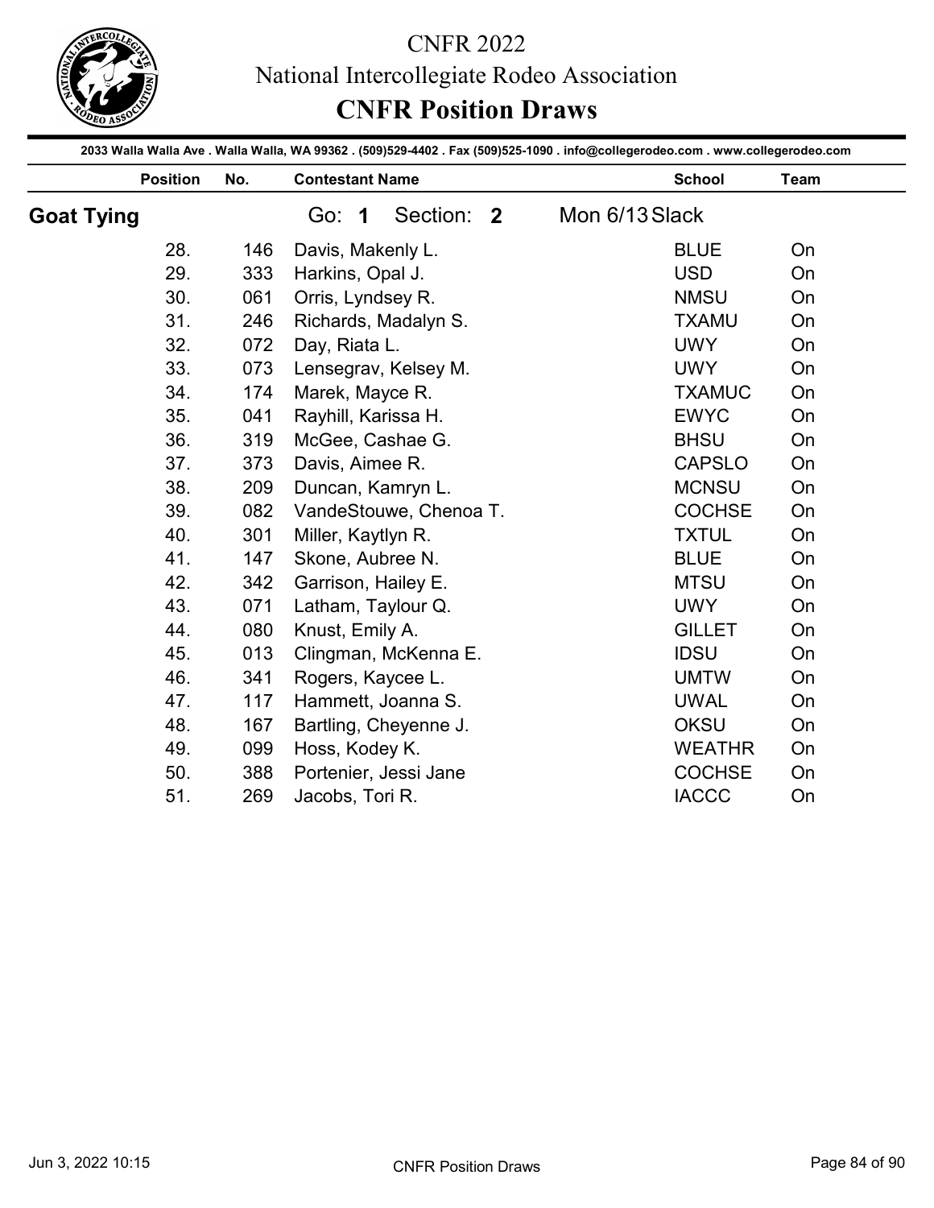# CNFR 2022

## National Intercollegiate Rodeo Association

## CNFR Position Draws

2033 Walla Walla Ave . Walla Walla, WA 99362 . (509)529-4402 . Fax (509)525-1090 . info@collegerodeo.com . www.collegerodeo.com

**Goat Tying** — Go: **1** Section: **2** — Mon 6/13 Slack

| Position | No. | Contestant Name | School | Team |
|---|---|---|---|---|
| 28. | 146 | Davis, Makenly L. | BLUE | On |
| 29. | 333 | Harkins, Opal J. | USD | On |
| 30. | 061 | Orris, Lyndsey R. | NMSU | On |
| 31. | 246 | Richards, Madalyn S. | TXAMU | On |
| 32. | 072 | Day, Riata L. | UWY | On |
| 33. | 073 | Lensegrav, Kelsey M. | UWY | On |
| 34. | 174 | Marek, Mayce R. | TXAMUC | On |
| 35. | 041 | Rayhill, Karissa H. | EWYC | On |
| 36. | 319 | McGee, Cashae G. | BHSU | On |
| 37. | 373 | Davis, Aimee R. | CAPSLO | On |
| 38. | 209 | Duncan, Kamryn L. | MCNSU | On |
| 39. | 082 | VandeStouwe, Chenoa T. | COCHSE | On |
| 40. | 301 | Miller, Kaytlyn R. | TXTUL | On |
| 41. | 147 | Skone, Aubree N. | BLUE | On |
| 42. | 342 | Garrison, Hailey E. | MTSU | On |
| 43. | 071 | Latham, Taylour Q. | UWY | On |
| 44. | 080 | Knust, Emily A. | GILLET | On |
| 45. | 013 | Clingman, McKenna E. | IDSU | On |
| 46. | 341 | Rogers, Kaycee L. | UMTW | On |
| 47. | 117 | Hammett, Joanna S. | UWAL | On |
| 48. | 167 | Bartling, Cheyenne J. | OKSU | On |
| 49. | 099 | Hoss, Kodey K. | WEATHR | On |
| 50. | 388 | Portenier, Jessi Jane | COCHSE | On |
| 51. | 269 | Jacobs, Tori R. | IACCC | On |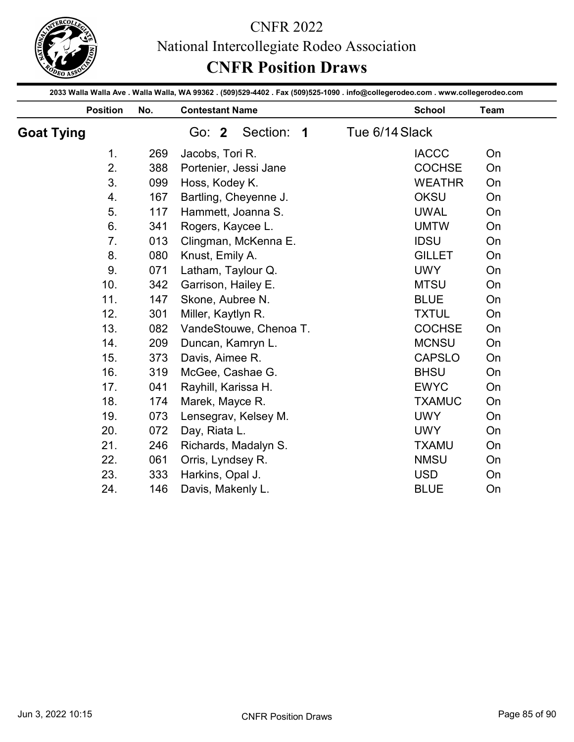# CNFR 2022

## National Intercollegiate Rodeo Association

## CNFR Position Draws

**2033 Walla Walla Ave . Walla Walla, WA 99362 . (509)529-4402 . Fax (509)525-1090 . info@collegerodeo.com . www.collegerodeo.com**

### Goat Tying

Go: **2** Section: **1** Tue 6/14 Slack

| Position | No. | Contestant Name | School | Team |
|---|---|---|---|---|
| 1. | 269 | Jacobs, Tori R. | IACCC | On |
| 2. | 388 | Portenier, Jessi Jane | COCHSE | On |
| 3. | 099 | Hoss, Kodey K. | WEATHR | On |
| 4. | 167 | Bartling, Cheyenne J. | OKSU | On |
| 5. | 117 | Hammett, Joanna S. | UWAL | On |
| 6. | 341 | Rogers, Kaycee L. | UMTW | On |
| 7. | 013 | Clingman, McKenna E. | IDSU | On |
| 8. | 080 | Knust, Emily A. | GILLET | On |
| 9. | 071 | Latham, Taylour Q. | UWY | On |
| 10. | 342 | Garrison, Hailey E. | MTSU | On |
| 11. | 147 | Skone, Aubree N. | BLUE | On |
| 12. | 301 | Miller, Kaytlyn R. | TXTUL | On |
| 13. | 082 | VandeStouwe, Chenoa T. | COCHSE | On |
| 14. | 209 | Duncan, Kamryn L. | MCNSU | On |
| 15. | 373 | Davis, Aimee R. | CAPSLO | On |
| 16. | 319 | McGee, Cashae G. | BHSU | On |
| 17. | 041 | Rayhill, Karissa H. | EWYC | On |
| 18. | 174 | Marek, Mayce R. | TXAMUC | On |
| 19. | 073 | Lensegrav, Kelsey M. | UWY | On |
| 20. | 072 | Day, Riata L. | UWY | On |
| 21. | 246 | Richards, Madalyn S. | TXAMU | On |
| 22. | 061 | Orris, Lyndsey R. | NMSU | On |
| 23. | 333 | Harkins, Opal J. | USD | On |
| 24. | 146 | Davis, Makenly L. | BLUE | On |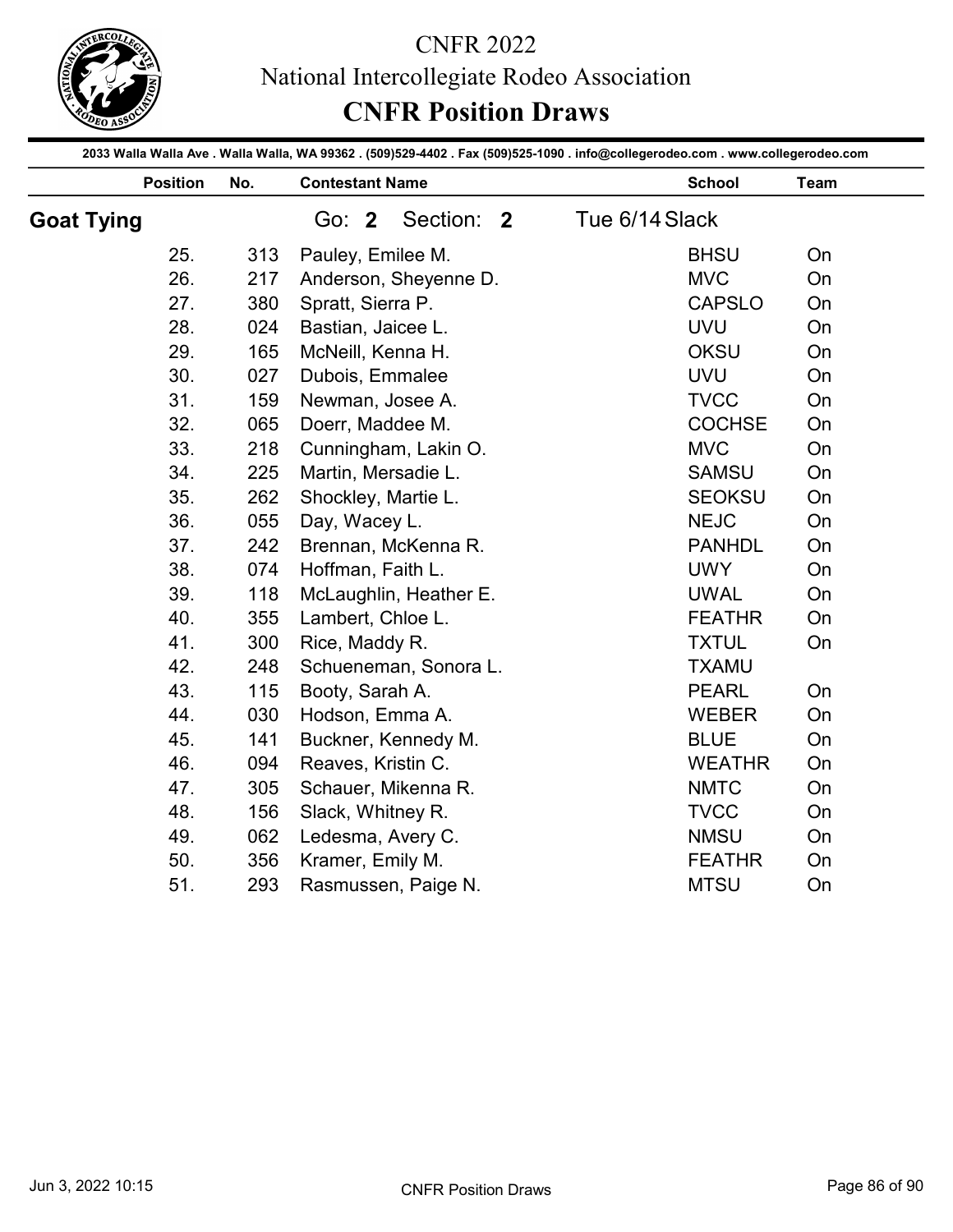# CNFR 2022

## National Intercollegiate Rodeo Association

## CNFR Position Draws

2033 Walla Walla Ave . Walla Walla, WA 99362 . (509)529-4402 . Fax (509)525-1090 . info@collegerodeo.com . www.collegerodeo.com

### Goat Tying

Go: **2** Section: **2** Tue 6/14 Slack

| Position | No. | Contestant Name | School | Team |
|---|---|---|---|---|
| 25. | 313 | Pauley, Emilee M. | BHSU | On |
| 26. | 217 | Anderson, Sheyenne D. | MVC | On |
| 27. | 380 | Spratt, Sierra P. | CAPSLO | On |
| 28. | 024 | Bastian, Jaicee L. | UVU | On |
| 29. | 165 | McNeill, Kenna H. | OKSU | On |
| 30. | 027 | Dubois, Emmalee | UVU | On |
| 31. | 159 | Newman, Josee A. | TVCC | On |
| 32. | 065 | Doerr, Maddee M. | COCHSE | On |
| 33. | 218 | Cunningham, Lakin O. | MVC | On |
| 34. | 225 | Martin, Mersadie L. | SAMSU | On |
| 35. | 262 | Shockley, Martie L. | SEOKSU | On |
| 36. | 055 | Day, Wacey L. | NEJC | On |
| 37. | 242 | Brennan, McKenna R. | PANHDL | On |
| 38. | 074 | Hoffman, Faith L. | UWY | On |
| 39. | 118 | McLaughlin, Heather E. | UWAL | On |
| 40. | 355 | Lambert, Chloe L. | FEATHR | On |
| 41. | 300 | Rice, Maddy R. | TXTUL | On |
| 42. | 248 | Schueneman, Sonora L. | TXAMU | |
| 43. | 115 | Booty, Sarah A. | PEARL | On |
| 44. | 030 | Hodson, Emma A. | WEBER | On |
| 45. | 141 | Buckner, Kennedy M. | BLUE | On |
| 46. | 094 | Reaves, Kristin C. | WEATHR | On |
| 47. | 305 | Schauer, Mikenna R. | NMTC | On |
| 48. | 156 | Slack, Whitney R. | TVCC | On |
| 49. | 062 | Ledesma, Avery C. | NMSU | On |
| 50. | 356 | Kramer, Emily M. | FEATHR | On |
| 51. | 293 | Rasmussen, Paige N. | MTSU | On |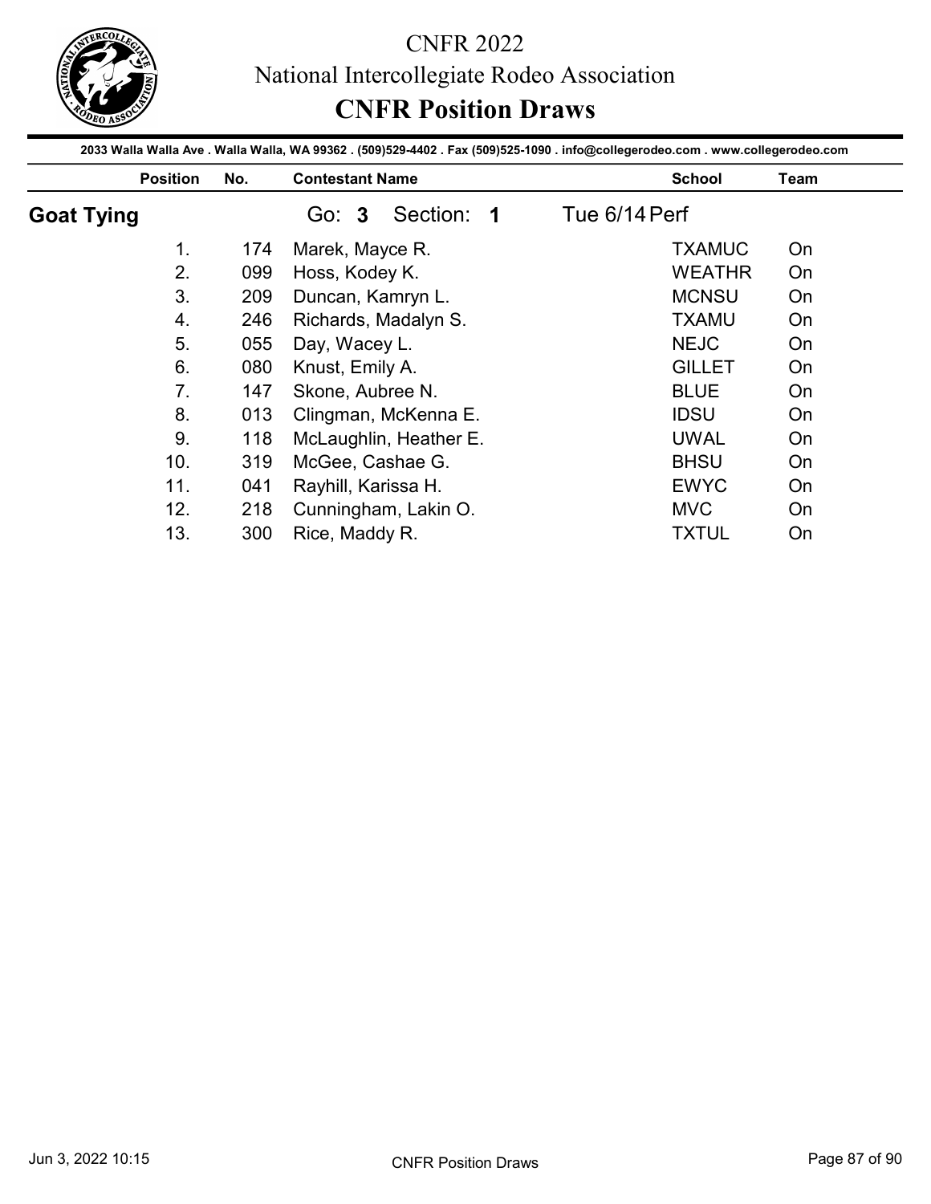# CNFR 2022

## National Intercollegiate Rodeo Association

## CNFR Position Draws

2033 Walla Walla Ave . Walla Walla, WA 99362 . (509)529-4402 . Fax (509)525-1090 . info@collegerodeo.com . www.collegerodeo.com

### Goat Tying

Go: **3** Section: **1** Tue 6/14 Perf

| Position | No. | Contestant Name | School | Team |
|---|---|---|---|---|
| 1. | 174 | Marek, Mayce R. | TXAMUC | On |
| 2. | 099 | Hoss, Kodey K. | WEATHR | On |
| 3. | 209 | Duncan, Kamryn L. | MCNSU | On |
| 4. | 246 | Richards, Madalyn S. | TXAMU | On |
| 5. | 055 | Day, Wacey L. | NEJC | On |
| 6. | 080 | Knust, Emily A. | GILLET | On |
| 7. | 147 | Skone, Aubree N. | BLUE | On |
| 8. | 013 | Clingman, McKenna E. | IDSU | On |
| 9. | 118 | McLaughlin, Heather E. | UWAL | On |
| 10. | 319 | McGee, Cashae G. | BHSU | On |
| 11. | 041 | Rayhill, Karissa H. | EWYC | On |
| 12. | 218 | Cunningham, Lakin O. | MVC | On |
| 13. | 300 | Rice, Maddy R. | TXTUL | On |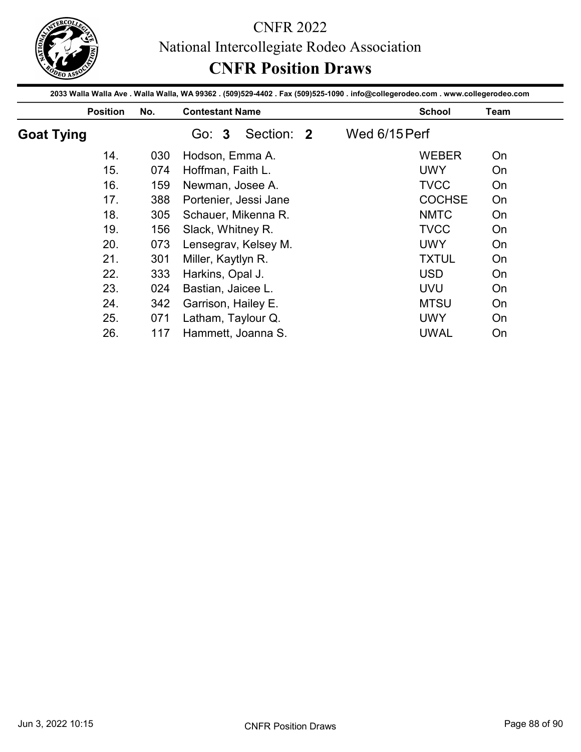# CNFR 2022

## National Intercollegiate Rodeo Association

## CNFR Position Draws

2033 Walla Walla Ave . Walla Walla, WA 99362 . (509)529-4402 . Fax (509)525-1090 . info@collegerodeo.com . www.collegerodeo.com

### Goat Tying

Go: **3** Section: **2** Wed 6/15 Perf

| Position | No. | Contestant Name | School | Team |
|---|---|---|---|---|
| 14. | 030 | Hodson, Emma A. | WEBER | On |
| 15. | 074 | Hoffman, Faith L. | UWY | On |
| 16. | 159 | Newman, Josee A. | TVCC | On |
| 17. | 388 | Portenier, Jessi Jane | COCHSE | On |
| 18. | 305 | Schauer, Mikenna R. | NMTC | On |
| 19. | 156 | Slack, Whitney R. | TVCC | On |
| 20. | 073 | Lensegrav, Kelsey M. | UWY | On |
| 21. | 301 | Miller, Kaytlyn R. | TXTUL | On |
| 22. | 333 | Harkins, Opal J. | USD | On |
| 23. | 024 | Bastian, Jaicee L. | UVU | On |
| 24. | 342 | Garrison, Hailey E. | MTSU | On |
| 25. | 071 | Latham, Taylour Q. | UWY | On |
| 26. | 117 | Hammett, Joanna S. | UWAL | On |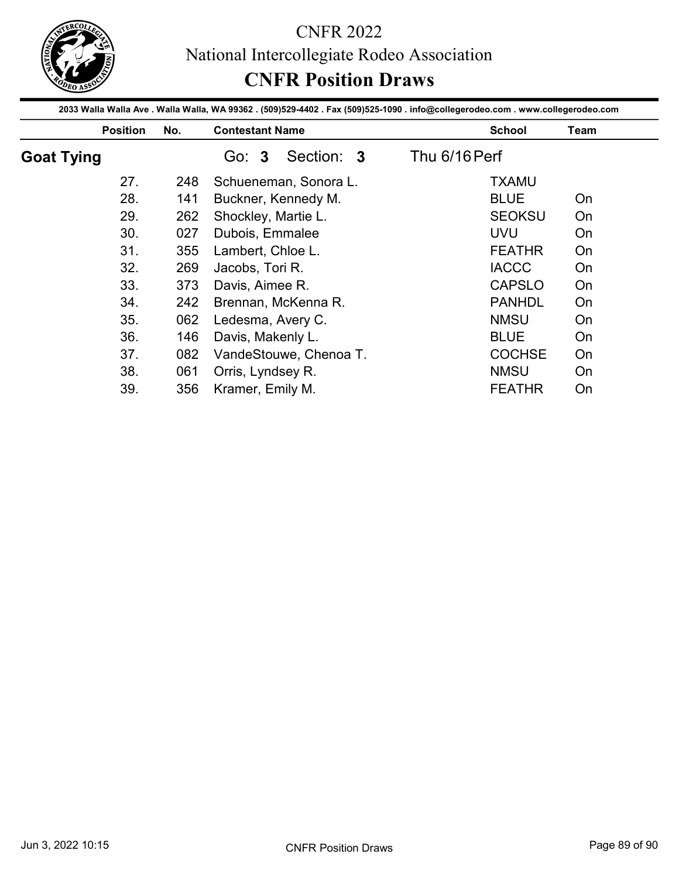# CNFR 2022

## National Intercollegiate Rodeo Association

## CNFR Position Draws

**2033 Walla Walla Ave . Walla Walla, WA 99362 . (509)529-4402 . Fax (509)525-1090 . info@collegerodeo.com . www.collegerodeo.com**

### Goat Tying

Go: **3** Section: **3** Thu 6/16 Perf

| Position | No. | Contestant Name | School | Team |
|---|---|---|---|---|
| 27. | 248 | Schueneman, Sonora L. | TXAMU | |
| 28. | 141 | Buckner, Kennedy M. | BLUE | On |
| 29. | 262 | Shockley, Martie L. | SEOKSU | On |
| 30. | 027 | Dubois, Emmalee | UVU | On |
| 31. | 355 | Lambert, Chloe L. | FEATHR | On |
| 32. | 269 | Jacobs, Tori R. | IACCC | On |
| 33. | 373 | Davis, Aimee R. | CAPSLO | On |
| 34. | 242 | Brennan, McKenna R. | PANHDL | On |
| 35. | 062 | Ledesma, Avery C. | NMSU | On |
| 36. | 146 | Davis, Makenly L. | BLUE | On |
| 37. | 082 | VandeStouwe, Chenoa T. | COCHSE | On |
| 38. | 061 | Orris, Lyndsey R. | NMSU | On |
| 39. | 356 | Kramer, Emily M. | FEATHR | On |

Jun 3, 2022 10:15 — CNFR Position Draws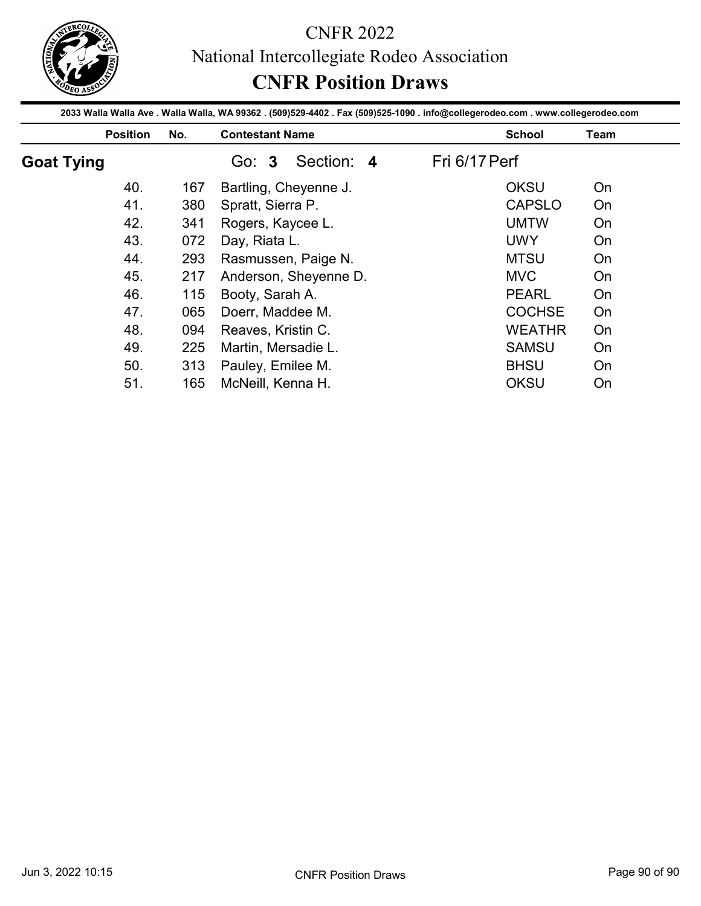# CNFR 2022

## National Intercollegiate Rodeo Association

## CNFR Position Draws

2033 Walla Walla Ave . Walla Walla, WA 99362 . (509)529-4402 . Fax (509)525-1090 . info@collegerodeo.com . www.collegerodeo.com

**Goat Tying** — Go: **3** Section: **4** — Fri 6/17 Perf

| Position | No. | Contestant Name | School | Team |
|---|---|---|---|---|
| 40. | 167 | Bartling, Cheyenne J. | OKSU | On |
| 41. | 380 | Spratt, Sierra P. | CAPSLO | On |
| 42. | 341 | Rogers, Kaycee L. | UMTW | On |
| 43. | 072 | Day, Riata L. | UWY | On |
| 44. | 293 | Rasmussen, Paige N. | MTSU | On |
| 45. | 217 | Anderson, Sheyenne D. | MVC | On |
| 46. | 115 | Booty, Sarah A. | PEARL | On |
| 47. | 065 | Doerr, Maddee M. | COCHSE | On |
| 48. | 094 | Reaves, Kristin C. | WEATHR | On |
| 49. | 225 | Martin, Mersadie L. | SAMSU | On |
| 50. | 313 | Pauley, Emilee M. | BHSU | On |
| 51. | 165 | McNeill, Kenna H. | OKSU | On |

Jun 3, 2022 10:15 — CNFR Position Draws